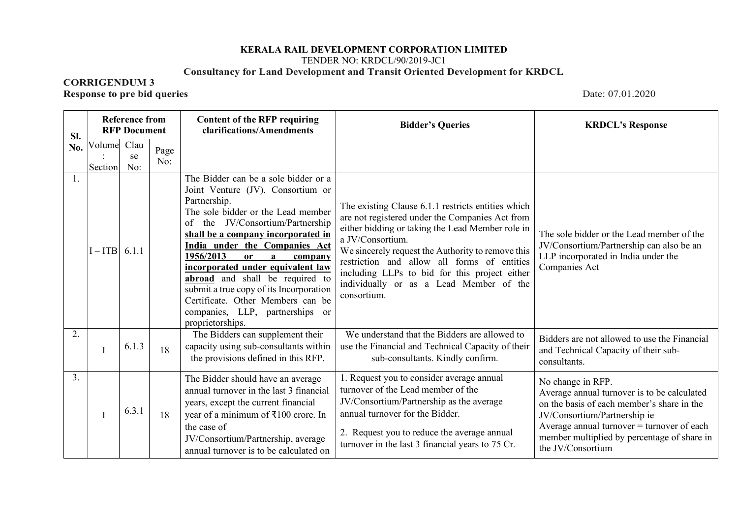**KERALA RAIL DEVELOPMENT CORPORATION LIMITED**

TENDER NO: KRDCL/90/2019-JC1

**Consultancy for Land Development and Transit Oriented Development for KRDCL**

**CORRIGENDUM 3**

**Response to pre bid queries** Date: 07.01.2020

| Sl. No. | Reference from RFP Document | | | Content of the RFP requiring clarifications/Amendments | Bidder's Queries | KRDCL's Response |
|---|---|---|---|---|---|---|
| | Volume: Section | Clause No: | Page No: | | | |
| 1. | I – ITB | 6.1.1 | | The Bidder can be a sole bidder or a Joint Venture (JV). Consortium or Partnership.<br>The sole bidder or the Lead member of the JV/Consortium/Partnership **shall be a company incorporated in India under the Companies Act 1956/2013 or a company incorporated under equivalent law abroad** and shall be required to submit a true copy of its Incorporation Certificate. Other Members can be companies, LLP, partnerships or proprietorships. | The existing Clause 6.1.1 restricts entities which are not registered under the Companies Act from either bidding or taking the Lead Member role in a JV/Consortium.<br>We sincerely request the Authority to remove this restriction and allow all forms of entities including LLPs to bid for this project either individually or as a Lead Member of the consortium. | The sole bidder or the Lead member of the JV/Consortium/Partnership can also be an LLP incorporated in India under the Companies Act |
| 2. | I | 6.1.3 | 18 | The Bidders can supplement their capacity using sub-consultants within the provisions defined in this RFP. | We understand that the Bidders are allowed to use the Financial and Technical Capacity of their sub-consultants. Kindly confirm. | Bidders are not allowed to use the Financial and Technical Capacity of their sub-consultants. |
| 3. | I | 6.3.1 | 18 | The Bidder should have an average annual turnover in the last 3 financial years, except the current financial year of a minimum of ₹100 crore. In the case of JV/Consortium/Partnership, average annual turnover is to be calculated on | 1. Request you to consider average annual turnover of the Lead member of the JV/Consortium/Partnership as the average annual turnover for the Bidder.<br>2. Request you to reduce the average annual turnover in the last 3 financial years to 75 Cr. | No change in RFP.<br>Average annual turnover is to be calculated on the basis of each member's share in the JV/Consortium/Partnership ie<br>Average annual turnover = turnover of each member multiplied by percentage of share in the JV/Consortium |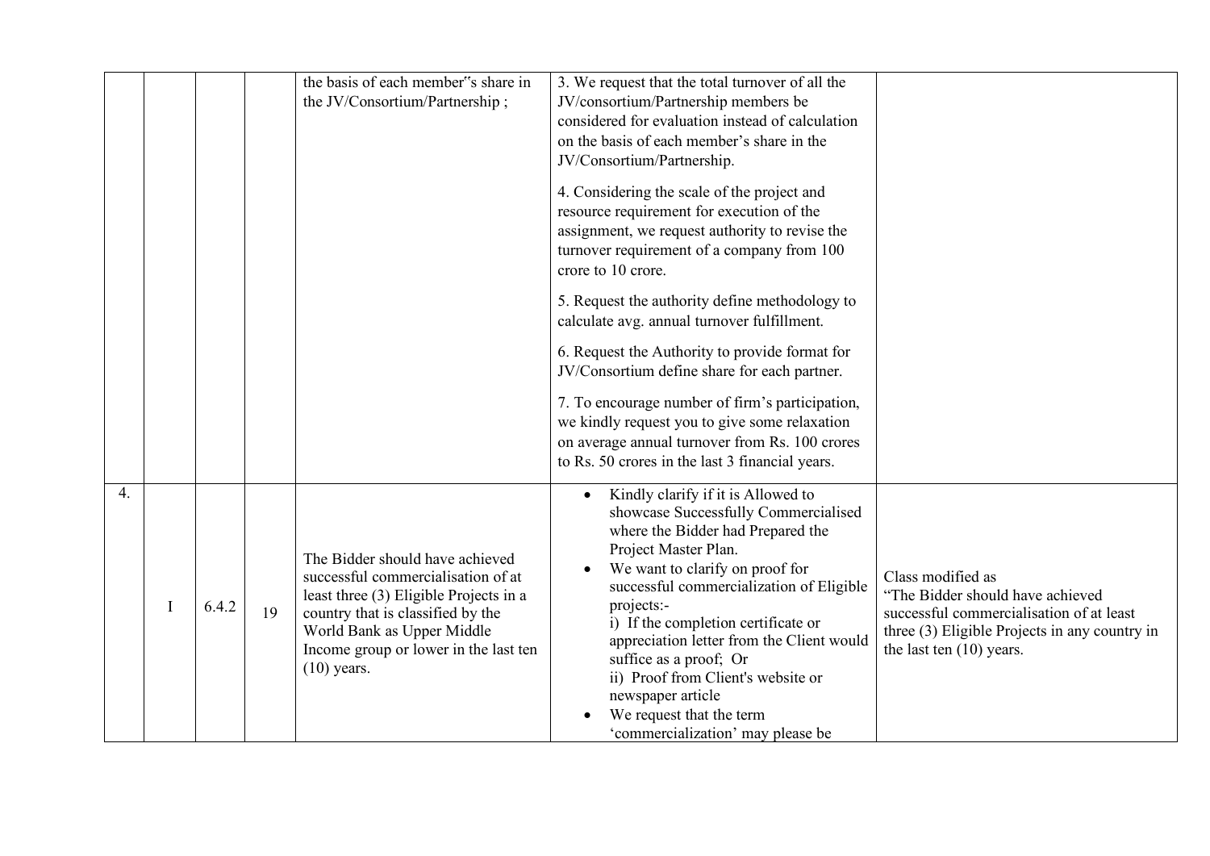|  |  |  |  |  |  |  |
|---|---|---|---|---|---|---|
|  |  |  |  | the basis of each member"s share in the JV/Consortium/Partnership ; | 3. We request that the total turnover of all the JV/consortium/Partnership members be considered for evaluation instead of calculation on the basis of each member's share in the JV/Consortium/Partnership.<br><br>4. Considering the scale of the project and resource requirement for execution of the assignment, we request authority to revise the turnover requirement of a company from 100 crore to 10 crore.<br><br>5. Request the authority define methodology to calculate avg. annual turnover fulfillment.<br><br>6. Request the Authority to provide format for JV/Consortium define share for each partner.<br><br>7. To encourage number of firm's participation, we kindly request you to give some relaxation on average annual turnover from Rs. 100 crores to Rs. 50 crores in the last 3 financial years. |  |
| 4. | I | 6.4.2 | 19 | The Bidder should have achieved successful commercialisation of at least three (3) Eligible Projects in a country that is classified by the World Bank as Upper Middle Income group or lower in the last ten (10) years. | • Kindly clarify if it is Allowed to showcase Successfully Commercialised where the Bidder had Prepared the Project Master Plan.<br>• We want to clarify on proof for successful commercialization of Eligible projects:-<br>i) If the completion certificate or appreciation letter from the Client would suffice as a proof; Or<br>ii) Proof from Client's website or newspaper article<br>• We request that the term 'commercialization' may please be | Class modified as<br>"The Bidder should have achieved successful commercialisation of at least three (3) Eligible Projects in any country in the last ten (10) years. |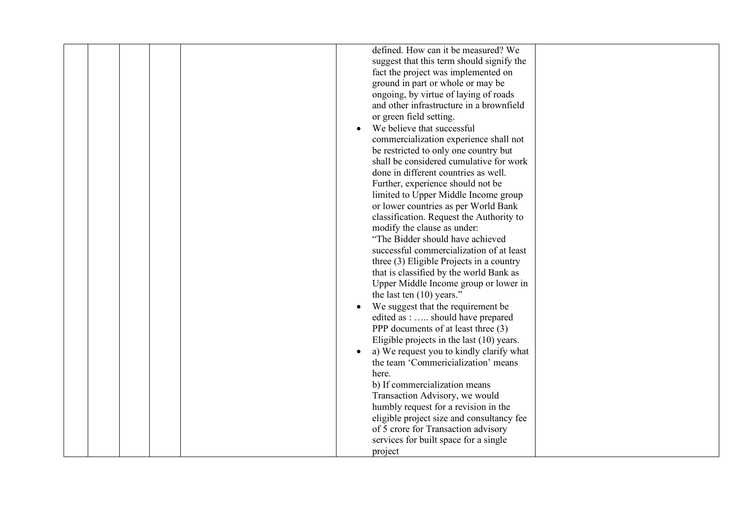|  |  |  |  |  | defined. How can it be measured? We suggest that this term should signify the fact the project was implemented on ground in part or whole or may be ongoing, by virtue of laying of roads and other infrastructure in a brownfield or green field setting.<br>• We believe that successful commercialization experience shall not be restricted to only one country but shall be considered cumulative for work done in different countries as well. Further, experience should not be limited to Upper Middle Income group or lower countries as per World Bank classification. Request the Authority to modify the clause as under:<br>"The Bidder should have achieved successful commercialization of at least three (3) Eligible Projects in a country that is classified by the world Bank as Upper Middle Income group or lower in the last ten (10) years."<br>• We suggest that the requirement be edited as : ….. should have prepared PPP documents of at least three (3) Eligible projects in the last (10) years.<br>• a) We request you to kindly clarify what the team 'Commericialization' means here.<br>b) If commercialization means Transaction Advisory, we would humbly request for a revision in the eligible project size and consultancy fee of 5 crore for Transaction advisory services for built space for a single project |  |
|---|---|---|---|---|---|---|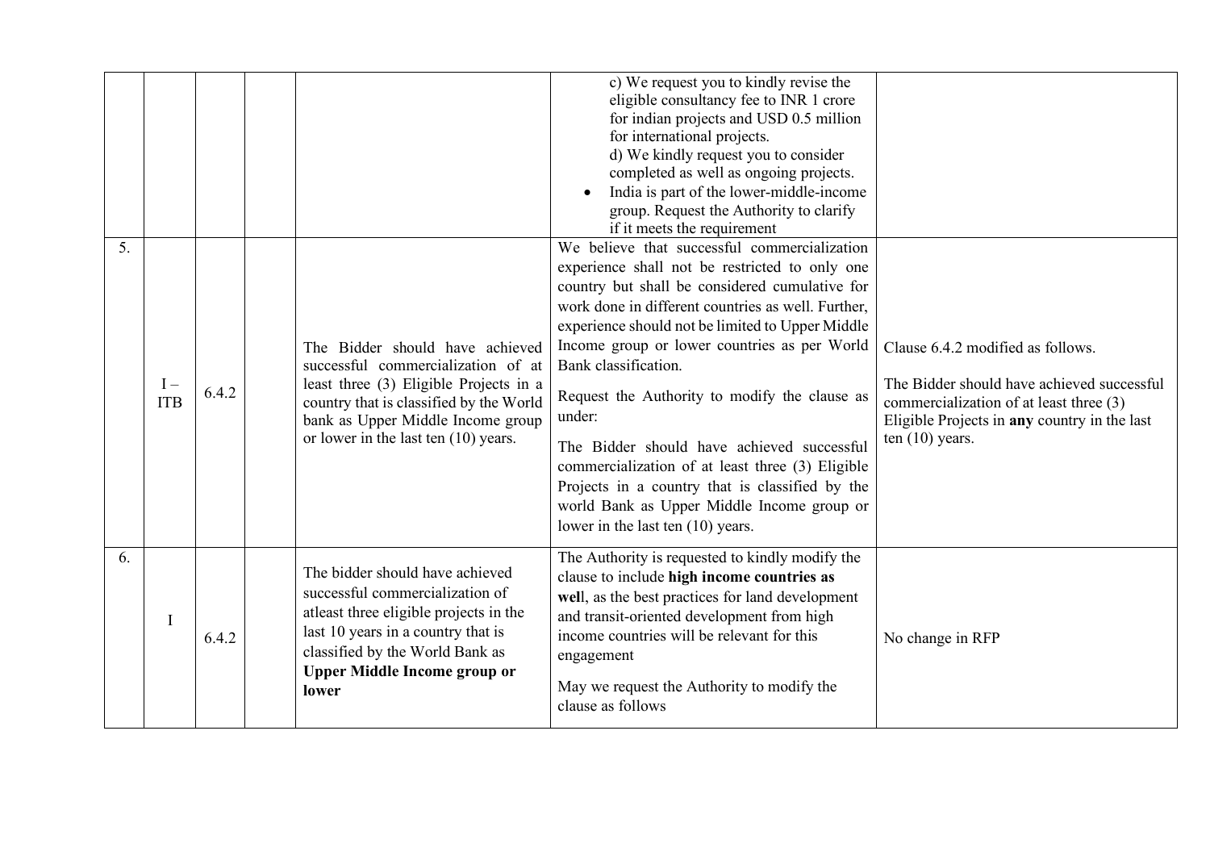| | | | | | | |
|---|---|---|---|---|---|---|
| | | | | | c) We request you to kindly revise the eligible consultancy fee to INR 1 crore for indian projects and USD 0.5 million for international projects.<br>d) We kindly request you to consider completed as well as ongoing projects.<br>• India is part of the lower-middle-income group. Request the Authority to clarify if it meets the requirement | |
| 5. | I – ITB | 6.4.2 | | The Bidder should have achieved successful commercialization of at least three (3) Eligible Projects in a country that is classified by the World bank as Upper Middle Income group or lower in the last ten (10) years. | We believe that successful commercialization experience shall not be restricted to only one country but shall be considered cumulative for work done in different countries as well. Further, experience should not be limited to Upper Middle Income group or lower countries as per World Bank classification.<br><br>Request the Authority to modify the clause as under:<br><br>The Bidder should have achieved successful commercialization of at least three (3) Eligible Projects in a country that is classified by the world Bank as Upper Middle Income group or lower in the last ten (10) years. | Clause 6.4.2 modified as follows.<br><br>The Bidder should have achieved successful commercialization of at least three (3) Eligible Projects in **any** country in the last ten (10) years. |
| 6. | I | 6.4.2 | | The bidder should have achieved successful commercialization of atleast three eligible projects in the last 10 years in a country that is classified by the World Bank as **Upper Middle Income group or lower** | The Authority is requested to kindly modify the clause to include **high income countries as well**, as the best practices for land development and transit-oriented development from high income countries will be relevant for this engagement<br><br>May we request the Authority to modify the clause as follows | No change in RFP |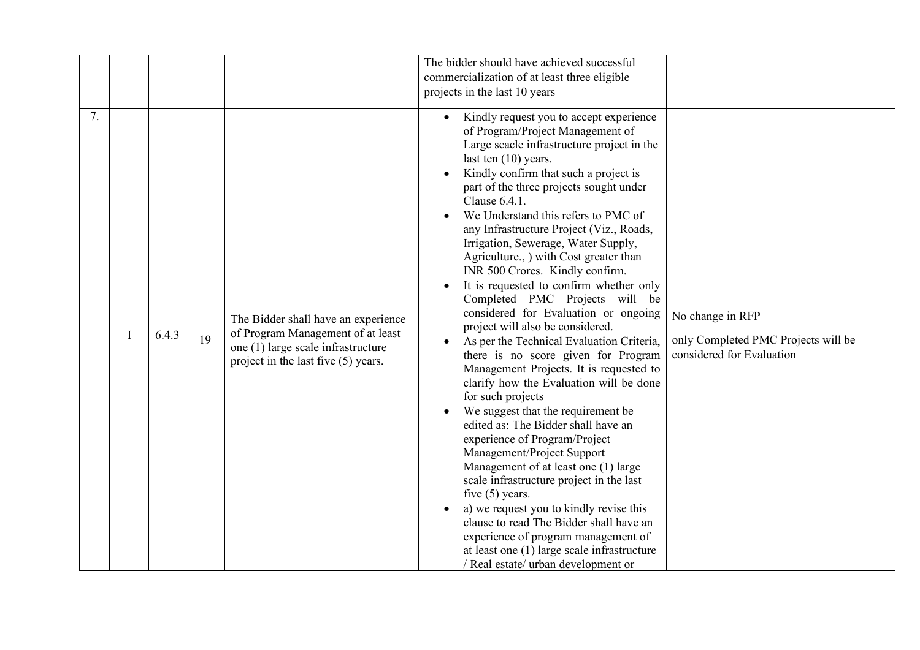| | | | | | | |
|---|---|---|---|---|---|---|
| | | | | | The bidder should have achieved successful commercialization of at least three eligible projects in the last 10 years | |
| 7. | I | 6.4.3 | 19 | The Bidder shall have an experience of Program Management of at least one (1) large scale infrastructure project in the last five (5) years. | • Kindly request you to accept experience of Program/Project Management of Large scacle infrastructure project in the last ten (10) years.<br>• Kindly confirm that such a project is part of the three projects sought under Clause 6.4.1.<br>• We Understand this refers to PMC of any Infrastructure Project (Viz., Roads, Irrigation, Sewerage, Water Supply, Agriculture., ) with Cost greater than INR 500 Crores. Kindly confirm.<br>• It is requested to confirm whether only Completed PMC Projects will be considered for Evaluation or ongoing project will also be considered.<br>• As per the Technical Evaluation Criteria, there is no score given for Program Management Projects. It is requested to clarify how the Evaluation will be done for such projects<br>• We suggest that the requirement be edited as: The Bidder shall have an experience of Program/Project Management/Project Support Management of at least one (1) large scale infrastructure project in the last five (5) years.<br>• a) we request you to kindly revise this clause to read The Bidder shall have an experience of program management of at least one (1) large scale infrastructure / Real estate/ urban development or | No change in RFP<br><br>only Completed PMC Projects will be considered for Evaluation |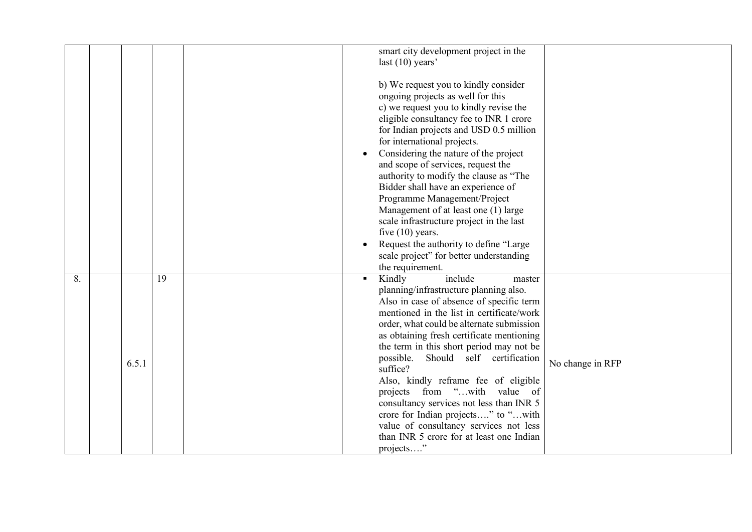| | | | | | | |
|---|---|---|---|---|---|---|
| | | | | | smart city development project in the last (10) years'<br><br>b) We request you to kindly consider ongoing projects as well for this<br>c) we request you to kindly revise the eligible consultancy fee to INR 1 crore for Indian projects and USD 0.5 million for international projects.<br>• Considering the nature of the project and scope of services, request the authority to modify the clause as "The Bidder shall have an experience of Programme Management/Project Management of at least one (1) large scale infrastructure project in the last five (10) years.<br>• Request the authority to define "Large scale project" for better understanding the requirement. | |
| 8. | | 6.5.1 | 19 | | ▪ Kindly include master planning/infrastructure planning also. Also in case of absence of specific term mentioned in the list in certificate/work order, what could be alternate submission as obtaining fresh certificate mentioning the term in this short period may not be possible. Should self certification suffice?<br>Also, kindly reframe fee of eligible projects from "…with value of consultancy services not less than INR 5 crore for Indian projects…." to "…with value of consultancy services not less than INR 5 crore for at least one Indian projects…." | No change in RFP |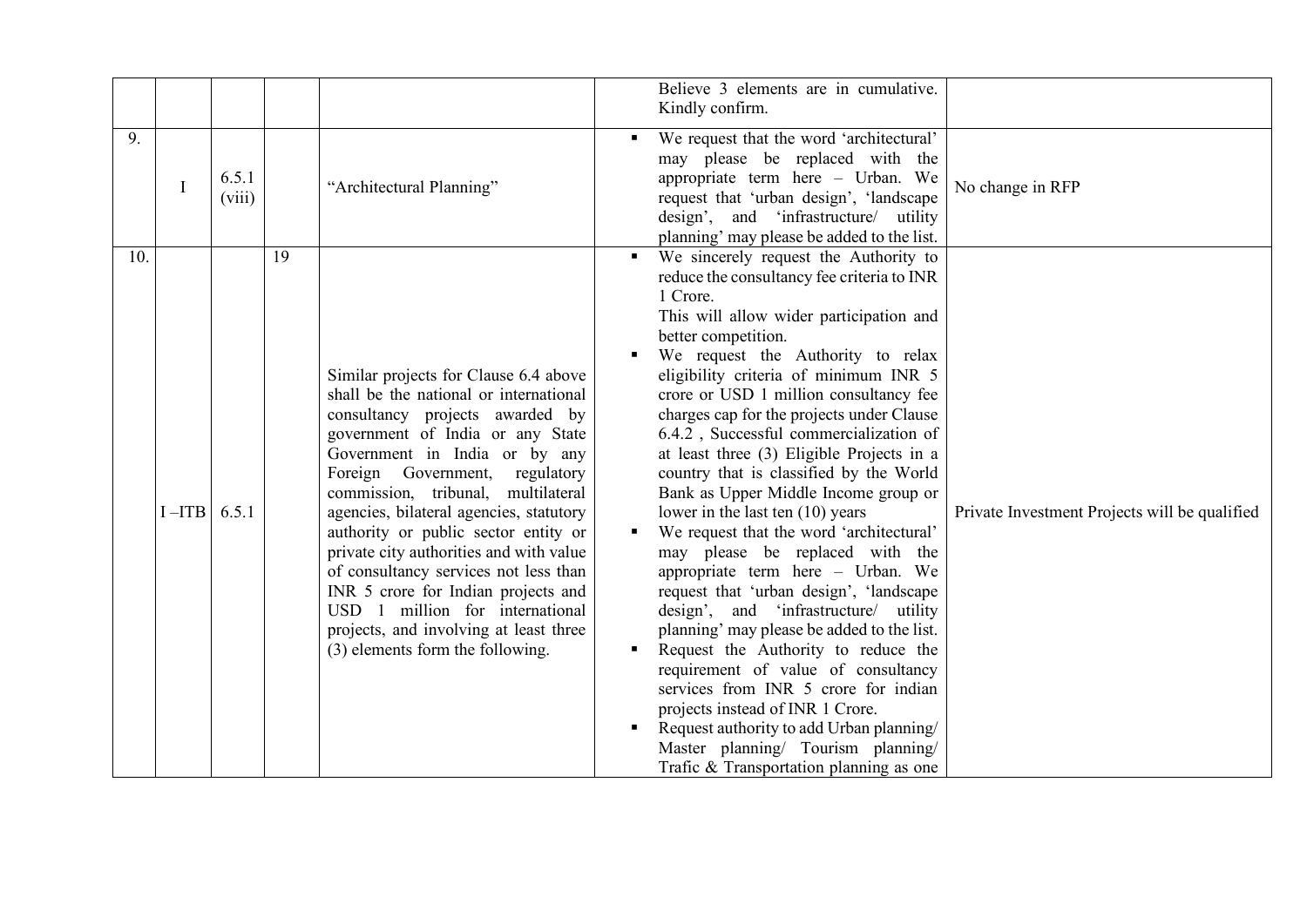| | | | | | | |
|---|---|---|---|---|---|---|
| | | | | | Believe 3 elements are in cumulative. Kindly confirm. | |
| 9. | I | 6.5.1 (viii) | | "Architectural Planning" | ▪ We request that the word 'architectural' may please be replaced with the appropriate term here – Urban. We request that 'urban design', 'landscape design', and 'infrastructure/ utility planning' may please be added to the list. | No change in RFP |
| 10. | I –ITB | 6.5.1 | 19 | Similar projects for Clause 6.4 above shall be the national or international consultancy projects awarded by government of India or any State Government in India or by any Foreign Government, regulatory commission, tribunal, multilateral agencies, bilateral agencies, statutory authority or public sector entity or private city authorities and with value of consultancy services not less than INR 5 crore for Indian projects and USD 1 million for international projects, and involving at least three (3) elements form the following. | ▪ We sincerely request the Authority to reduce the consultancy fee criteria to INR 1 Crore.<br>This will allow wider participation and better competition.<br>▪ We request the Authority to relax eligibility criteria of minimum INR 5 crore or USD 1 million consultancy fee charges cap for the projects under Clause 6.4.2 , Successful commercialization of at least three (3) Eligible Projects in a country that is classified by the World Bank as Upper Middle Income group or lower in the last ten (10) years<br>▪ We request that the word 'architectural' may please be replaced with the appropriate term here – Urban. We request that 'urban design', 'landscape design', and 'infrastructure/ utility planning' may please be added to the list.<br>▪ Request the Authority to reduce the requirement of value of consultancy services from INR 5 crore for indian projects instead of INR 1 Crore.<br>▪ Request authority to add Urban planning/ Master planning/ Tourism planning/ Trafic & Transportation planning as one | Private Investment Projects will be qualified |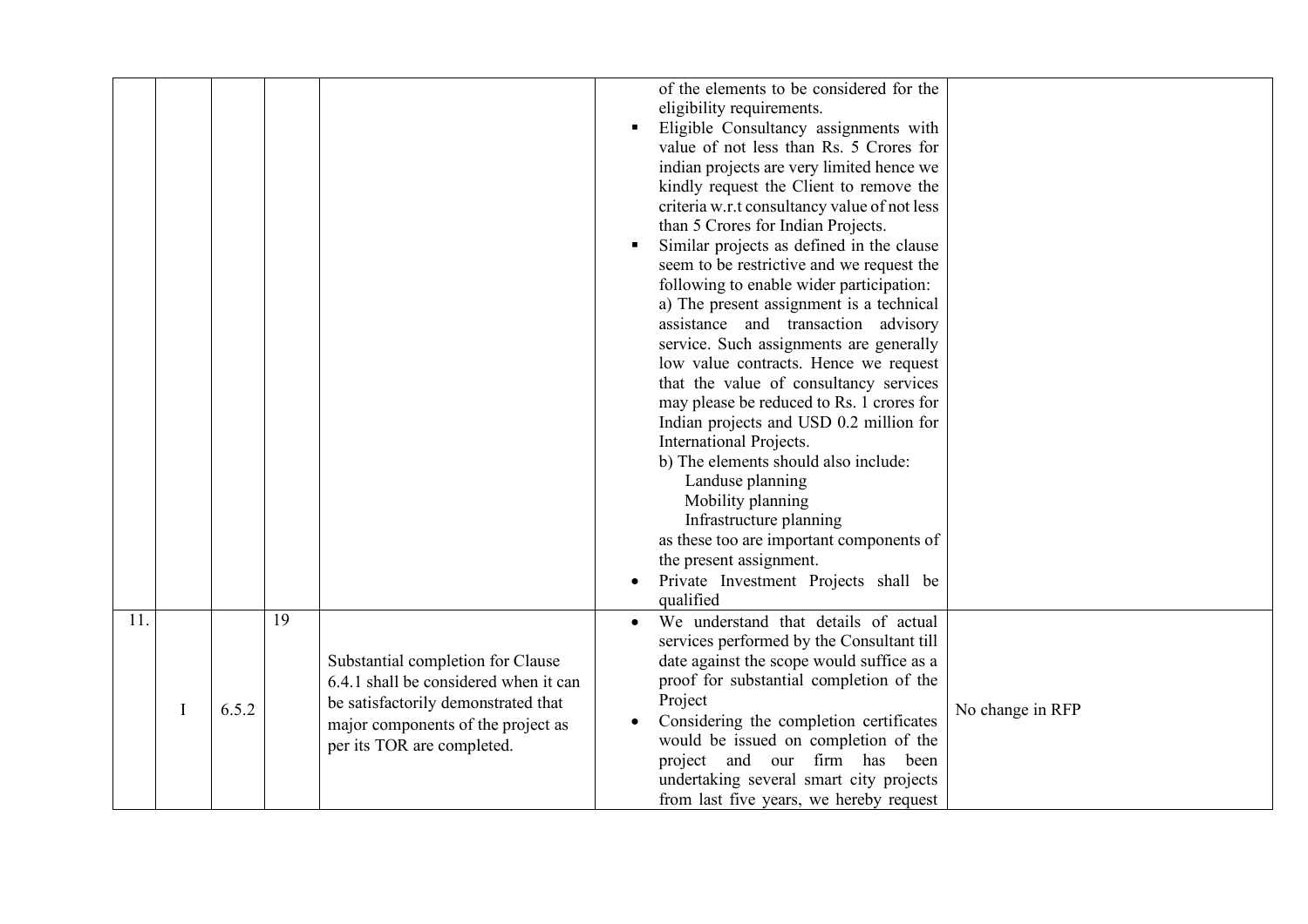| | | | | | | |
|---|---|---|---|---|---|---|
| | | | | | of the elements to be considered for the eligibility requirements.<br>▪ Eligible Consultancy assignments with value of not less than Rs. 5 Crores for indian projects are very limited hence we kindly request the Client to remove the criteria w.r.t consultancy value of not less than 5 Crores for Indian Projects.<br>▪ Similar projects as defined in the clause seem to be restrictive and we request the following to enable wider participation:<br>a) The present assignment is a technical assistance and transaction advisory service. Such assignments are generally low value contracts. Hence we request that the value of consultancy services may please be reduced to Rs. 1 crores for Indian projects and USD 0.2 million for International Projects.<br>b) The elements should also include:<br>Landuse planning<br>Mobility planning<br>Infrastructure planning<br>as these too are important components of the present assignment.<br>• Private Investment Projects shall be qualified | |
| 11. | I | 6.5.2 | 19 | Substantial completion for Clause 6.4.1 shall be considered when it can be satisfactorily demonstrated that major components of the project as per its TOR are completed. | • We understand that details of actual services performed by the Consultant till date against the scope would suffice as a proof for substantial completion of the Project<br>• Considering the completion certificates would be issued on completion of the project and our firm has been undertaking several smart city projects from last five years, we hereby request | No change in RFP |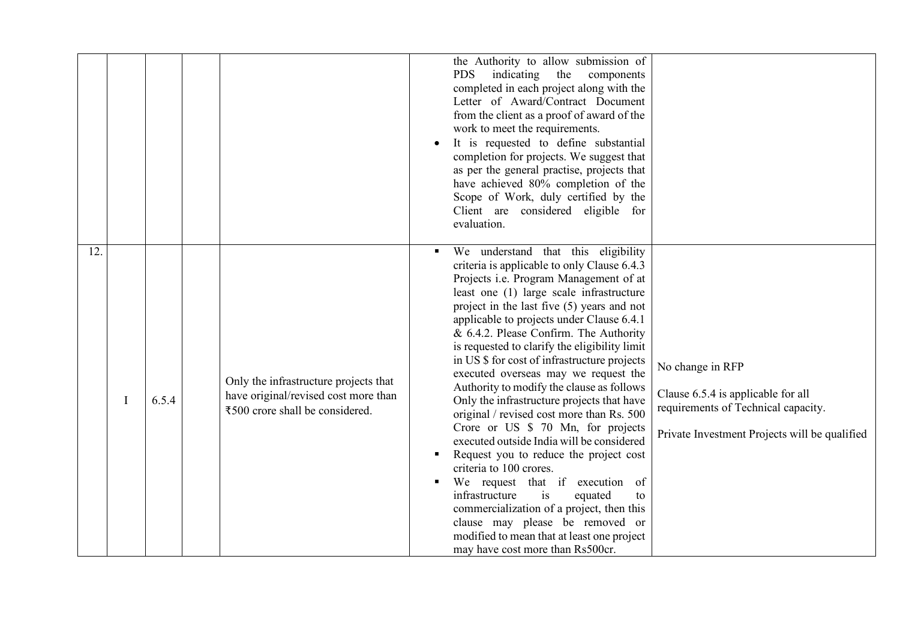|  |  |  |  |  |  |  |
|---|---|---|---|---|---|---|
|  |  |  |  |  | the Authority to allow submission of PDS indicating the components completed in each project along with the Letter of Award/Contract Document from the client as a proof of award of the work to meet the requirements.<br>• It is requested to define substantial completion for projects. We suggest that as per the general practise, projects that have achieved 80% completion of the Scope of Work, duly certified by the Client are considered eligible for evaluation. |  |
| 12. | I | 6.5.4 |  | Only the infrastructure projects that have original/revised cost more than ₹500 crore shall be considered. | ▪ We understand that this eligibility criteria is applicable to only Clause 6.4.3 Projects i.e. Program Management of at least one (1) large scale infrastructure project in the last five (5) years and not applicable to projects under Clause 6.4.1 & 6.4.2. Please Confirm. The Authority is requested to clarify the eligibility limit in US $ for cost of infrastructure projects executed overseas may we request the Authority to modify the clause as follows Only the infrastructure projects that have original / revised cost more than Rs. 500 Crore or US $ 70 Mn, for projects executed outside India will be considered<br>▪ Request you to reduce the project cost criteria to 100 crores.<br>▪ We request that if execution of infrastructure is equated to commercialization of a project, then this clause may please be removed or modified to mean that at least one project may have cost more than Rs500cr. | No change in RFP<br><br>Clause 6.5.4 is applicable for all requirements of Technical capacity.<br><br>Private Investment Projects will be qualified |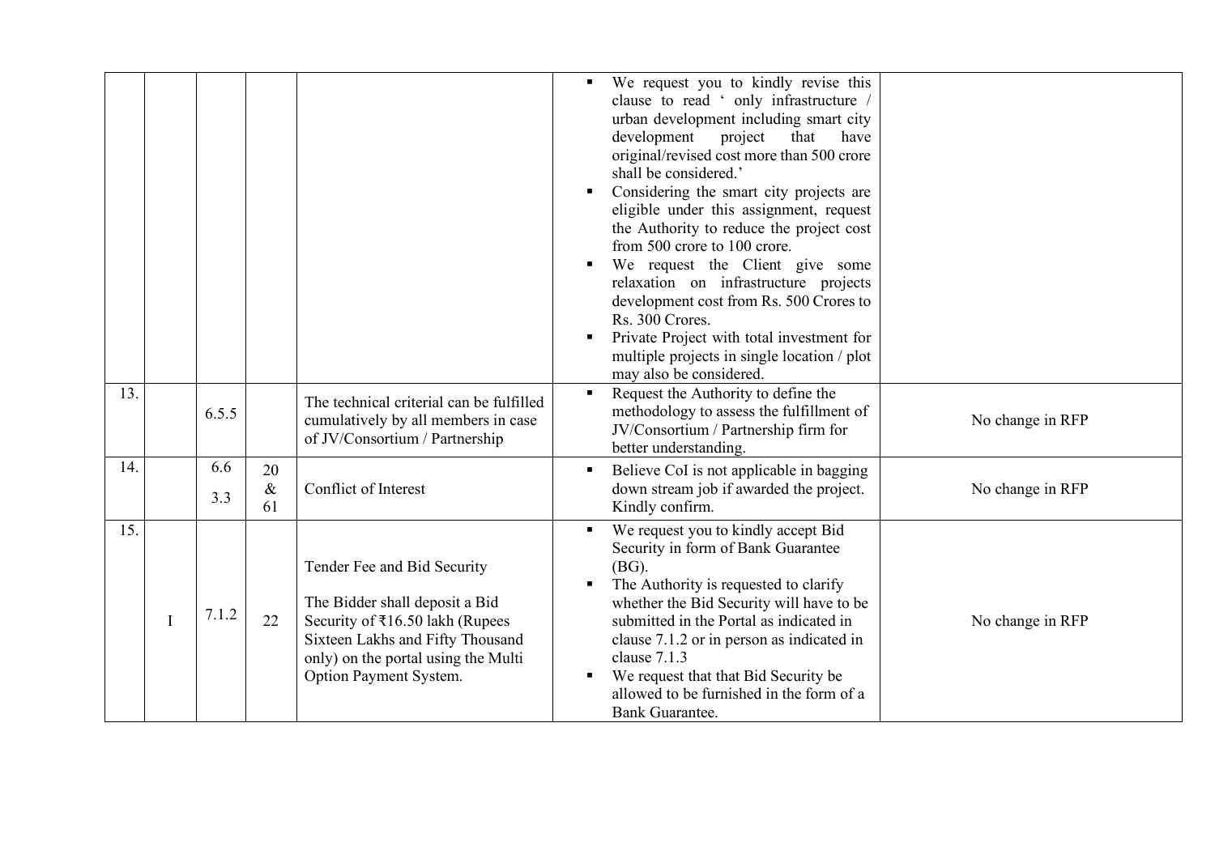| | | | | | | |
|---|---|---|---|---|---|---|
| | | | | | ▪ We request you to kindly revise this clause to read ' only infrastructure / urban development including smart city development project that have original/revised cost more than 500 crore shall be considered.'<br>▪ Considering the smart city projects are eligible under this assignment, request the Authority to reduce the project cost from 500 crore to 100 crore.<br>▪ We request the Client give some relaxation on infrastructure projects development cost from Rs. 500 Crores to Rs. 300 Crores.<br>▪ Private Project with total investment for multiple projects in single location / plot may also be considered. | |
| 13. | | 6.5.5 | | The technical criterial can be fulfilled cumulatively by all members in case of JV/Consortium / Partnership | ▪ Request the Authority to define the methodology to assess the fulfillment of JV/Consortium / Partnership firm for better understanding. | No change in RFP |
| 14. | | 6.6<br>3.3 | 20<br>&<br>61 | Conflict of Interest | ▪ Believe CoI is not applicable in bagging down stream job if awarded the project. Kindly confirm. | No change in RFP |
| 15. | I | 7.1.2 | 22 | Tender Fee and Bid Security<br><br>The Bidder shall deposit a Bid Security of ₹16.50 lakh (Rupees Sixteen Lakhs and Fifty Thousand only) on the portal using the Multi Option Payment System. | ▪ We request you to kindly accept Bid Security in form of Bank Guarantee (BG).<br>▪ The Authority is requested to clarify whether the Bid Security will have to be submitted in the Portal as indicated in clause 7.1.2 or in person as indicated in clause 7.1.3<br>▪ We request that that Bid Security be allowed to be furnished in the form of a Bank Guarantee. | No change in RFP |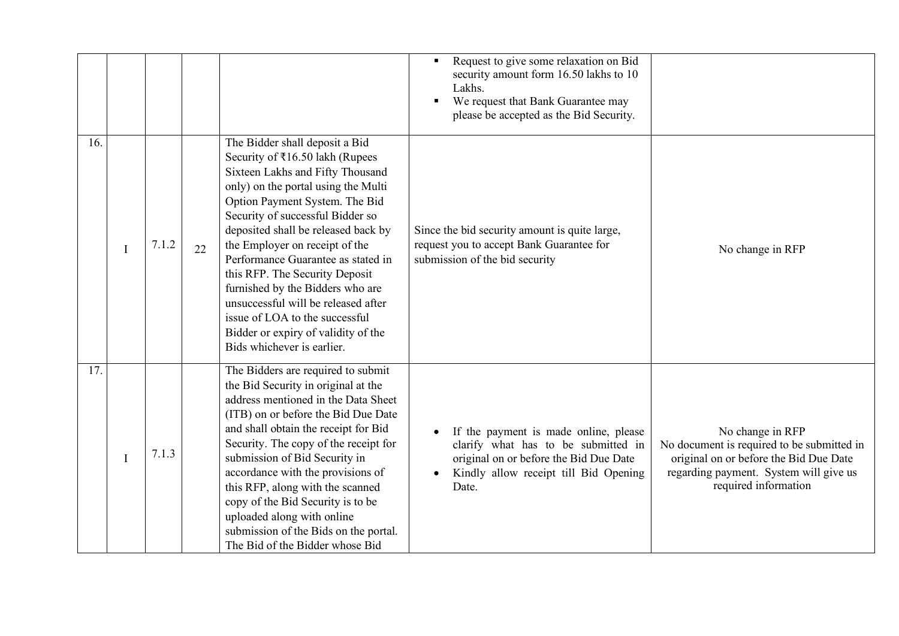| | | | | | | |
|---|---|---|---|---|---|---|
| | | | | | ▪ Request to give some relaxation on Bid security amount form 16.50 lakhs to 10 Lakhs.<br>▪ We request that Bank Guarantee may please be accepted as the Bid Security. | |
| 16. | I | 7.1.2 | 22 | The Bidder shall deposit a Bid Security of ₹16.50 lakh (Rupees Sixteen Lakhs and Fifty Thousand only) on the portal using the Multi Option Payment System. The Bid Security of successful Bidder so deposited shall be released back by the Employer on receipt of the Performance Guarantee as stated in this RFP. The Security Deposit furnished by the Bidders who are unsuccessful will be released after issue of LOA to the successful Bidder or expiry of validity of the Bids whichever is earlier. | Since the bid security amount is quite large, request you to accept Bank Guarantee for submission of the bid security | No change in RFP |
| 17. | I | 7.1.3 | | The Bidders are required to submit the Bid Security in original at the address mentioned in the Data Sheet (ITB) on or before the Bid Due Date and shall obtain the receipt for Bid Security. The copy of the receipt for submission of Bid Security in accordance with the provisions of this RFP, along with the scanned copy of the Bid Security is to be uploaded along with online submission of the Bids on the portal. The Bid of the Bidder whose Bid | • If the payment is made online, please clarify what has to be submitted in original on or before the Bid Due Date<br>• Kindly allow receipt till Bid Opening Date. | No change in RFP<br>No document is required to be submitted in original on or before the Bid Due Date regarding payment. System will give us required information |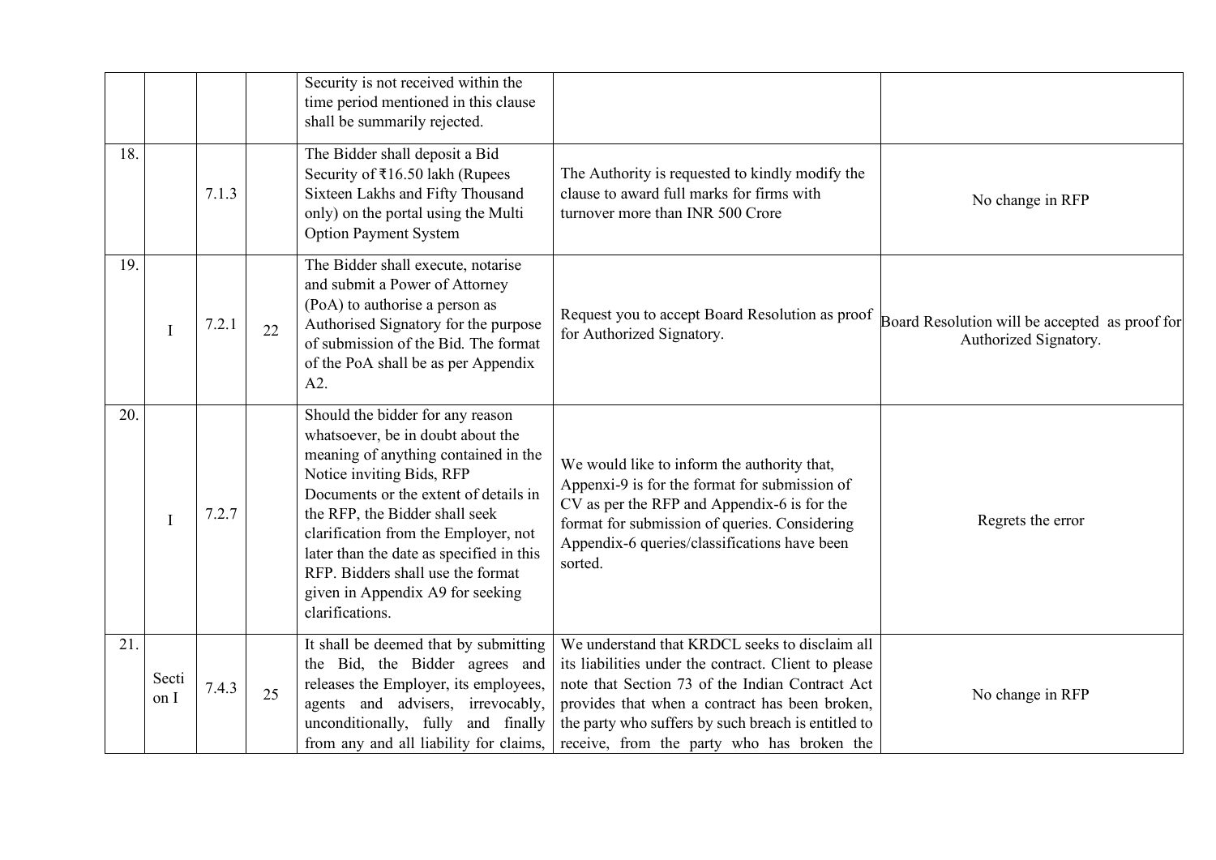| | | | | | | |
|---|---|---|---|---|---|---|
| | | | | Security is not received within the time period mentioned in this clause shall be summarily rejected. | | |
| 18. | | 7.1.3 | | The Bidder shall deposit a Bid Security of ₹16.50 lakh (Rupees Sixteen Lakhs and Fifty Thousand only) on the portal using the Multi Option Payment System | The Authority is requested to kindly modify the clause to award full marks for firms with turnover more than INR 500 Crore | No change in RFP |
| 19. | I | 7.2.1 | 22 | The Bidder shall execute, notarise and submit a Power of Attorney (PoA) to authorise a person as Authorised Signatory for the purpose of submission of the Bid. The format of the PoA shall be as per Appendix A2. | Request you to accept Board Resolution as proof for Authorized Signatory. | Board Resolution will be accepted as proof for Authorized Signatory. |
| 20. | I | 7.2.7 | | Should the bidder for any reason whatsoever, be in doubt about the meaning of anything contained in the Notice inviting Bids, RFP Documents or the extent of details in the RFP, the Bidder shall seek clarification from the Employer, not later than the date as specified in this RFP. Bidders shall use the format given in Appendix A9 for seeking clarifications. | We would like to inform the authority that, Appenxi-9 is for the format for submission of CV as per the RFP and Appendix-6 is for the format for submission of queries. Considering Appendix-6 queries/classifications have been sorted. | Regrets the error |
| 21. | Section I | 7.4.3 | 25 | It shall be deemed that by submitting the Bid, the Bidder agrees and releases the Employer, its employees, agents and advisers, irrevocably, unconditionally, fully and finally from any and all liability for claims, | We understand that KRDCL seeks to disclaim all its liabilities under the contract. Client to please note that Section 73 of the Indian Contract Act provides that when a contract has been broken, the party who suffers by such breach is entitled to receive, from the party who has broken the | No change in RFP |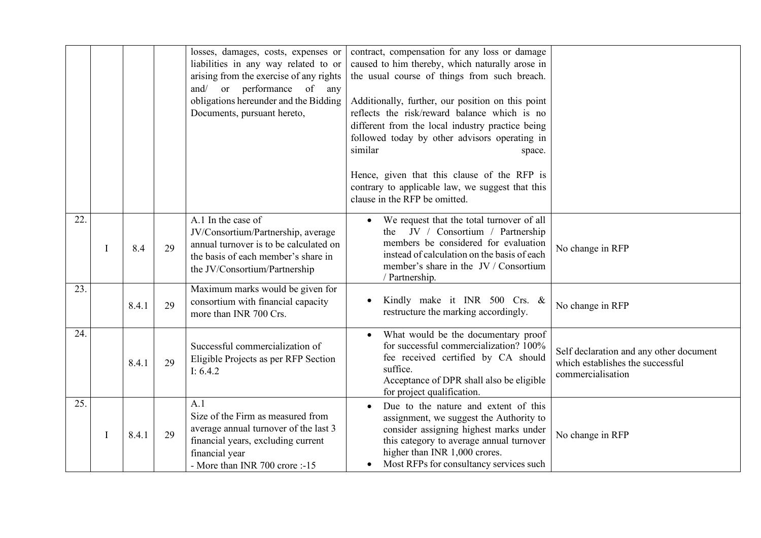|  |  |  |  | losses, damages, costs, expenses or liabilities in any way related to or arising from the exercise of any rights and/ or performance of any obligations hereunder and the Bidding Documents, pursuant hereto, | contract, compensation for any loss or damage caused to him thereby, which naturally arose in the usual course of things from such breach.<br><br>Additionally, further, our position on this point reflects the risk/reward balance which is no different from the local industry practice being followed today by other advisors operating in similar space.<br><br>Hence, given that this clause of the RFP is contrary to applicable law, we suggest that this clause in the RFP be omitted. |  |
|---|---|---|---|---|---|---|
| 22. | I | 8.4 | 29 | A.1 In the case of JV/Consortium/Partnership, average annual turnover is to be calculated on the basis of each member's share in the JV/Consortium/Partnership | • We request that the total turnover of all the JV / Consortium / Partnership members be considered for evaluation instead of calculation on the basis of each member's share in the JV / Consortium / Partnership. | No change in RFP |
| 23. |  | 8.4.1 | 29 | Maximum marks would be given for consortium with financial capacity more than INR 700 Crs. | • Kindly make it INR 500 Crs. & restructure the marking accordingly. | No change in RFP |
| 24. |  | 8.4.1 | 29 | Successful commercialization of Eligible Projects as per RFP Section I: 6.4.2 | • What would be the documentary proof for successful commercialization? 100% fee received certified by CA should suffice.<br>Acceptance of DPR shall also be eligible for project qualification. | Self declaration and any other document which establishes the successful commercialisation |
| 25. | I | 8.4.1 | 29 | A.1<br>Size of the Firm as measured from average annual turnover of the last 3 financial years, excluding current financial year<br>- More than INR 700 crore :-15 | • Due to the nature and extent of this assignment, we suggest the Authority to consider assigning highest marks under this category to average annual turnover higher than INR 1,000 crores.<br>• Most RFPs for consultancy services such | No change in RFP |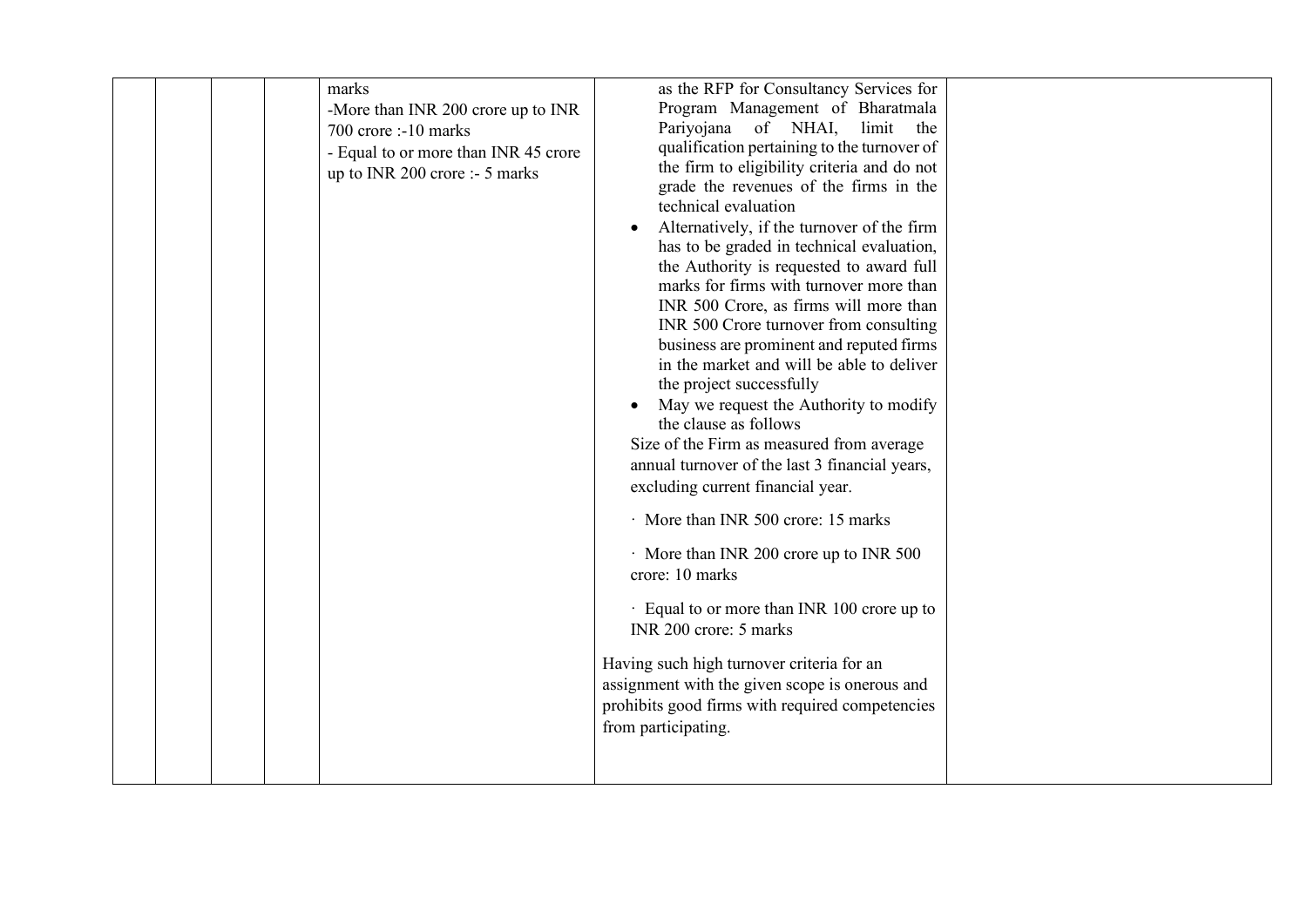|  |  |  |  | marks<br>-More than INR 200 crore up to INR 700 crore :-10 marks<br>- Equal to or more than INR 45 crore up to INR 200 crore :- 5 marks | as the RFP for Consultancy Services for Program Management of Bharatmala Pariyojana of NHAI, limit the qualification pertaining to the turnover of the firm to eligibility criteria and do not grade the revenues of the firms in the technical evaluation<br>• Alternatively, if the turnover of the firm has to be graded in technical evaluation, the Authority is requested to award full marks for firms with turnover more than INR 500 Crore, as firms will more than INR 500 Crore turnover from consulting business are prominent and reputed firms in the market and will be able to deliver the project successfully<br>• May we request the Authority to modify the clause as follows<br>Size of the Firm as measured from average annual turnover of the last 3 financial years, excluding current financial year.<br>· More than INR 500 crore: 15 marks<br>· More than INR 200 crore up to INR 500 crore: 10 marks<br>· Equal to or more than INR 100 crore up to INR 200 crore: 5 marks<br>Having such high turnover criteria for an assignment with the given scope is onerous and prohibits good firms with required competencies from participating. |  |
|---|---|---|---|---|---|---|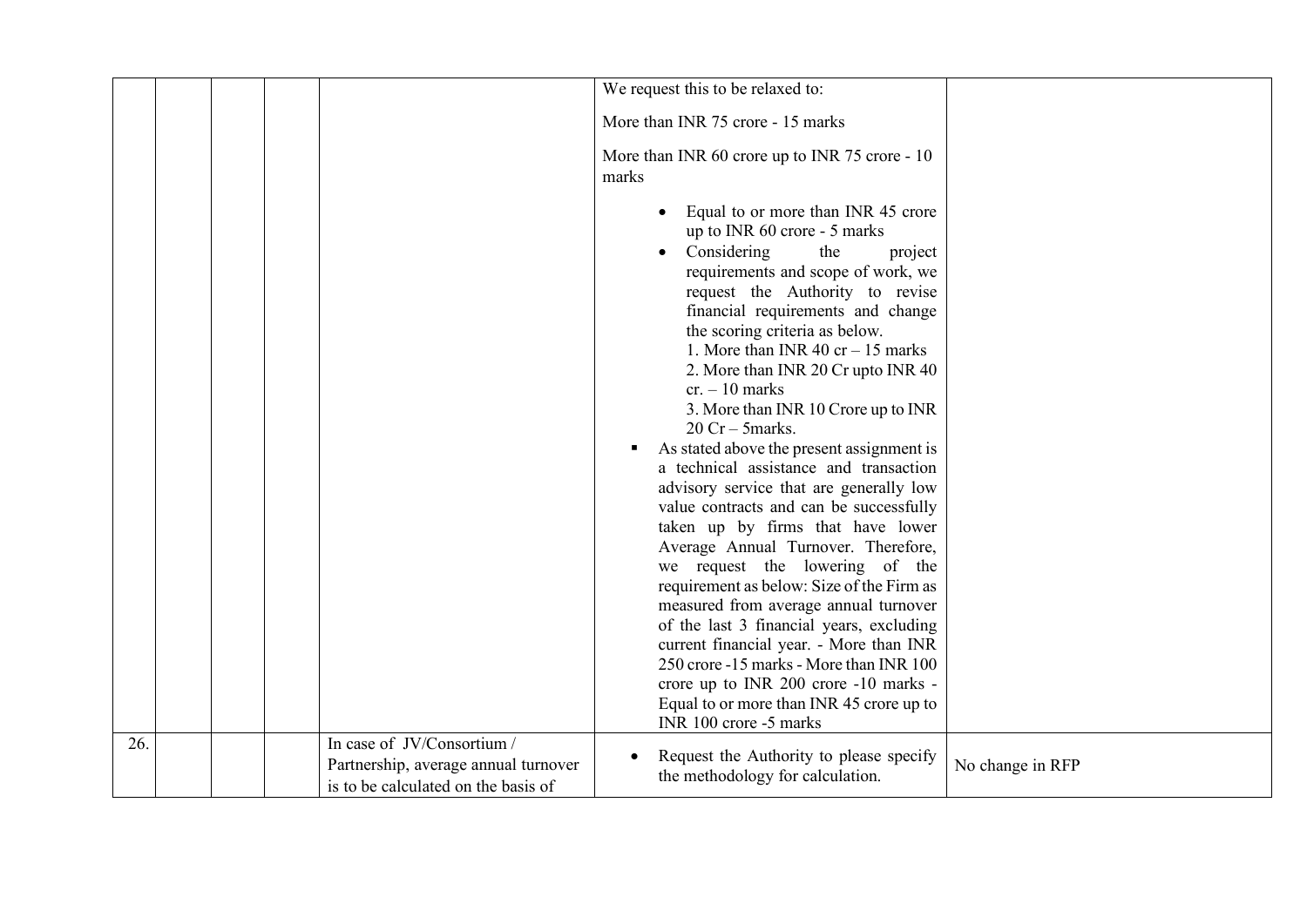| | | | | | | |
|---|---|---|---|---|---|---|
| | | | | | We request this to be relaxed to:<br><br>More than INR 75 crore - 15 marks<br><br>More than INR 60 crore up to INR 75 crore - 10 marks<br><br>• Equal to or more than INR 45 crore up to INR 60 crore - 5 marks<br>• Considering the project requirements and scope of work, we request the Authority to revise financial requirements and change the scoring criteria as below.<br>1. More than INR 40 cr – 15 marks<br>2. More than INR 20 Cr upto INR 40 cr. – 10 marks<br>3. More than INR 10 Crore up to INR 20 Cr – 5marks.<br>▪ As stated above the present assignment is a technical assistance and transaction advisory service that are generally low value contracts and can be successfully taken up by firms that have lower Average Annual Turnover. Therefore, we request the lowering of the requirement as below: Size of the Firm as measured from average annual turnover of the last 3 financial years, excluding current financial year. - More than INR 250 crore -15 marks - More than INR 100 crore up to INR 200 crore -10 marks - Equal to or more than INR 45 crore up to INR 100 crore -5 marks | |
| 26. | | | | In case of JV/Consortium / Partnership, average annual turnover is to be calculated on the basis of | • Request the Authority to please specify the methodology for calculation. | No change in RFP |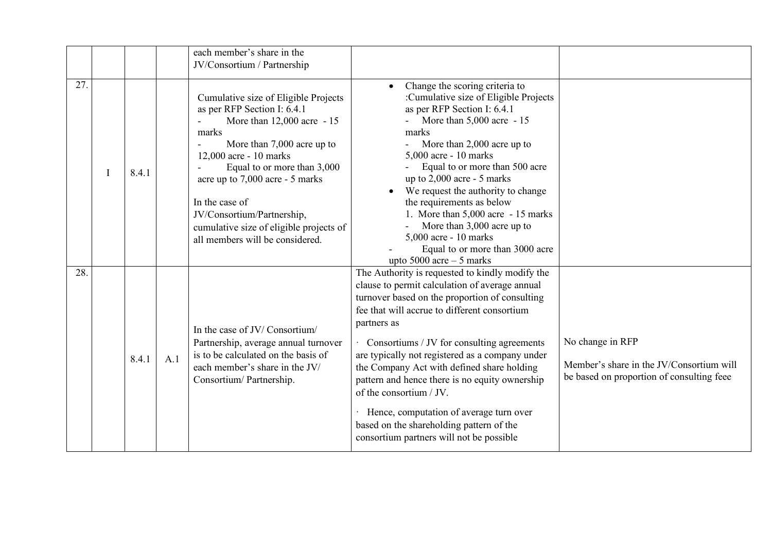|  |  |  |  | each member's share in the JV/Consortium / Partnership |  |  |
|---|---|---|---|---|---|---|
| 27. | I | 8.4.1 |  | Cumulative size of Eligible Projects as per RFP Section I: 6.4.1<br>- More than 12,000 acre - 15 marks<br>- More than 7,000 acre up to 12,000 acre - 10 marks<br>- Equal to or more than 3,000 acre up to 7,000 acre - 5 marks<br><br>In the case of JV/Consortium/Partnership, cumulative size of eligible projects of all members will be considered. | • Change the scoring criteria to :Cumulative size of Eligible Projects as per RFP Section I: 6.4.1<br>- More than 5,000 acre - 15 marks<br>- More than 2,000 acre up to 5,000 acre - 10 marks<br>- Equal to or more than 500 acre up to 2,000 acre - 5 marks<br>• We request the authority to change the requirements as below<br>1. More than 5,000 acre - 15 marks<br>- More than 3,000 acre up to 5,000 acre - 10 marks<br>- Equal to or more than 3000 acre upto 5000 acre – 5 marks |  |
| 28. |  | 8.4.1 | A.1 | In the case of JV/ Consortium/ Partnership, average annual turnover is to be calculated on the basis of each member's share in the JV/ Consortium/ Partnership. | The Authority is requested to kindly modify the clause to permit calculation of average annual turnover based on the proportion of consulting fee that will accrue to different consortium partners as<br><br>· Consortiums / JV for consulting agreements are typically not registered as a company under the Company Act with defined share holding pattern and hence there is no equity ownership of the consortium / JV.<br><br>· Hence, computation of average turn over based on the shareholding pattern of the consortium partners will not be possible | No change in RFP<br><br>Member's share in the JV/Consortium will be based on proportion of consulting feee |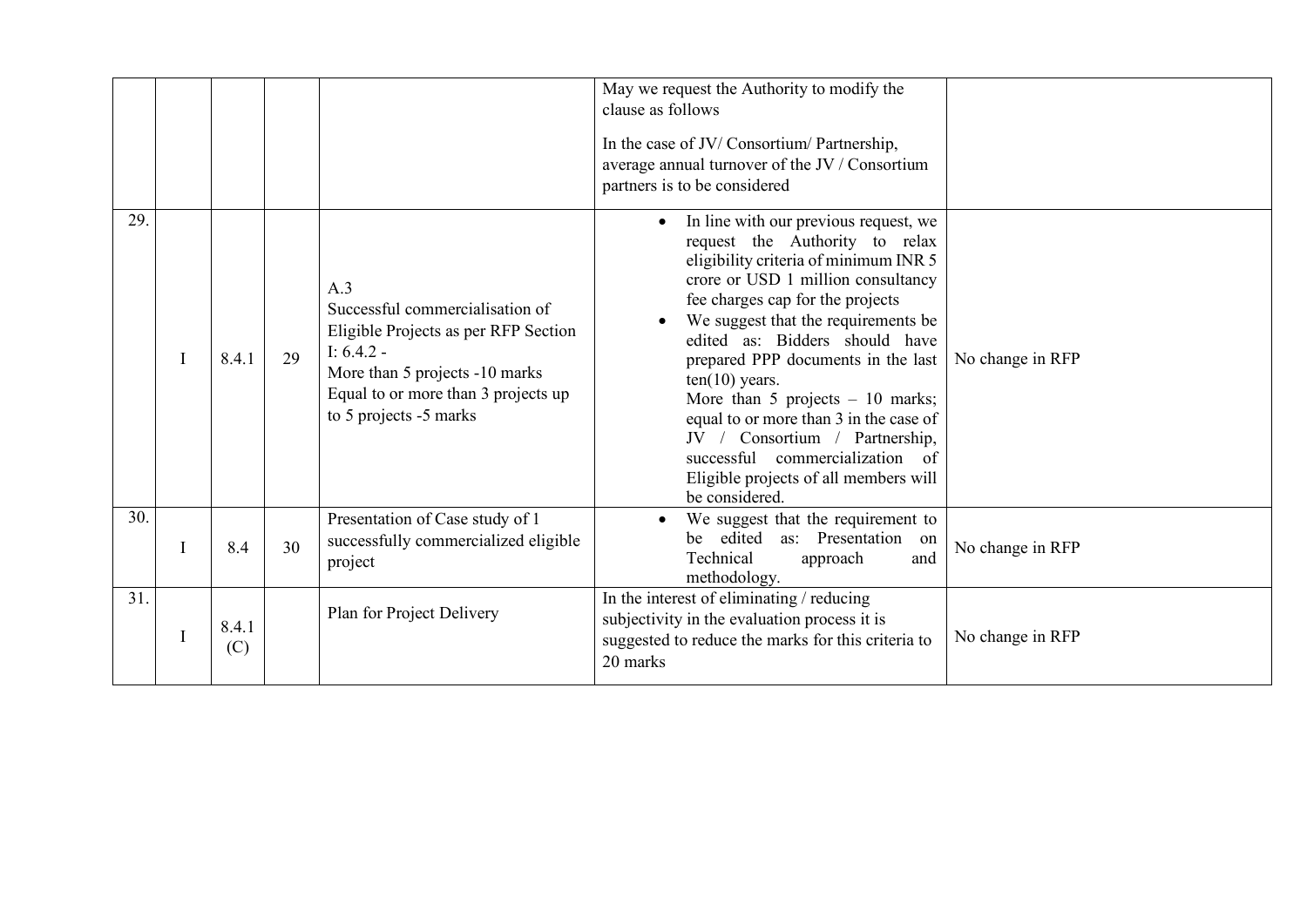| | | | | | | |
|---|---|---|---|---|---|---|
| | | | | | May we request the Authority to modify the clause as follows<br><br>In the case of JV/ Consortium/ Partnership, average annual turnover of the JV / Consortium partners is to be considered | |
| 29. | I | 8.4.1 | 29 | A.3<br>Successful commercialisation of Eligible Projects as per RFP Section I: 6.4.2 -<br>More than 5 projects -10 marks<br>Equal to or more than 3 projects up to 5 projects -5 marks | • In line with our previous request, we request the Authority to relax eligibility criteria of minimum INR 5 crore or USD 1 million consultancy fee charges cap for the projects<br>• We suggest that the requirements be edited as: Bidders should have prepared PPP documents in the last ten(10) years.<br>More than 5 projects – 10 marks; equal to or more than 3 in the case of JV / Consortium / Partnership, successful commercialization of Eligible projects of all members will be considered. | No change in RFP |
| 30. | I | 8.4 | 30 | Presentation of Case study of 1 successfully commercialized eligible project | • We suggest that the requirement to be edited as: Presentation on Technical approach and methodology. | No change in RFP |
| 31. | I | 8.4.1 (C) | | Plan for Project Delivery | In the interest of eliminating / reducing subjectivity in the evaluation process it is suggested to reduce the marks for this criteria to 20 marks | No change in RFP |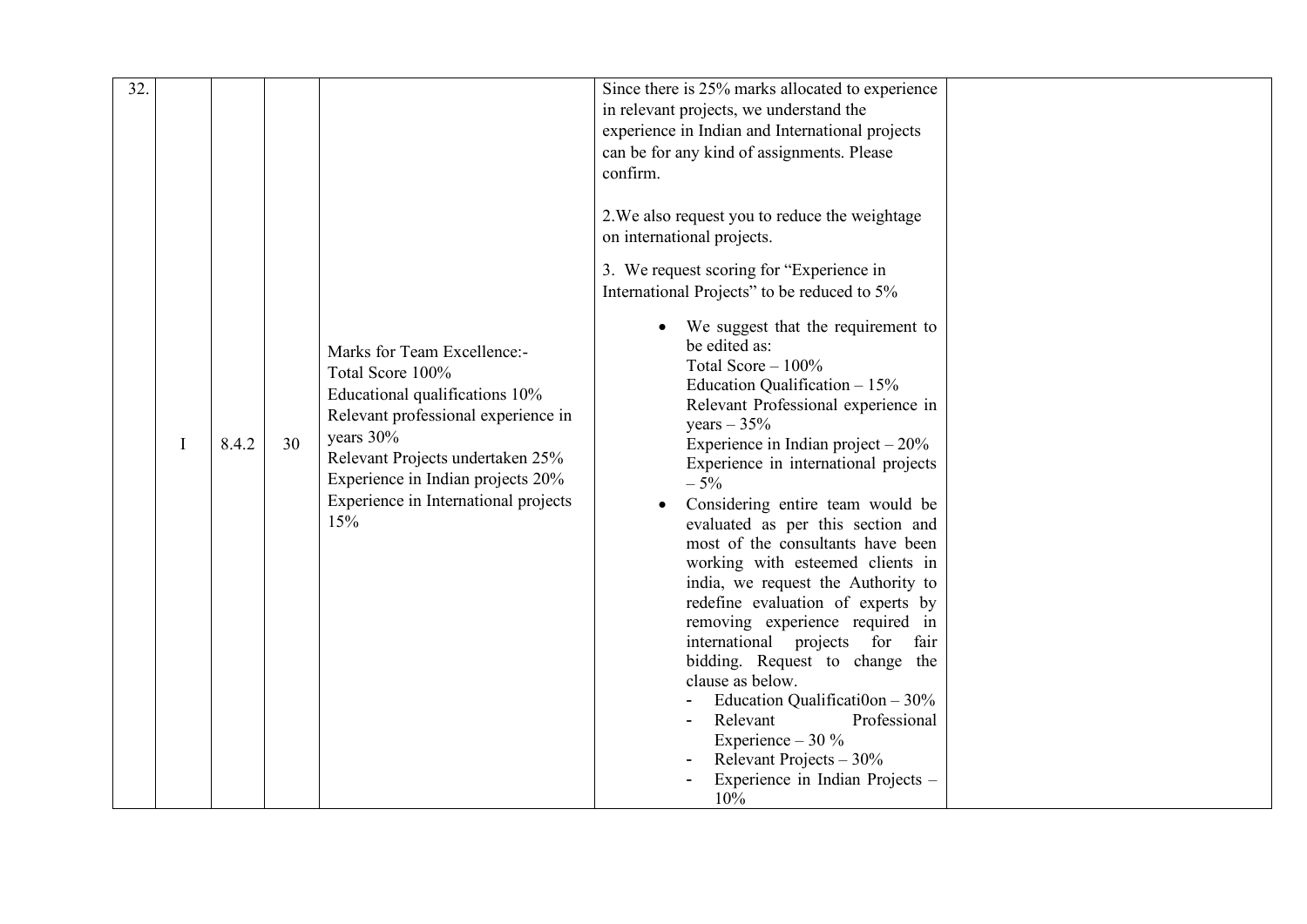| 32. | I | 8.4.2 | 30 | Marks for Team Excellence:-<br>Total Score 100%<br>Educational qualifications 10%<br>Relevant professional experience in years 30%<br>Relevant Projects undertaken 25%<br>Experience in Indian projects 20%<br>Experience in International projects 15% | Since there is 25% marks allocated to experience in relevant projects, we understand the experience in Indian and International projects can be for any kind of assignments. Please confirm.<br><br>2.We also request you to reduce the weightage on international projects.<br><br>3. We request scoring for "Experience in International Projects" to be reduced to 5%<br><br>• We suggest that the requirement to be edited as:<br>Total Score – 100%<br>Education Qualification – 15%<br>Relevant Professional experience in years – 35%<br>Experience in Indian project – 20%<br>Experience in international projects – 5%<br>• Considering entire team would be evaluated as per this section and most of the consultants have been working with esteemed clients in india, we request the Authority to redefine evaluation of experts by removing experience required in international projects for fair bidding. Request to change the clause as below.<br>- Education Qualificati0on – 30%<br>- Relevant Professional Experience – 30 %<br>- Relevant Projects – 30%<br>- Experience in Indian Projects – 10% | |
|---|---|---|---|---|---|---|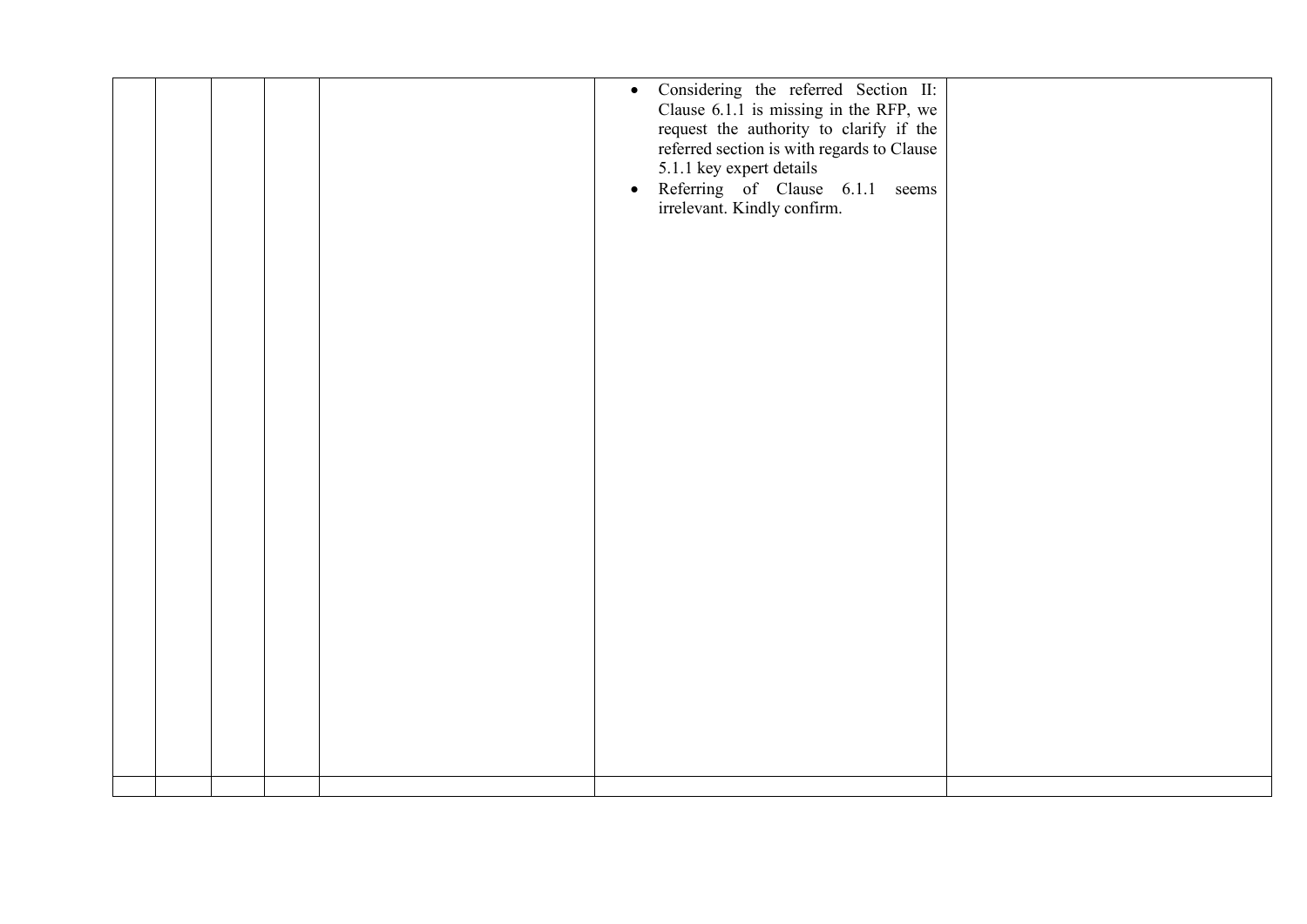| | | | | | | |
|---|---|---|---|---|---|---|
| | | | | | • Considering the referred Section II: Clause 6.1.1 is missing in the RFP, we request the authority to clarify if the referred section is with regards to Clause 5.1.1 key expert details<br>• Referring of Clause 6.1.1 seems irrelevant. Kindly confirm. | |
| | | | | | | |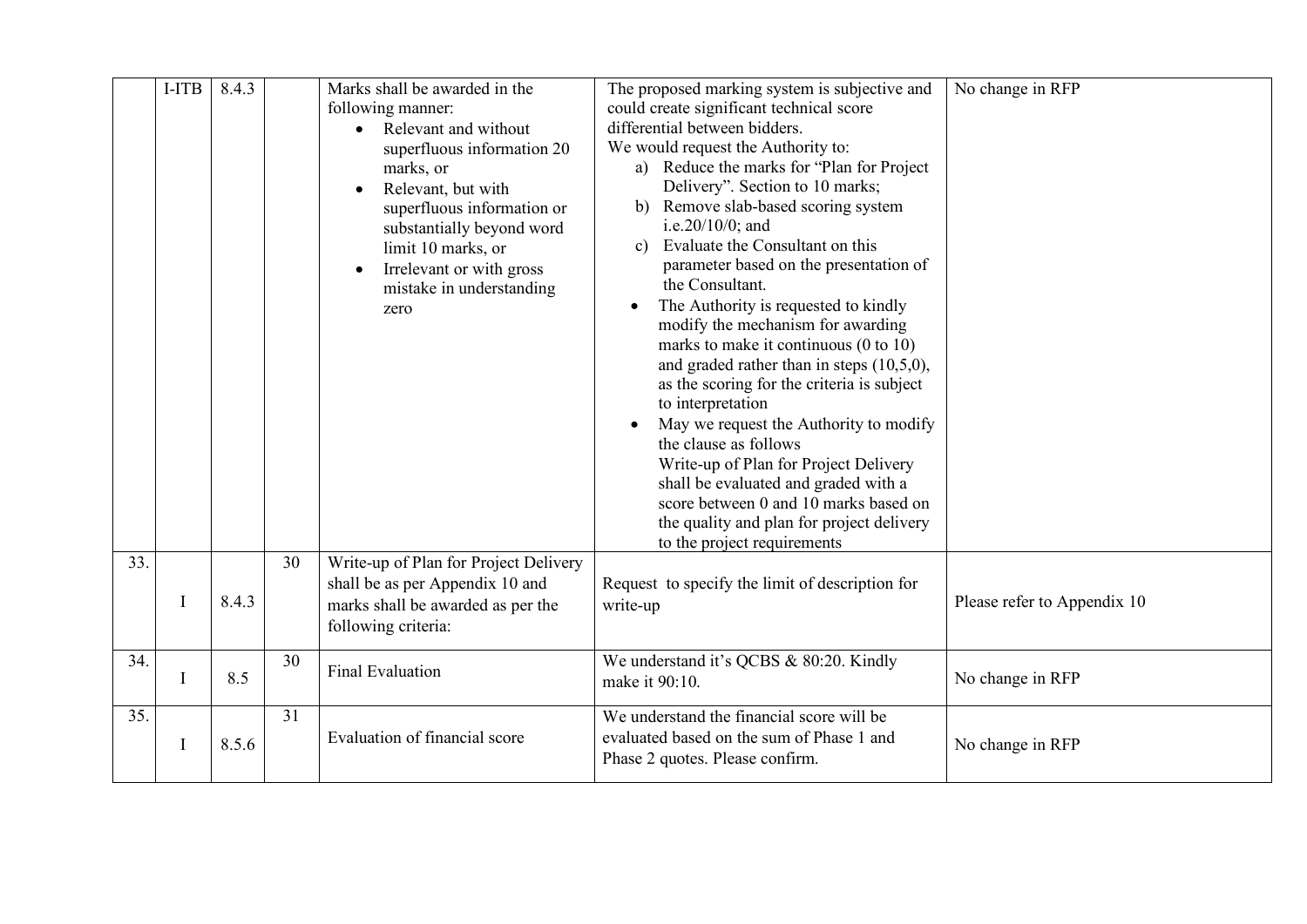|  |  |  |  |  |  |  |
|---|---|---|---|---|---|---|
|  | I-ITB | 8.4.3 |  | Marks shall be awarded in the following manner:<br>• Relevant and without superfluous information 20 marks, or<br>• Relevant, but with superfluous information or substantially beyond word limit 10 marks, or<br>• Irrelevant or with gross mistake in understanding zero | The proposed marking system is subjective and could create significant technical score differential between bidders.<br>We would request the Authority to:<br>a) Reduce the marks for "Plan for Project Delivery". Section to 10 marks;<br>b) Remove slab-based scoring system i.e.20/10/0; and<br>c) Evaluate the Consultant on this parameter based on the presentation of the Consultant.<br>• The Authority is requested to kindly modify the mechanism for awarding marks to make it continuous (0 to 10) and graded rather than in steps (10,5,0), as the scoring for the criteria is subject to interpretation<br>• May we request the Authority to modify the clause as follows<br>Write-up of Plan for Project Delivery shall be evaluated and graded with a score between 0 and 10 marks based on the quality and plan for project delivery to the project requirements | No change in RFP |
| 33. | I | 8.4.3 | 30 | Write-up of Plan for Project Delivery shall be as per Appendix 10 and marks shall be awarded as per the following criteria: | Request to specify the limit of description for write-up | Please refer to Appendix 10 |
| 34. | I | 8.5 | 30 | Final Evaluation | We understand it's QCBS & 80:20. Kindly make it 90:10. | No change in RFP |
| 35. | I | 8.5.6 | 31 | Evaluation of financial score | We understand the financial score will be evaluated based on the sum of Phase 1 and Phase 2 quotes. Please confirm. | No change in RFP |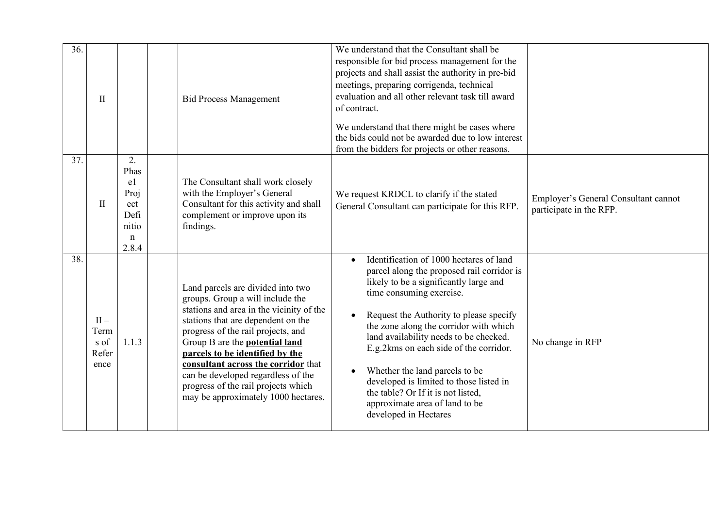| 36. | II | | | Bid Process Management | We understand that the Consultant shall be responsible for bid process management for the projects and shall assist the authority in pre-bid meetings, preparing corrigenda, technical evaluation and all other relevant task till award of contract.<br><br>We understand that there might be cases where the bids could not be awarded due to low interest from the bidders for projects or other reasons. | |
|---|---|---|---|---|---|---|
| 37. | II | 2. Phase1 Project Definition 2.8.4 | | The Consultant shall work closely with the Employer's General Consultant for this activity and shall complement or improve upon its findings. | We request KRDCL to clarify if the stated General Consultant can participate for this RFP. | Employer's General Consultant cannot participate in the RFP. |
| 38. | II – Terms of Reference | 1.1.3 | | Land parcels are divided into two groups. Group a will include the stations and area in the vicinity of the stations that are dependent on the progress of the rail projects, and Group B are the **potential land parcels to be identified by the consultant across the corridor** that can be developed regardless of the progress of the rail projects which may be approximately 1000 hectares. | • Identification of 1000 hectares of land parcel along the proposed rail corridor is likely to be a significantly large and time consuming exercise.<br><br>• Request the Authority to please specify the zone along the corridor with which land availability needs to be checked. E.g.2kms on each side of the corridor.<br><br>• Whether the land parcels to be developed is limited to those listed in the table? Or If it is not listed, approximate area of land to be developed in Hectares | No change in RFP |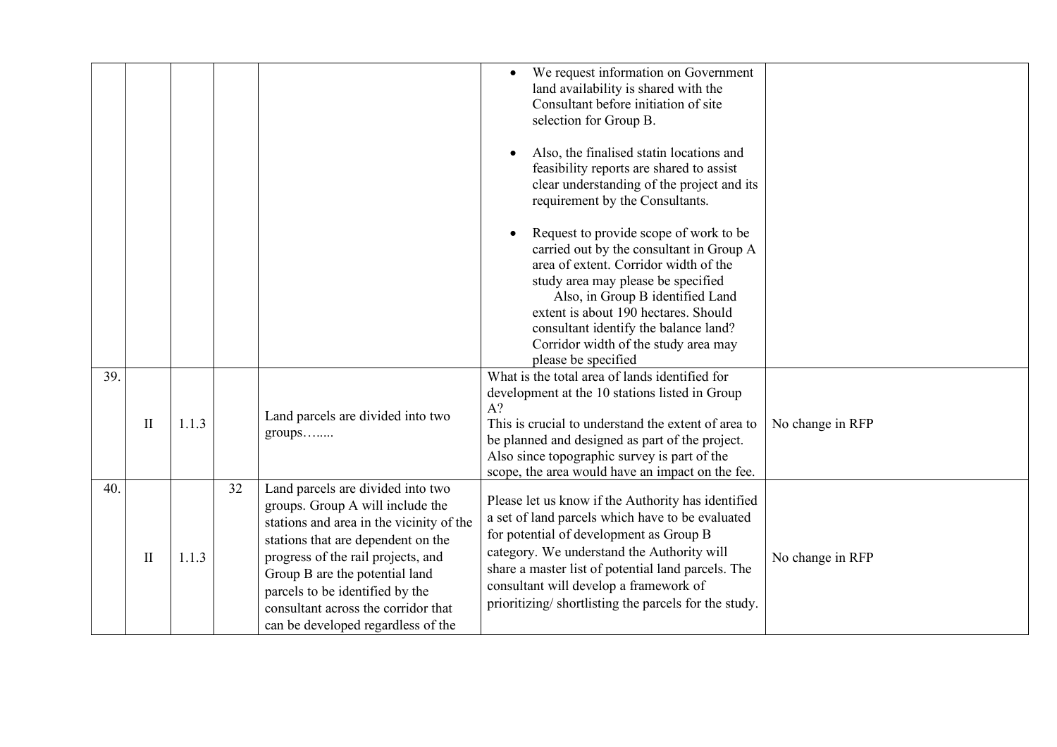| | | | | | | |
|---|---|---|---|---|---|---|
| | | | | | <ul><li>We request information on Government land availability is shared with the Consultant before initiation of site selection for Group B.</li><li>Also, the finalised statin locations and feasibility reports are shared to assist clear understanding of the project and its requirement by the Consultants.</li><li>Request to provide scope of work to be carried out by the consultant in Group A area of extent. Corridor width of the study area may please be specified Also, in Group B identified Land extent is about 190 hectares. Should consultant identify the balance land? Corridor width of the study area may please be specified</li></ul> | |
| 39. | II | 1.1.3 | | Land parcels are divided into two groups…..... | What is the total area of lands identified for development at the 10 stations listed in Group A?<br>This is crucial to understand the extent of area to be planned and designed as part of the project. Also since topographic survey is part of the scope, the area would have an impact on the fee. | No change in RFP |
| 40. | II | 1.1.3 | 32 | Land parcels are divided into two groups. Group A will include the stations and area in the vicinity of the stations that are dependent on the progress of the rail projects, and Group B are the potential land parcels to be identified by the consultant across the corridor that can be developed regardless of the | Please let us know if the Authority has identified a set of land parcels which have to be evaluated for potential of development as Group B category. We understand the Authority will share a master list of potential land parcels. The consultant will develop a framework of prioritizing/ shortlisting the parcels for the study. | No change in RFP |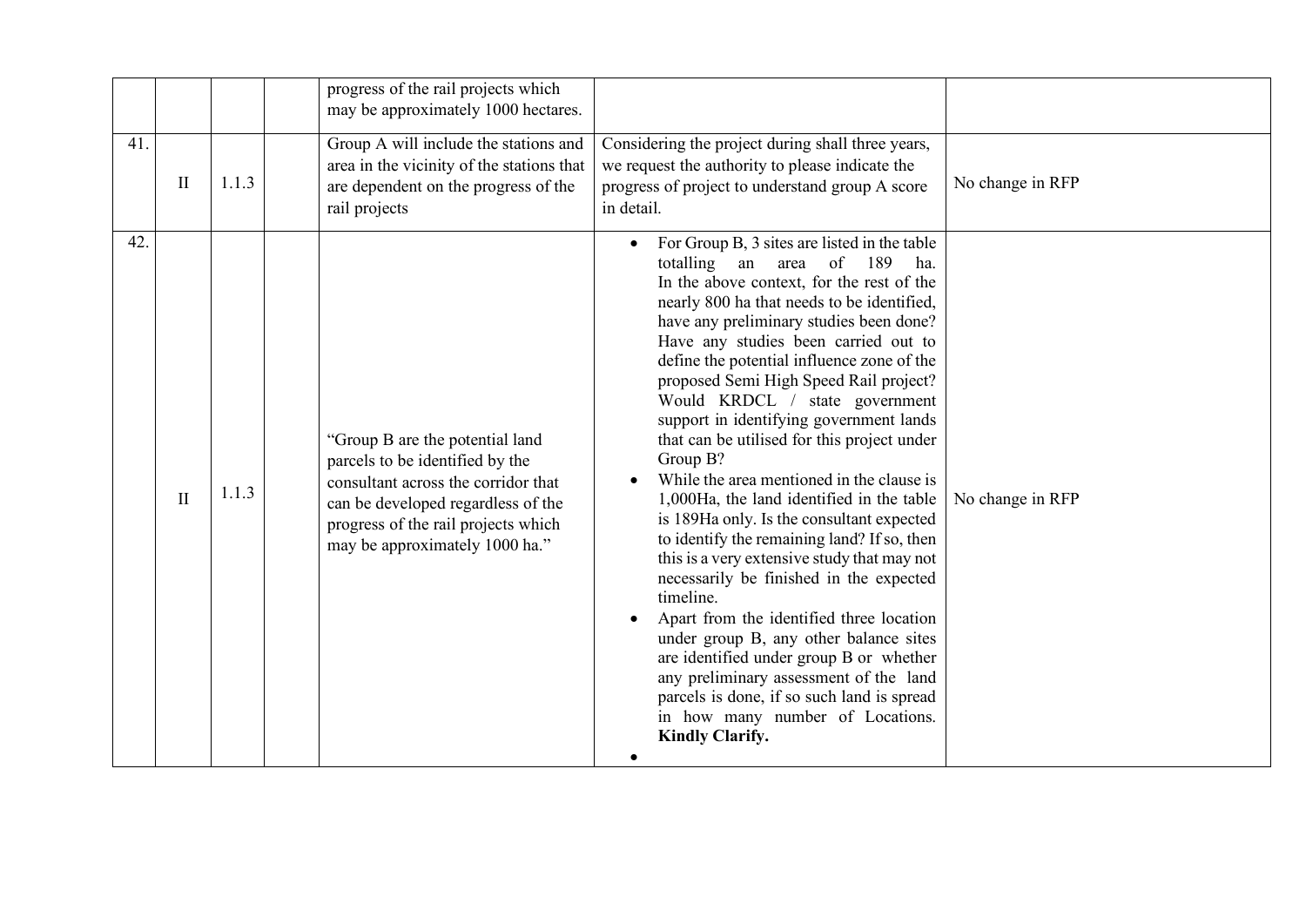| | | | | | | |
|---|---|---|---|---|---|---|
| | | | | progress of the rail projects which may be approximately 1000 hectares. | | |
| 41. | II | 1.1.3 | | Group A will include the stations and area in the vicinity of the stations that are dependent on the progress of the rail projects | Considering the project during shall three years, we request the authority to please indicate the progress of project to understand group A score in detail. | No change in RFP |
| 42. | II | 1.1.3 | | "Group B are the potential land parcels to be identified by the consultant across the corridor that can be developed regardless of the progress of the rail projects which may be approximately 1000 ha." | • For Group B, 3 sites are listed in the table totalling an area of 189 ha. In the above context, for the rest of the nearly 800 ha that needs to be identified, have any preliminary studies been done? Have any studies been carried out to define the potential influence zone of the proposed Semi High Speed Rail project? Would KRDCL / state government support in identifying government lands that can be utilised for this project under Group B?<br>• While the area mentioned in the clause is 1,000Ha, the land identified in the table is 189Ha only. Is the consultant expected to identify the remaining land? If so, then this is a very extensive study that may not necessarily be finished in the expected timeline.<br>• Apart from the identified three location under group B, any other balance sites are identified under group B or whether any preliminary assessment of the land parcels is done, if so such land is spread in how many number of Locations. **Kindly Clarify.**<br>• | No change in RFP |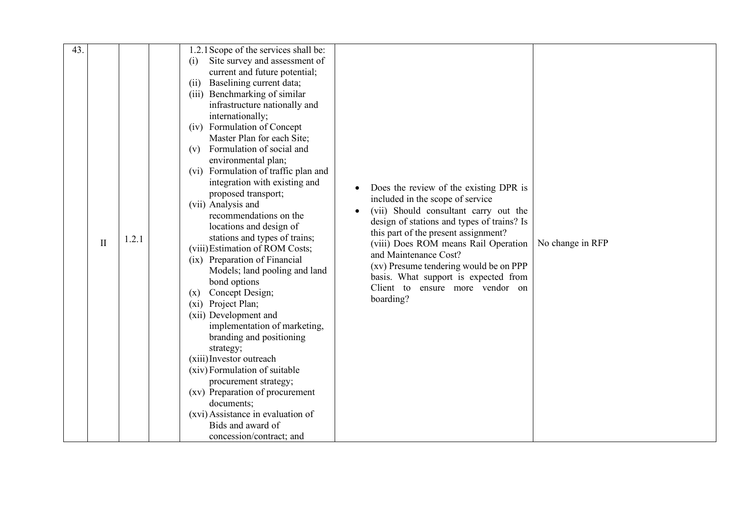| 43. | II | 1.2.1 | | 1.2.1 Scope of the services shall be:<br>(i) Site survey and assessment of current and future potential;<br>(ii) Baselining current data;<br>(iii) Benchmarking of similar infrastructure nationally and internationally;<br>(iv) Formulation of Concept Master Plan for each Site;<br>(v) Formulation of social and environmental plan;<br>(vi) Formulation of traffic plan and integration with existing and proposed transport;<br>(vii) Analysis and recommendations on the locations and design of stations and types of trains;<br>(viii) Estimation of ROM Costs;<br>(ix) Preparation of Financial Models; land pooling and land bond options<br>(x) Concept Design;<br>(xi) Project Plan;<br>(xii) Development and implementation of marketing, branding and positioning strategy;<br>(xiii) Investor outreach<br>(xiv) Formulation of suitable procurement strategy;<br>(xv) Preparation of procurement documents;<br>(xvi) Assistance in evaluation of Bids and award of concession/contract; and | • Does the review of the existing DPR is included in the scope of service<br>• (vii) Should consultant carry out the design of stations and types of trains? Is this part of the present assignment?<br>(viii) Does ROM means Rail Operation and Maintenance Cost?<br>(xv) Presume tendering would be on PPP basis. What support is expected from Client to ensure more vendor on boarding? | No change in RFP |
|---|---|---|---|---|---|---|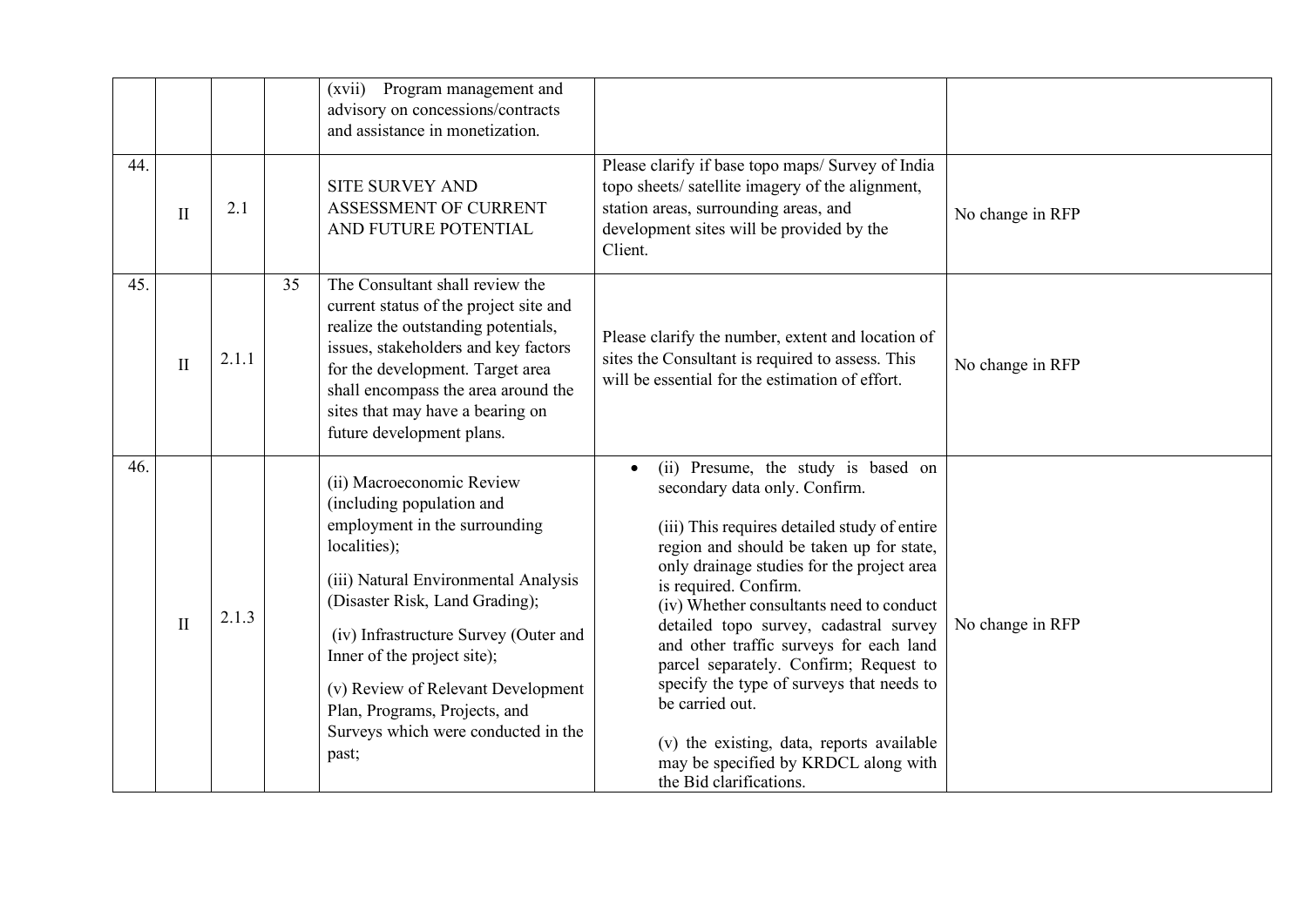|  |  |  |  |  |  |  |
|---|---|---|---|---|---|---|
|  |  |  |  | (xvii) Program management and advisory on concessions/contracts and assistance in monetization. |  |  |
| 44. | II | 2.1 |  | SITE SURVEY AND ASSESSMENT OF CURRENT AND FUTURE POTENTIAL | Please clarify if base topo maps/ Survey of India topo sheets/ satellite imagery of the alignment, station areas, surrounding areas, and development sites will be provided by the Client. | No change in RFP |
| 45. | II | 2.1.1 | 35 | The Consultant shall review the current status of the project site and realize the outstanding potentials, issues, stakeholders and key factors for the development. Target area shall encompass the area around the sites that may have a bearing on future development plans. | Please clarify the number, extent and location of sites the Consultant is required to assess. This will be essential for the estimation of effort. | No change in RFP |
| 46. | II | 2.1.3 |  | (ii) Macroeconomic Review (including population and employment in the surrounding localities);<br><br>(iii) Natural Environmental Analysis (Disaster Risk, Land Grading);<br><br>(iv) Infrastructure Survey (Outer and Inner of the project site);<br><br>(v) Review of Relevant Development Plan, Programs, Projects, and Surveys which were conducted in the past; | • (ii) Presume, the study is based on secondary data only. Confirm.<br><br>(iii) This requires detailed study of entire region and should be taken up for state, only drainage studies for the project area is required. Confirm.<br>(iv) Whether consultants need to conduct detailed topo survey, cadastral survey and other traffic surveys for each land parcel separately. Confirm; Request to specify the type of surveys that needs to be carried out.<br><br>(v) the existing, data, reports available may be specified by KRDCL along with the Bid clarifications. | No change in RFP |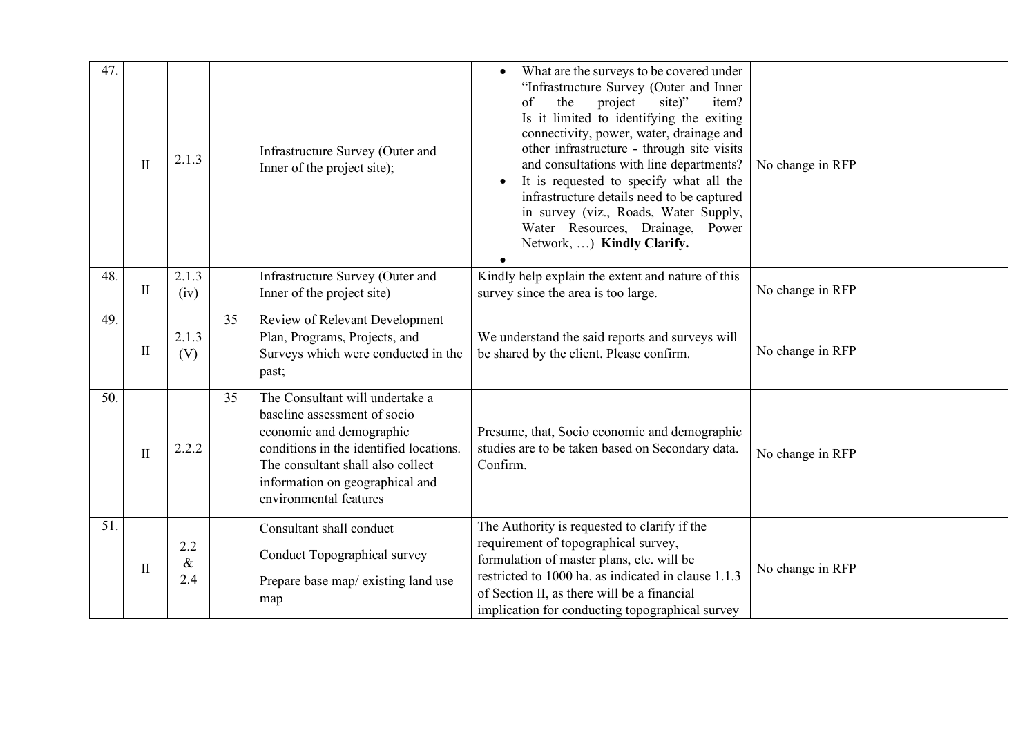| 47. | II | 2.1.3 | | Infrastructure Survey (Outer and Inner of the project site); | • What are the surveys to be covered under "Infrastructure Survey (Outer and Inner of the project site)" item? Is it limited to identifying the exiting connectivity, power, water, drainage and other infrastructure - through site visits and consultations with line departments?<br>• It is requested to specify what all the infrastructure details need to be captured in survey (viz., Roads, Water Supply, Water Resources, Drainage, Power Network, …) **Kindly Clarify.**<br>• | No change in RFP |
|---|---|---|---|---|---|---|
| 48. | II | 2.1.3 (iv) | | Infrastructure Survey (Outer and Inner of the project site) | Kindly help explain the extent and nature of this survey since the area is too large. | No change in RFP |
| 49. | II | 2.1.3 (V) | 35 | Review of Relevant Development Plan, Programs, Projects, and Surveys which were conducted in the past; | We understand the said reports and surveys will be shared by the client. Please confirm. | No change in RFP |
| 50. | II | 2.2.2 | 35 | The Consultant will undertake a baseline assessment of socio economic and demographic conditions in the identified locations. The consultant shall also collect information on geographical and environmental features | Presume, that, Socio economic and demographic studies are to be taken based on Secondary data. Confirm. | No change in RFP |
| 51. | II | 2.2 & 2.4 | | Consultant shall conduct<br>Conduct Topographical survey<br>Prepare base map/ existing land use map | The Authority is requested to clarify if the requirement of topographical survey, formulation of master plans, etc. will be restricted to 1000 ha. as indicated in clause 1.1.3 of Section II, as there will be a financial implication for conducting topographical survey | No change in RFP |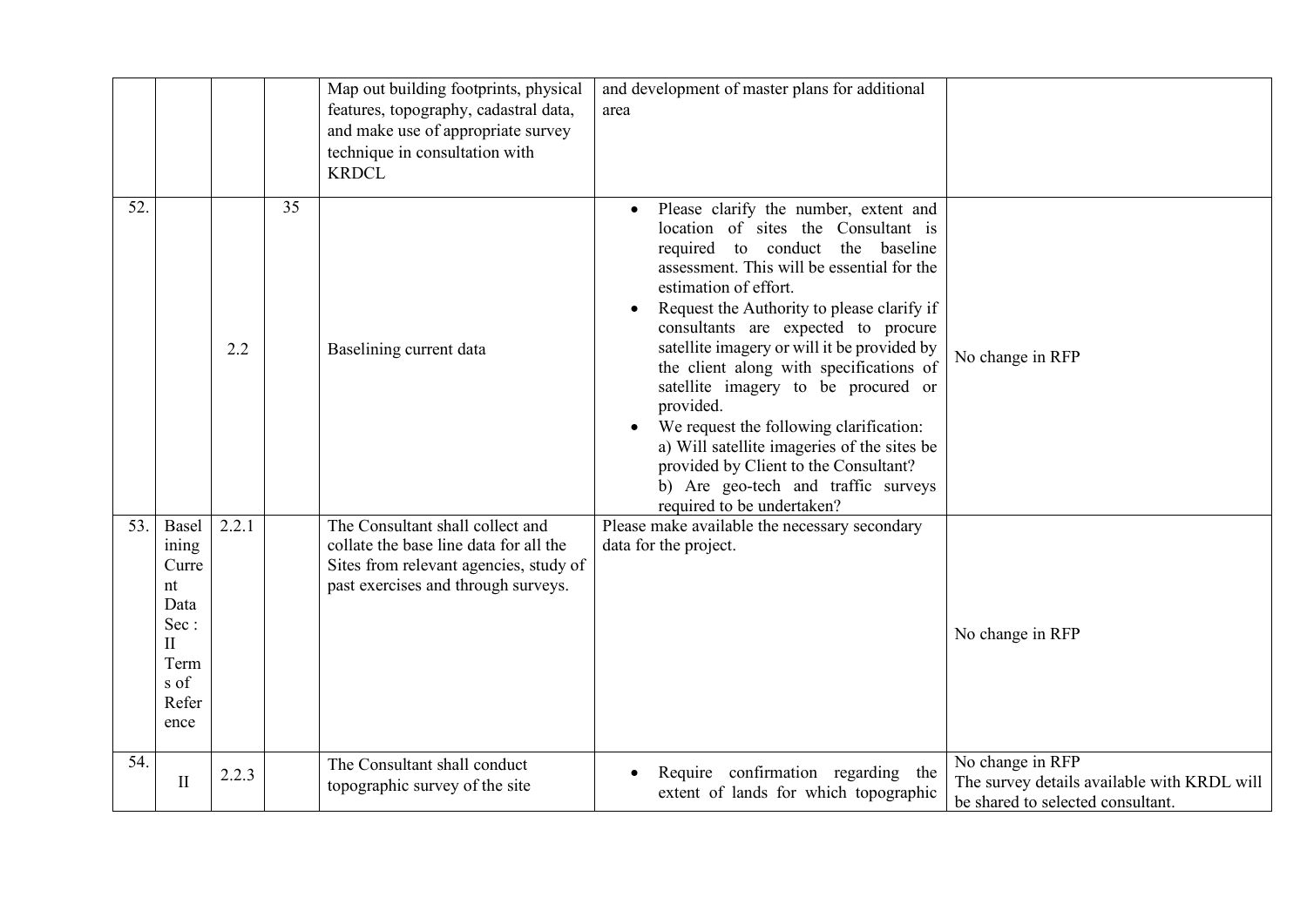| | | | | Map out building footprints, physical features, topography, cadastral data, and make use of appropriate survey technique in consultation with KRDCL | and development of master plans for additional area | |
|---|---|---|---|---|---|---|
| 52. | | 2.2 | 35 | Baselining current data | • Please clarify the number, extent and location of sites the Consultant is required to conduct the baseline assessment. This will be essential for the estimation of effort.<br>• Request the Authority to please clarify if consultants are expected to procure satellite imagery or will it be provided by the client along with specifications of satellite imagery to be procured or provided.<br>• We request the following clarification:<br>a) Will satellite imageries of the sites be provided by Client to the Consultant?<br>b) Are geo-tech and traffic surveys required to be undertaken? | No change in RFP |
| 53. | Baselining Current Data Sec : II Terms of Reference | 2.2.1 | | The Consultant shall collect and collate the base line data for all the Sites from relevant agencies, study of past exercises and through surveys. | Please make available the necessary secondary data for the project. | No change in RFP |
| 54. | II | 2.2.3 | | The Consultant shall conduct topographic survey of the site | • Require confirmation regarding the extent of lands for which topographic | No change in RFP<br>The survey details available with KRDL will be shared to selected consultant. |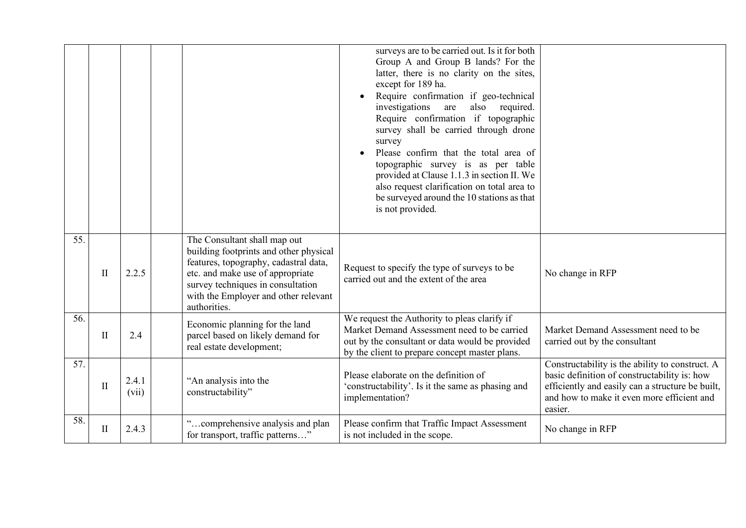| | | | | | | |
|---|---|---|---|---|---|---|
| | | | | | surveys are to be carried out. Is it for both Group A and Group B lands? For the latter, there is no clarity on the sites, except for 189 ha.<br>• Require confirmation if geo-technical investigations are also required. Require confirmation if topographic survey shall be carried through drone survey<br>• Please confirm that the total area of topographic survey is as per table provided at Clause 1.1.3 in section II. We also request clarification on total area to be surveyed around the 10 stations as that is not provided. | |
| 55. | II | 2.2.5 | | The Consultant shall map out building footprints and other physical features, topography, cadastral data, etc. and make use of appropriate survey techniques in consultation with the Employer and other relevant authorities. | Request to specify the type of surveys to be carried out and the extent of the area | No change in RFP |
| 56. | II | 2.4 | | Economic planning for the land parcel based on likely demand for real estate development; | We request the Authority to pleas clarify if Market Demand Assessment need to be carried out by the consultant or data would be provided by the client to prepare concept master plans. | Market Demand Assessment need to be carried out by the consultant |
| 57. | II | 2.4.1 (vii) | | "An analysis into the constructability" | Please elaborate on the definition of 'constructability'. Is it the same as phasing and implementation? | Constructability is the ability to construct. A basic definition of constructability is: how efficiently and easily can a structure be built, and how to make it even more efficient and easier. |
| 58. | II | 2.4.3 | | "…comprehensive analysis and plan for transport, traffic patterns…" | Please confirm that Traffic Impact Assessment is not included in the scope. | No change in RFP |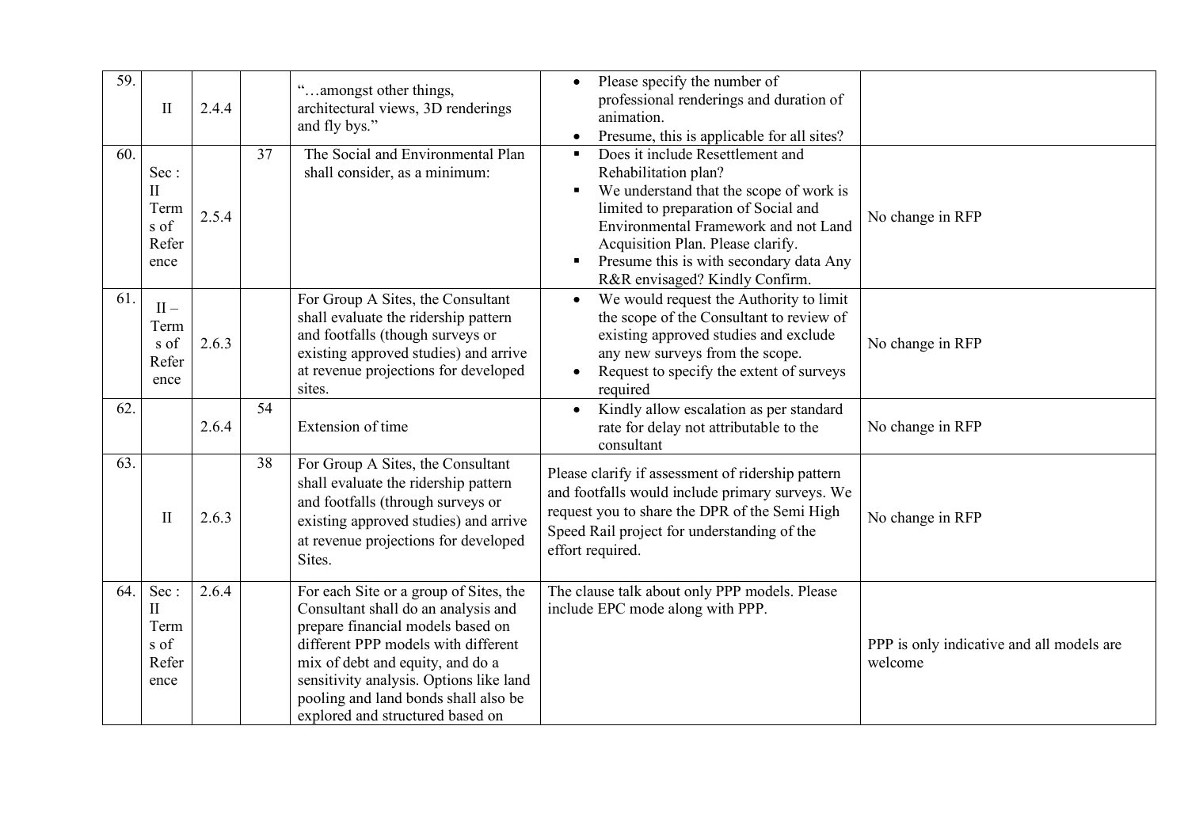| 59. | II | 2.4.4 | | "…amongst other things, architectural views, 3D renderings and fly bys." | • Please specify the number of professional renderings and duration of animation.<br>• Presume, this is applicable for all sites? | |
|---|---|---|---|---|---|---|
| 60. | Sec : II Terms of Reference | 2.5.4 | 37 | The Social and Environmental Plan shall consider, as a minimum: | ▪ Does it include Resettlement and Rehabilitation plan?<br>▪ We understand that the scope of work is limited to preparation of Social and Environmental Framework and not Land Acquisition Plan. Please clarify.<br>▪ Presume this is with secondary data Any R&R envisaged? Kindly Confirm. | No change in RFP |
| 61. | II – Terms of Reference | 2.6.3 | | For Group A Sites, the Consultant shall evaluate the ridership pattern and footfalls (though surveys or existing approved studies) and arrive at revenue projections for developed sites. | • We would request the Authority to limit the scope of the Consultant to review of existing approved studies and exclude any new surveys from the scope.<br>• Request to specify the extent of surveys required | No change in RFP |
| 62. | | 2.6.4 | 54 | Extension of time | • Kindly allow escalation as per standard rate for delay not attributable to the consultant | No change in RFP |
| 63. | II | 2.6.3 | 38 | For Group A Sites, the Consultant shall evaluate the ridership pattern and footfalls (through surveys or existing approved studies) and arrive at revenue projections for developed Sites. | Please clarify if assessment of ridership pattern and footfalls would include primary surveys. We request you to share the DPR of the Semi High Speed Rail project for understanding of the effort required. | No change in RFP |
| 64. | Sec : II Terms of Reference | 2.6.4 | | For each Site or a group of Sites, the Consultant shall do an analysis and prepare financial models based on different PPP models with different mix of debt and equity, and do a sensitivity analysis. Options like land pooling and land bonds shall also be explored and structured based on | The clause talk about only PPP models. Please include EPC mode along with PPP. | PPP is only indicative and all models are welcome |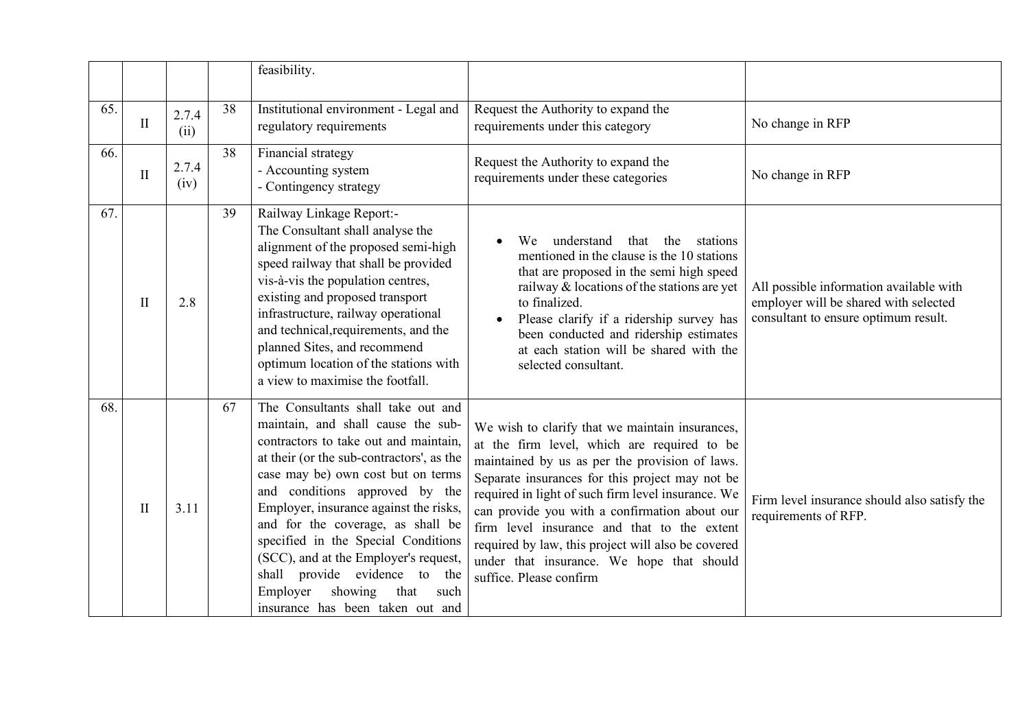| | | | | | | |
|---|---|---|---|---|---|---|
| | | | | feasibility. | | |
| 65. | II | 2.7.4 (ii) | 38 | Institutional environment - Legal and regulatory requirements | Request the Authority to expand the requirements under this category | No change in RFP |
| 66. | II | 2.7.4 (iv) | 38 | Financial strategy<br>- Accounting system<br>- Contingency strategy | Request the Authority to expand the requirements under these categories | No change in RFP |
| 67. | II | 2.8 | 39 | Railway Linkage Report:-<br>The Consultant shall analyse the alignment of the proposed semi-high speed railway that shall be provided vis-à-vis the population centres, existing and proposed transport infrastructure, railway operational and technical,requirements, and the planned Sites, and recommend optimum location of the stations with a view to maximise the footfall. | • We understand that the stations mentioned in the clause is the 10 stations that are proposed in the semi high speed railway & locations of the stations are yet to finalized.<br>• Please clarify if a ridership survey has been conducted and ridership estimates at each station will be shared with the selected consultant. | All possible information available with employer will be shared with selected consultant to ensure optimum result. |
| 68. | II | 3.11 | 67 | The Consultants shall take out and maintain, and shall cause the sub-contractors to take out and maintain, at their (or the sub-contractors', as the case may be) own cost but on terms and conditions approved by the Employer, insurance against the risks, and for the coverage, as shall be specified in the Special Conditions (SCC), and at the Employer's request, shall provide evidence to the Employer showing that such insurance has been taken out and | We wish to clarify that we maintain insurances, at the firm level, which are required to be maintained by us as per the provision of laws. Separate insurances for this project may not be required in light of such firm level insurance. We can provide you with a confirmation about our firm level insurance and that to the extent required by law, this project will also be covered under that insurance. We hope that should suffice. Please confirm | Firm level insurance should also satisfy the requirements of RFP. |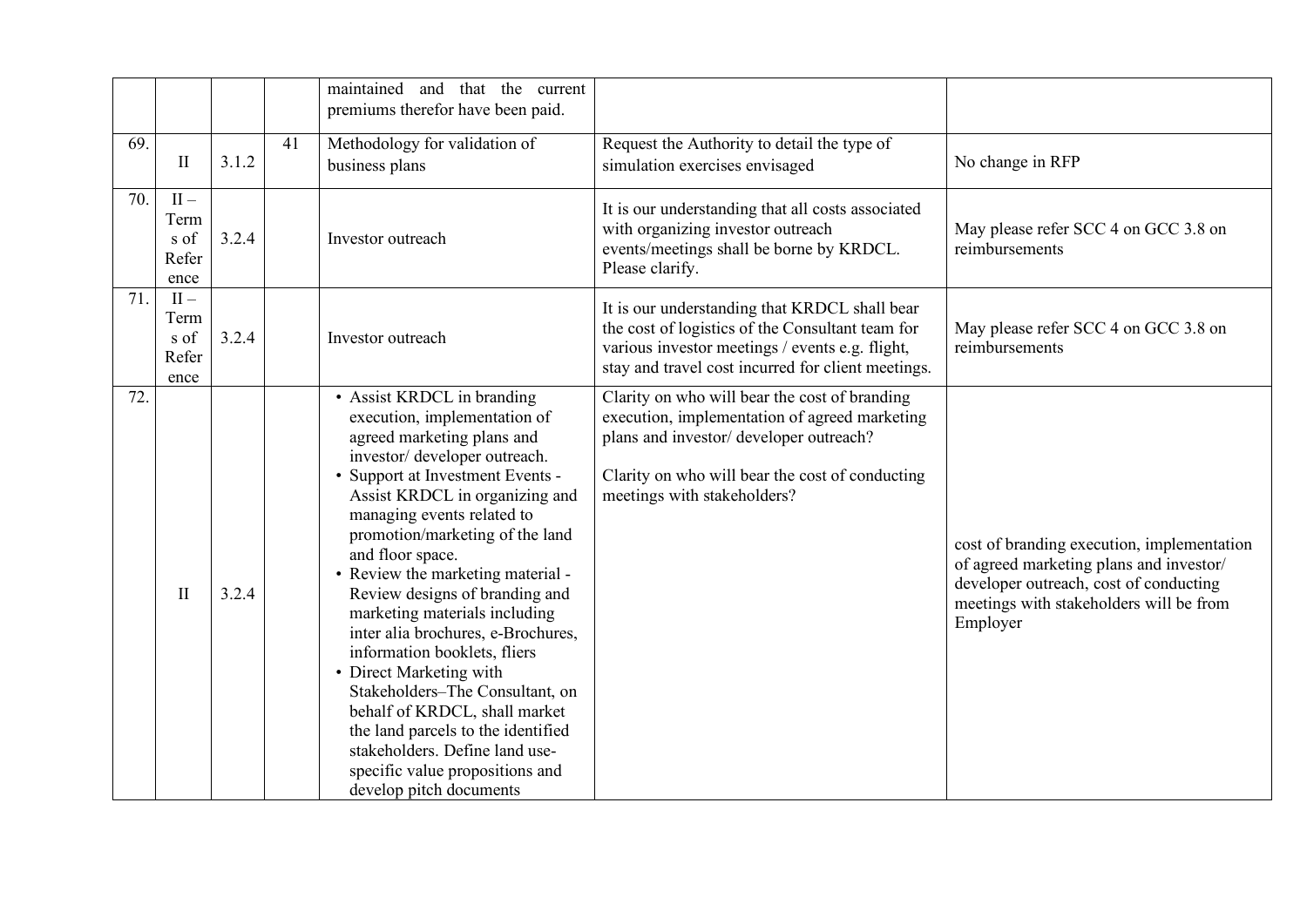|  |  |  |  |  |  |  |
|---|---|---|---|---|---|---|
|  |  |  |  | maintained and that the current premiums therefor have been paid. |  |  |
| 69. | II | 3.1.2 | 41 | Methodology for validation of business plans | Request the Authority to detail the type of simulation exercises envisaged | No change in RFP |
| 70. | II – Terms of Reference | 3.2.4 |  | Investor outreach | It is our understanding that all costs associated with organizing investor outreach events/meetings shall be borne by KRDCL. Please clarify. | May please refer SCC 4 on GCC 3.8 on reimbursements |
| 71. | II – Terms of Reference | 3.2.4 |  | Investor outreach | It is our understanding that KRDCL shall bear the cost of logistics of the Consultant team for various investor meetings / events e.g. flight, stay and travel cost incurred for client meetings. | May please refer SCC 4 on GCC 3.8 on reimbursements |
| 72. | II | 3.2.4 |  | • Assist KRDCL in branding execution, implementation of agreed marketing plans and investor/ developer outreach.<br>• Support at Investment Events - Assist KRDCL in organizing and managing events related to promotion/marketing of the land and floor space.<br>• Review the marketing material - Review designs of branding and marketing materials including inter alia brochures, e-Brochures, information booklets, fliers<br>• Direct Marketing with Stakeholders–The Consultant, on behalf of KRDCL, shall market the land parcels to the identified stakeholders. Define land use-specific value propositions and develop pitch documents | Clarity on who will bear the cost of branding execution, implementation of agreed marketing plans and investor/ developer outreach?<br><br>Clarity on who will bear the cost of conducting meetings with stakeholders? | cost of branding execution, implementation of agreed marketing plans and investor/ developer outreach, cost of conducting meetings with stakeholders will be from Employer |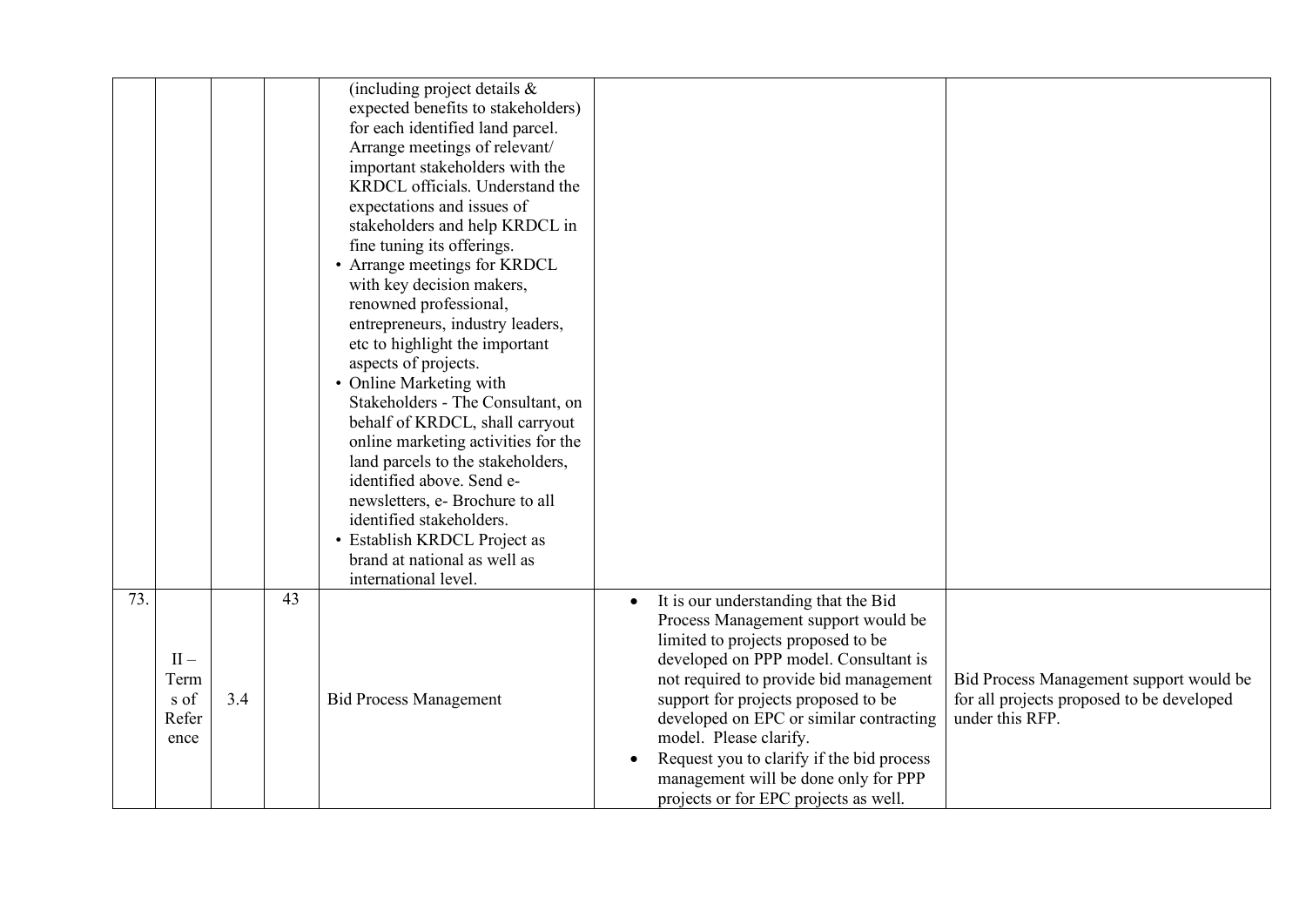| | | | | | | |
|---|---|---|---|---|---|---|
| | | | | (including project details & expected benefits to stakeholders) for each identified land parcel. Arrange meetings of relevant/ important stakeholders with the KRDCL officials. Understand the expectations and issues of stakeholders and help KRDCL in fine tuning its offerings.<br>• Arrange meetings for KRDCL with key decision makers, renowned professional, entrepreneurs, industry leaders, etc to highlight the important aspects of projects.<br>• Online Marketing with Stakeholders - The Consultant, on behalf of KRDCL, shall carryout online marketing activities for the land parcels to the stakeholders, identified above. Send e-newsletters, e- Brochure to all identified stakeholders.<br>• Establish KRDCL Project as brand at national as well as international level. | | |
| 73. | II – Terms of Reference | 3.4 | 43 | Bid Process Management | • It is our understanding that the Bid Process Management support would be limited to projects proposed to be developed on PPP model. Consultant is not required to provide bid management support for projects proposed to be developed on EPC or similar contracting model. Please clarify.<br>• Request you to clarify if the bid process management will be done only for PPP projects or for EPC projects as well. | Bid Process Management support would be for all projects proposed to be developed under this RFP. |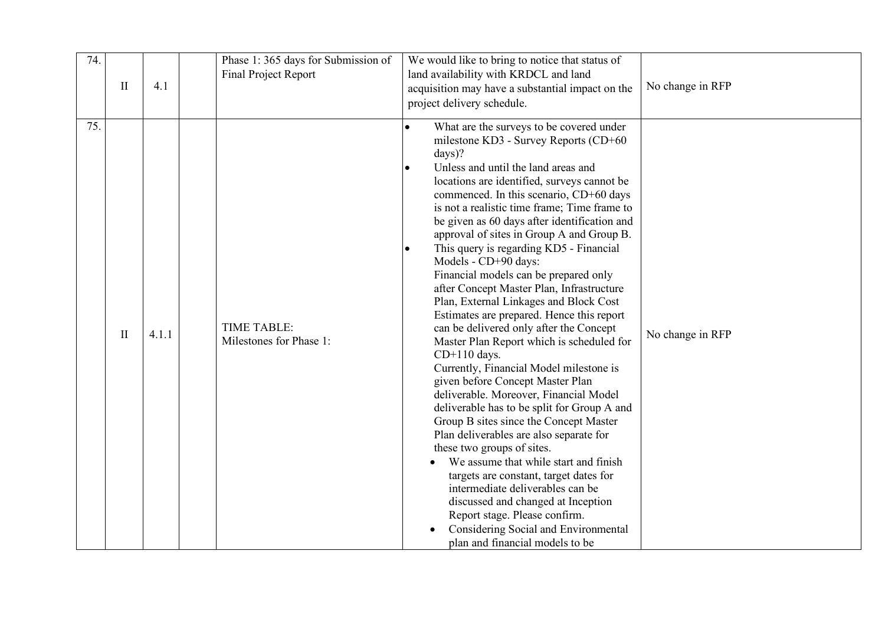| 74. | II | 4.1 | | Phase 1: 365 days for Submission of Final Project Report | We would like to bring to notice that status of land availability with KRDCL and land acquisition may have a substantial impact on the project delivery schedule. | No change in RFP |
|---|---|---|---|---|---|---|
| 75. | II | 4.1.1 | | TIME TABLE:<br>Milestones for Phase 1: | • What are the surveys to be covered under milestone KD3 - Survey Reports (CD+60 days)?<br>• Unless and until the land areas and locations are identified, surveys cannot be commenced. In this scenario, CD+60 days is not a realistic time frame; Time frame to be given as 60 days after identification and approval of sites in Group A and Group B.<br>• This query is regarding KD5 - Financial Models - CD+90 days:<br>Financial models can be prepared only after Concept Master Plan, Infrastructure Plan, External Linkages and Block Cost Estimates are prepared. Hence this report can be delivered only after the Concept Master Plan Report which is scheduled for CD+110 days.<br>Currently, Financial Model milestone is given before Concept Master Plan deliverable. Moreover, Financial Model deliverable has to be split for Group A and Group B sites since the Concept Master Plan deliverables are also separate for these two groups of sites.<br>• We assume that while start and finish targets are constant, target dates for intermediate deliverables can be discussed and changed at Inception Report stage. Please confirm.<br>• Considering Social and Environmental plan and financial models to be | No change in RFP |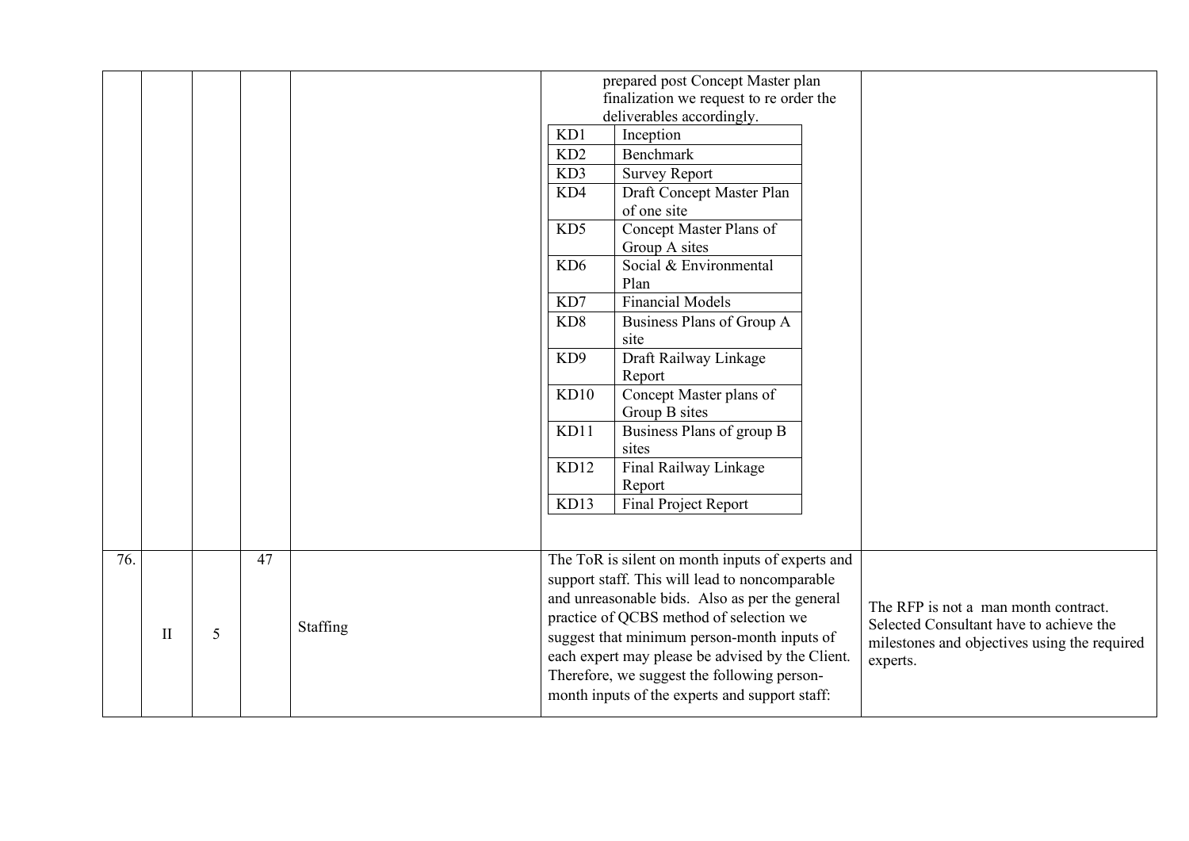| | | | | | | |
|---|---|---|---|---|---|---|
| | | | | | prepared post Concept Master plan finalization we request to re order the deliverables accordingly.<br>KD1 Inception<br>KD2 Benchmark<br>KD3 Survey Report<br>KD4 Draft Concept Master Plan of one site<br>KD5 Concept Master Plans of Group A sites<br>KD6 Social & Environmental Plan<br>KD7 Financial Models<br>KD8 Business Plans of Group A site<br>KD9 Draft Railway Linkage Report<br>KD10 Concept Master plans of Group B sites<br>KD11 Business Plans of group B sites<br>KD12 Final Railway Linkage Report<br>KD13 Final Project Report | |
| 76. | II | 5 | 47 | Staffing | The ToR is silent on month inputs of experts and support staff. This will lead to noncomparable and unreasonable bids. Also as per the general practice of QCBS method of selection we suggest that minimum person-month inputs of each expert may please be advised by the Client. Therefore, we suggest the following person-month inputs of the experts and support staff: | The RFP is not a man month contract. Selected Consultant have to achieve the milestones and objectives using the required experts. |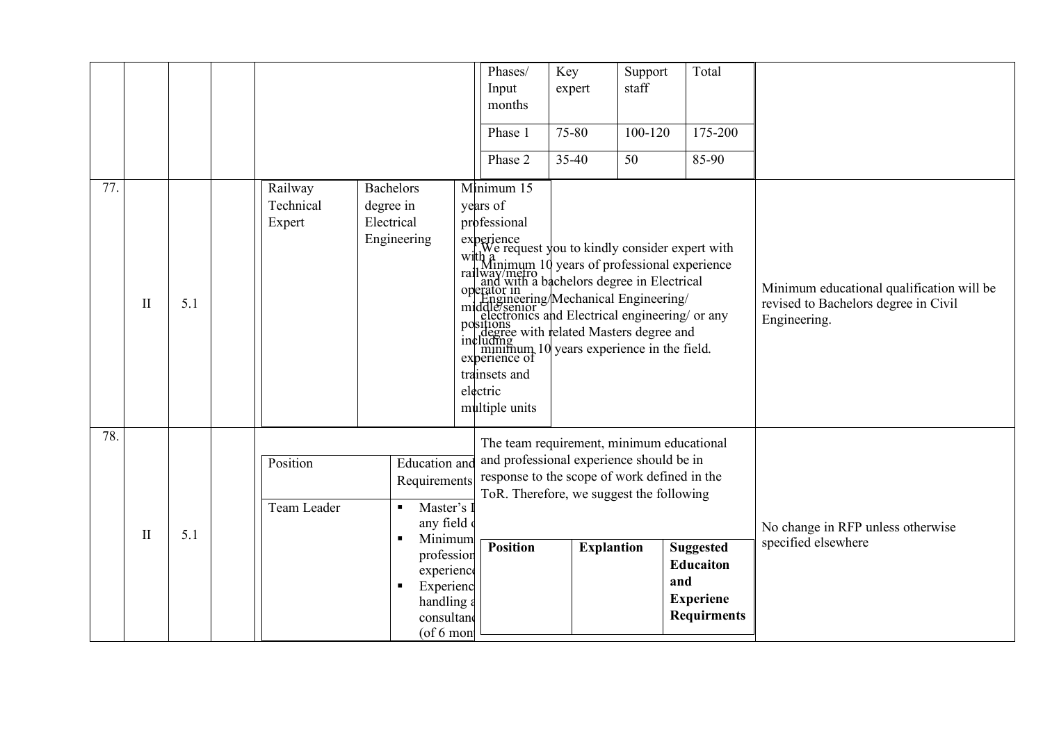|  |  |  |  |  |  |
|---|---|---|---|---|---|
|  |  |  |  | <br>\| Phases/ Input months \| Key expert \| Support staff \| Total \|<br>\| Phase 1 \| 75-80 \| 100-120 \| 175-200 \|<br>\| Phase 2 \| 35-40 \| 50 \| 85-90 \| |  |
| 77. | II | 5.1 |  | Railway Technical Expert / Bachelors degree in Electrical Engineering / Minimum 15 years of professional experience with a railway/metro operator in middle/senior positions including experience of trainsets and electric multiple units<br><br>We request you to kindly consider expert with Minimum 10 years of professional experience and with a bachelors degree in Electrical Engineering/Mechanical Engineering/ electronics and Electrical engineering/ or any degree with related Masters degree and minimum 10 years experience in the field. | Minimum educational qualification will be revised to Bachelors degree in Civil Engineering. |
| 78. | II | 5.1 |  | Position: Team Leader / Education and Requirements: ▪ Master's I[...] any field [...] ▪ Minimum [...] profession[...] experience[...] ▪ Experienc[...] handling [...] consultanc[...] (of 6 mon[...]<br><br>The team requirement, minimum educational and professional experience should be in response to the scope of work defined in the ToR. Therefore, we suggest the following<br><br>**Position** / **Explantion** / **Suggested Educaiton and Experiene Requirments** | No change in RFP unless otherwise specified elsewhere |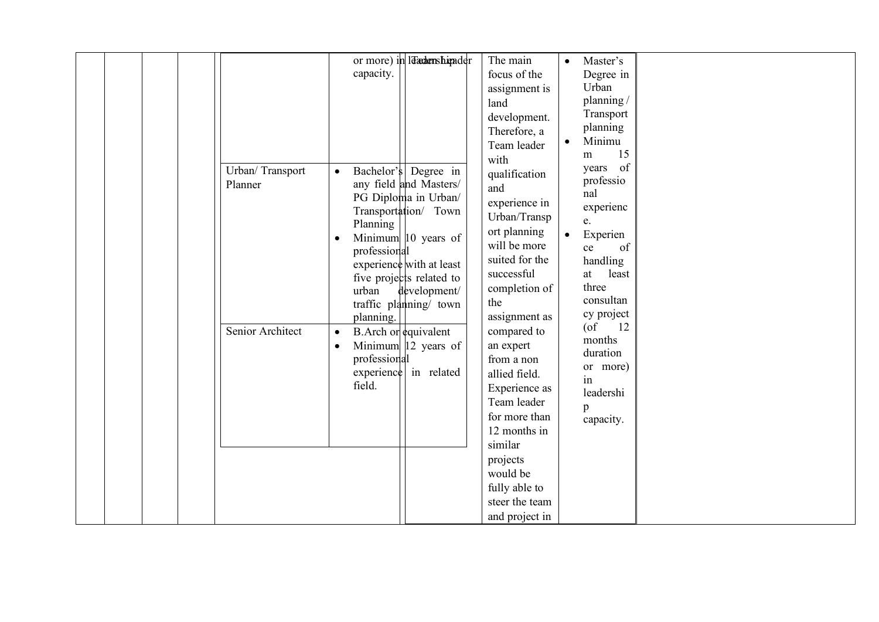| | | | | | | | | | |
|---|---|---|---|---|---|---|---|---|---|
| | | | | | or more) in leadership capacity. | Team Leader | The main focus of the assignment is land development. Therefore, a Team leader with qualification and experience in Urban/Transport planning will be more suited for the successful completion of the assignment as compared to an expert from a non allied field. Experience as Team leader for more than 12 months in similar projects would be fully able to steer the team and project in | • Master's Degree in Urban planning / Transport planning<br>• Minimum 15 years of professional experience.<br>• Experience of handling at least three consultancy project (of 12 months duration or more) in leadership capacity. | |
| | | | | Urban/ Transport Planner | • Bachelor's Degree in any field and Masters/ PG Diploma in Urban/ Transportation/ Town Planning<br>• Minimum 10 years of professional experience with at least five projects related to urban development/ traffic planning/ town planning. | | | | |
| | | | | Senior Architect | • B.Arch or equivalent<br>• Minimum 12 years of professional experience in related field. | | | | |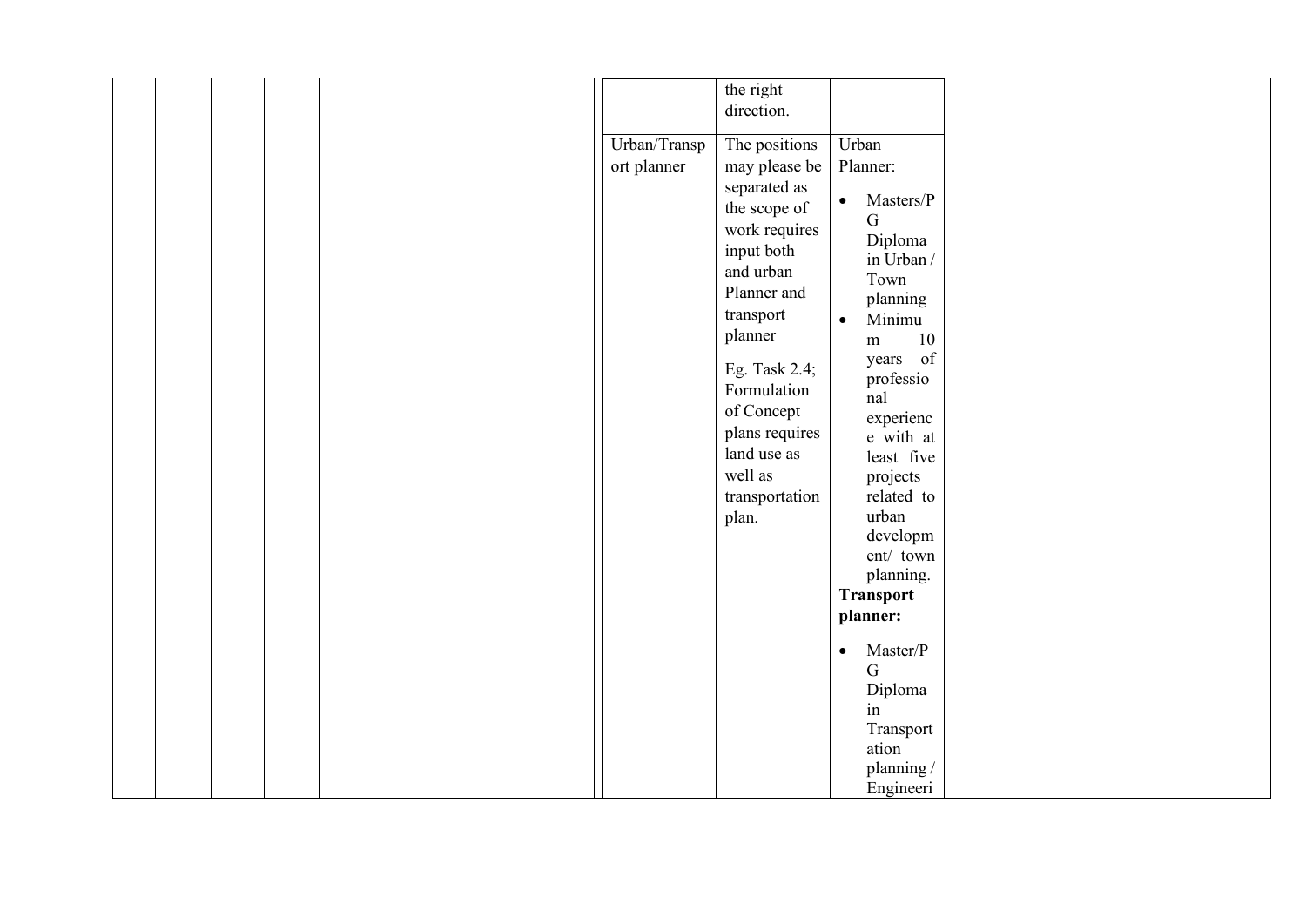|  |  |  |  |  |  | the right direction. |  |  |
|---|---|---|---|---|---|---|---|---|
|  |  |  |  |  | Urban/Transport planner | The positions may please be separated as the scope of work requires input both and urban Planner and transport planner<br><br>Eg. Task 2.4; Formulation of Concept plans requires land use as well as transportation plan. | Urban Planner:<br>• Masters/PG Diploma in Urban / Town planning<br>• Minimum 10 years of professional experience with at least five projects related to urban development/ town planning.<br>**Transport planner:**<br>• Master/PG Diploma in Transportation planning / Engineeri |  |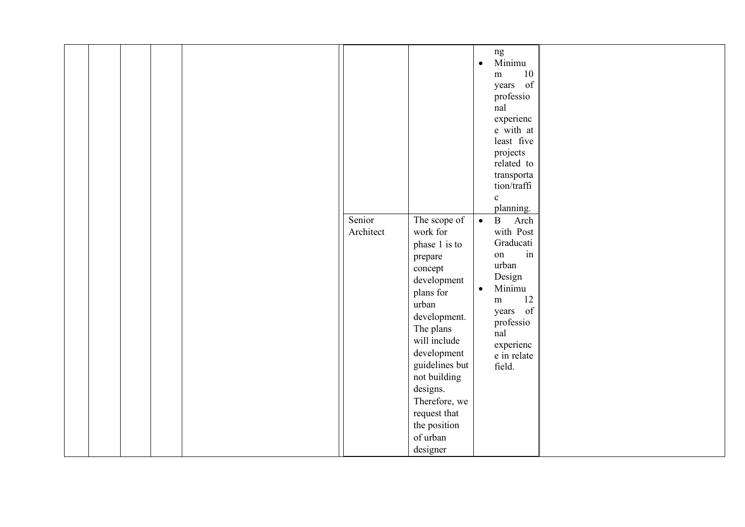| | | | | | | | | |
|---|---|---|---|---|---|---|---|---|
| | | | | | | | ng<br>• Minimum 10 years of professional experience with at least five projects related to transportation/traffic planning. | |
| | | | | | Senior Architect | The scope of work for phase 1 is to prepare concept development plans for urban development. The plans will include development guidelines but not building designs. Therefore, we request that the position of urban designer | • B Arch with Post Graducation in urban Design<br>• Minimum 12 years of professional experience in relate field. | |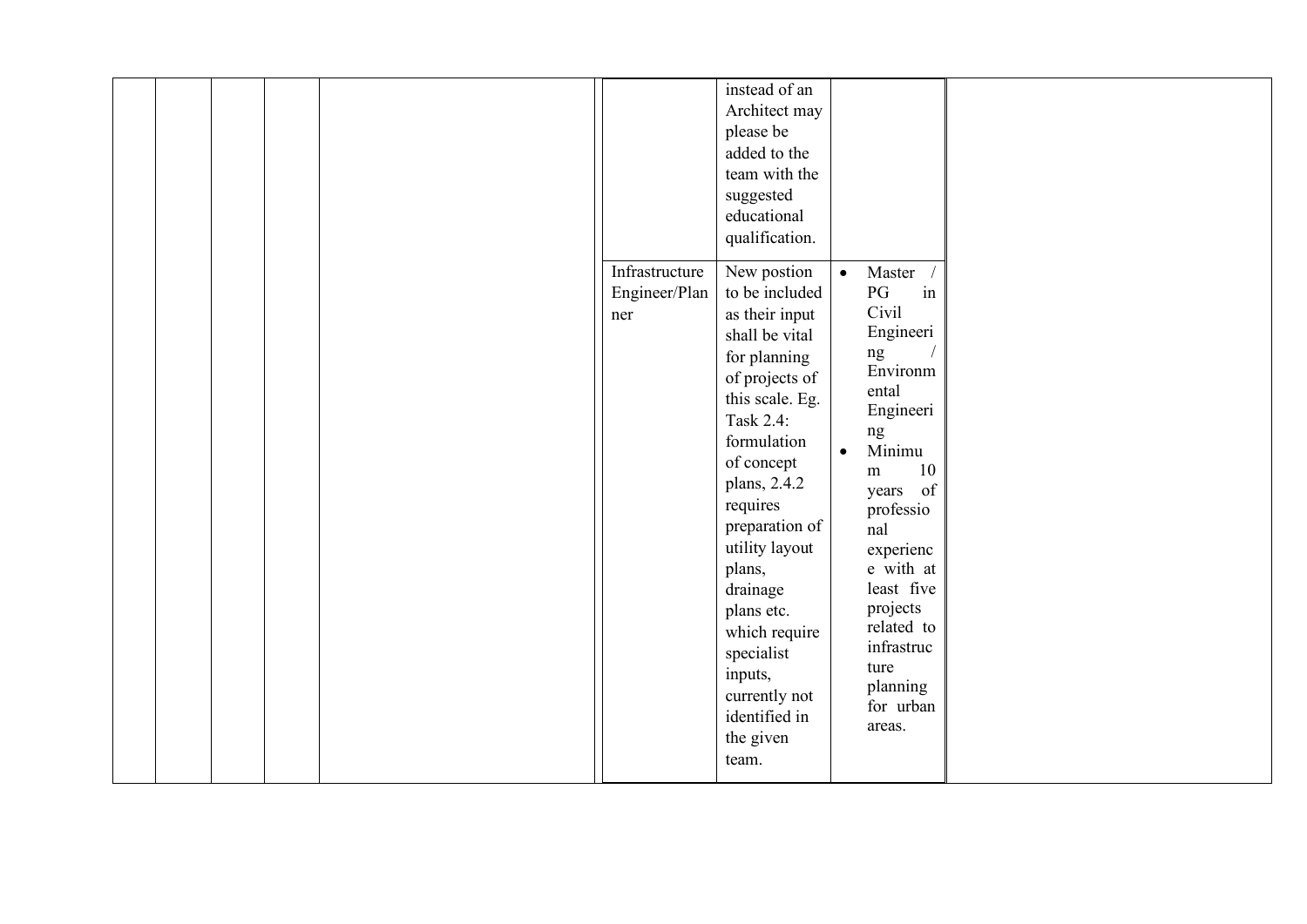|  |  |  |  |  |  | instead of an Architect may please be added to the team with the suggested educational qualification. |  |  |
|---|---|---|---|---|---|---|---|---|
|  |  |  |  |  | Infrastructure Engineer/Planner | New postion to be included as their input shall be vital for planning of projects of this scale. Eg. Task 2.4: formulation of concept plans, 2.4.2 requires preparation of utility layout plans, drainage plans etc. which require specialist inputs, currently not identified in the given team. | • Master / PG in Civil Engineering / Environmental Engineering<br>• Minimum 10 years of professional experience with at least five projects related to infrastructure planning for urban areas. |  |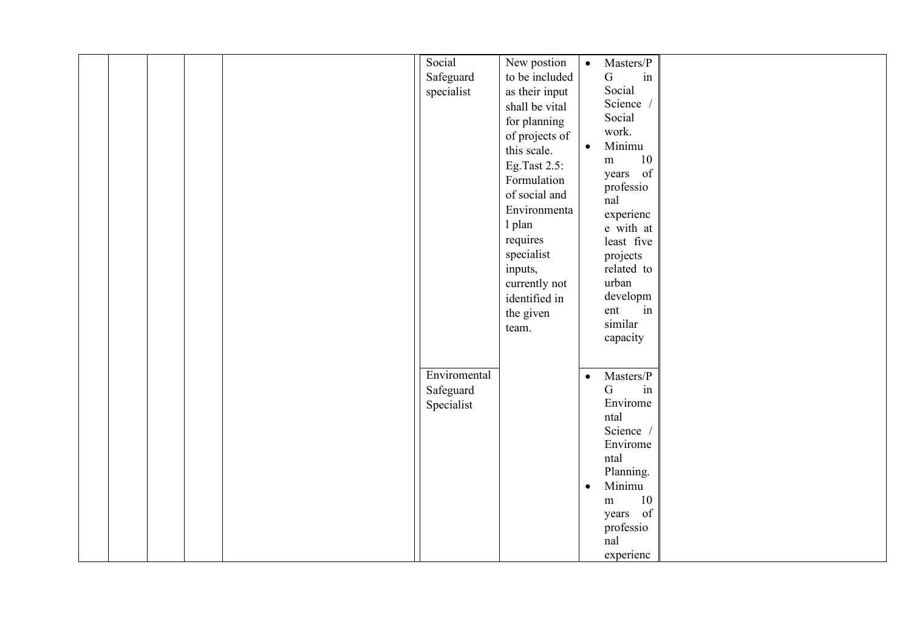| | | | | | | | | |
|---|---|---|---|---|---|---|---|---|
| | | | | | Social Safeguard specialist | New postion to be included as their input shall be vital for planning of projects of this scale. Eg.Tast 2.5: Formulation of social and Environmental plan requires specialist inputs, currently not identified in the given team. | • Masters/PG in Social Science / Social work. <br>• Minimum 10 years of professional experience with at least five projects related to urban development in similar capacity | |
| | | | | | Enviromental Safeguard Specialist | | • Masters/PG in Enviromental Science / Enviromental Planning. <br>• Minimum 10 years of professional experienc | |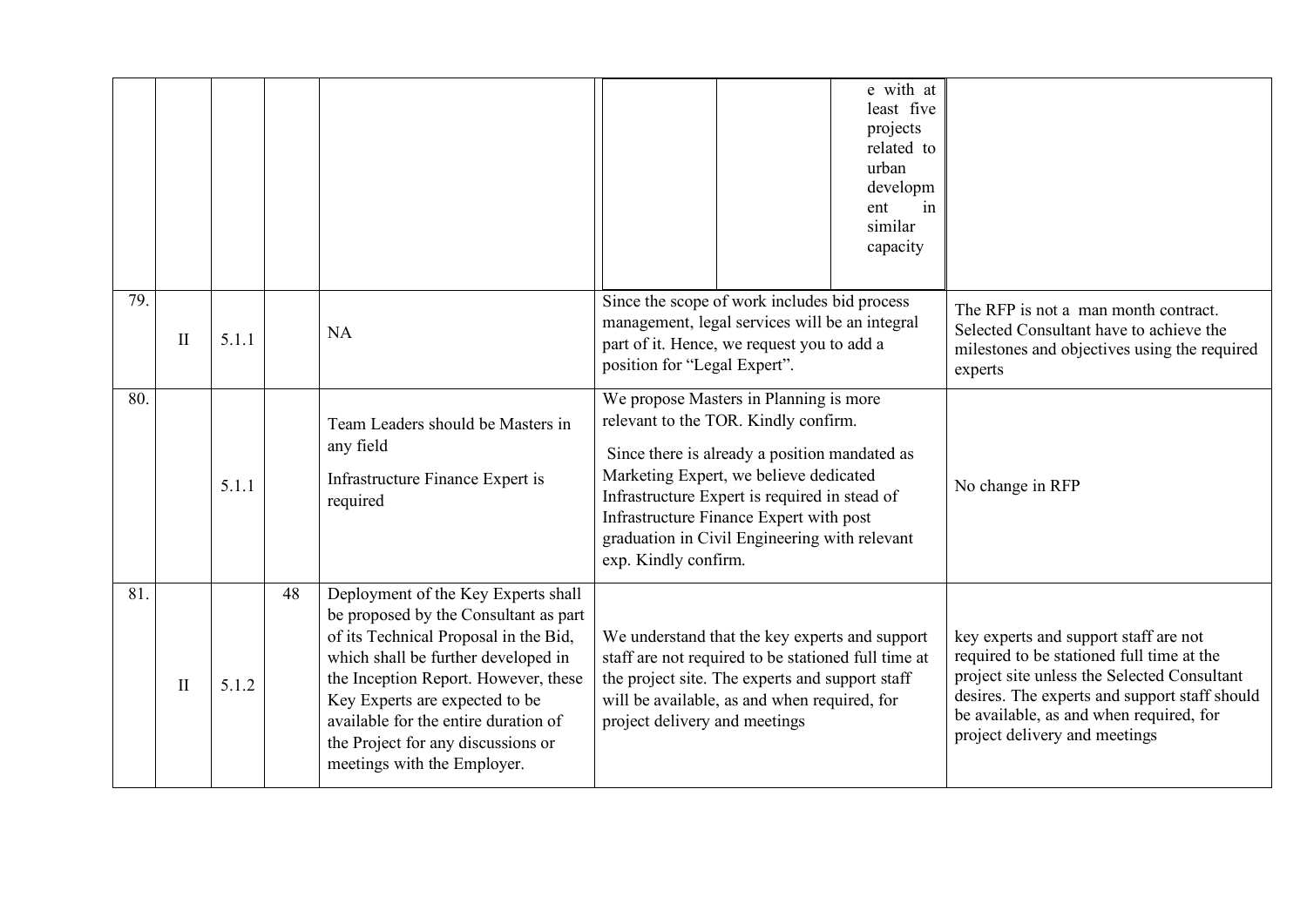|  |  |  |  |  |  |
|---|---|---|---|---|---|
|  |  |  |  |  | e with at least five projects related to urban development in similar capacity |  |
| 79. | II | 5.1.1 |  | NA | Since the scope of work includes bid process management, legal services will be an integral part of it. Hence, we request you to add a position for "Legal Expert". | The RFP is not a man month contract. Selected Consultant have to achieve the milestones and objectives using the required experts |
| 80. |  | 5.1.1 |  | Team Leaders should be Masters in any field<br><br>Infrastructure Finance Expert is required | We propose Masters in Planning is more relevant to the TOR. Kindly confirm.<br><br>Since there is already a position mandated as Marketing Expert, we believe dedicated Infrastructure Expert is required in stead of Infrastructure Finance Expert with post graduation in Civil Engineering with relevant exp. Kindly confirm. | No change in RFP |
| 81. | II | 5.1.2 | 48 | Deployment of the Key Experts shall be proposed by the Consultant as part of its Technical Proposal in the Bid, which shall be further developed in the Inception Report. However, these Key Experts are expected to be available for the entire duration of the Project for any discussions or meetings with the Employer. | We understand that the key experts and support staff are not required to be stationed full time at the project site. The experts and support staff will be available, as and when required, for project delivery and meetings | key experts and support staff are not required to be stationed full time at the project site unless the Selected Consultant desires. The experts and support staff should be available, as and when required, for project delivery and meetings |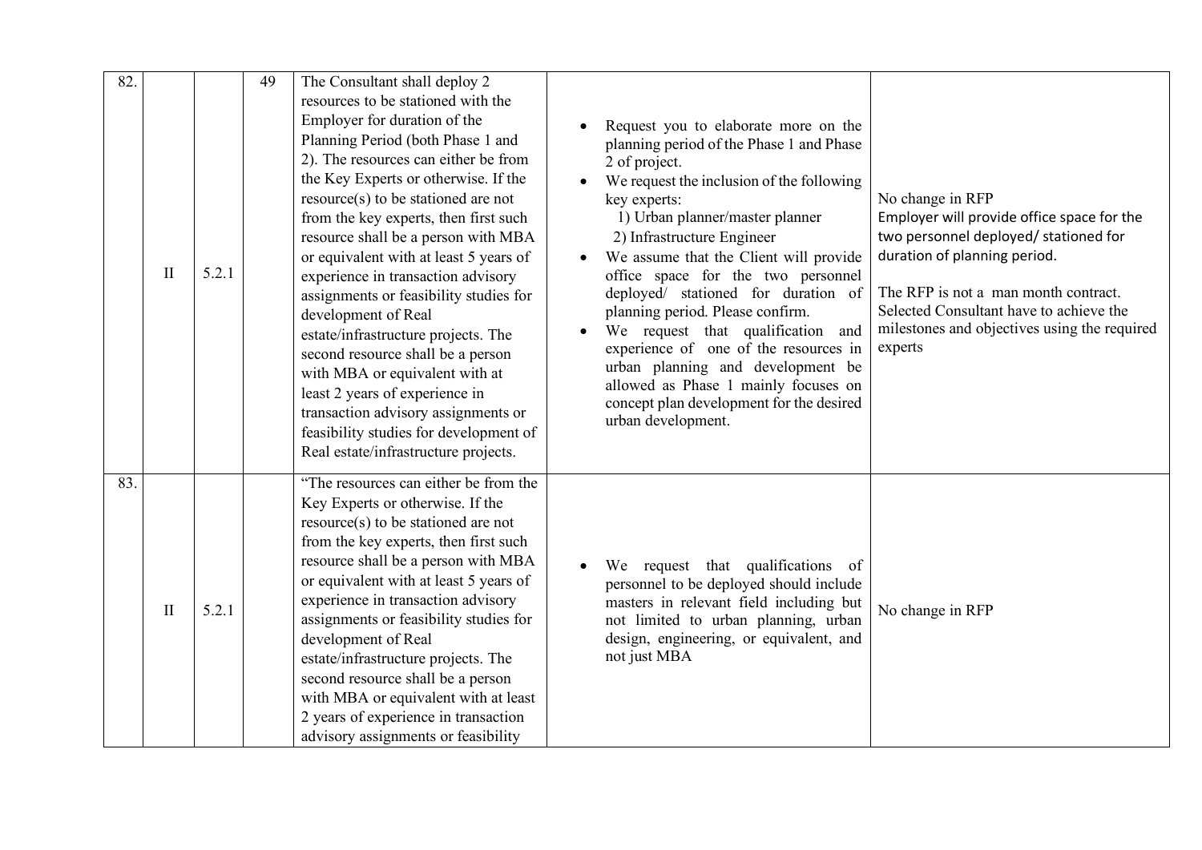| 82. | II | 5.2.1 | 49 | The Consultant shall deploy 2 resources to be stationed with the Employer for duration of the Planning Period (both Phase 1 and 2). The resources can either be from the Key Experts or otherwise. If the resource(s) to be stationed are not from the key experts, then first such resource shall be a person with MBA or equivalent with at least 5 years of experience in transaction advisory assignments or feasibility studies for development of Real estate/infrastructure projects. The second resource shall be a person with MBA or equivalent with at least 2 years of experience in transaction advisory assignments or feasibility studies for development of Real estate/infrastructure projects. | • Request you to elaborate more on the planning period of the Phase 1 and Phase 2 of project.<br>• We request the inclusion of the following key experts:<br>1) Urban planner/master planner<br>2) Infrastructure Engineer<br>• We assume that the Client will provide office space for the two personnel deployed/ stationed for duration of planning period. Please confirm.<br>• We request that qualification and experience of one of the resources in urban planning and development be allowed as Phase 1 mainly focuses on concept plan development for the desired urban development. | No change in RFP<br>Employer will provide office space for the two personnel deployed/ stationed for duration of planning period.<br><br>The RFP is not a man month contract. Selected Consultant have to achieve the milestones and objectives using the required experts |
|---|---|---|---|---|---|---|
| 83. | II | 5.2.1 | | "The resources can either be from the Key Experts or otherwise. If the resource(s) to be stationed are not from the key experts, then first such resource shall be a person with MBA or equivalent with at least 5 years of experience in transaction advisory assignments or feasibility studies for development of Real estate/infrastructure projects. The second resource shall be a person with MBA or equivalent with at least 2 years of experience in transaction advisory assignments or feasibility | • We request that qualifications of personnel to be deployed should include masters in relevant field including but not limited to urban planning, urban design, engineering, or equivalent, and not just MBA | No change in RFP |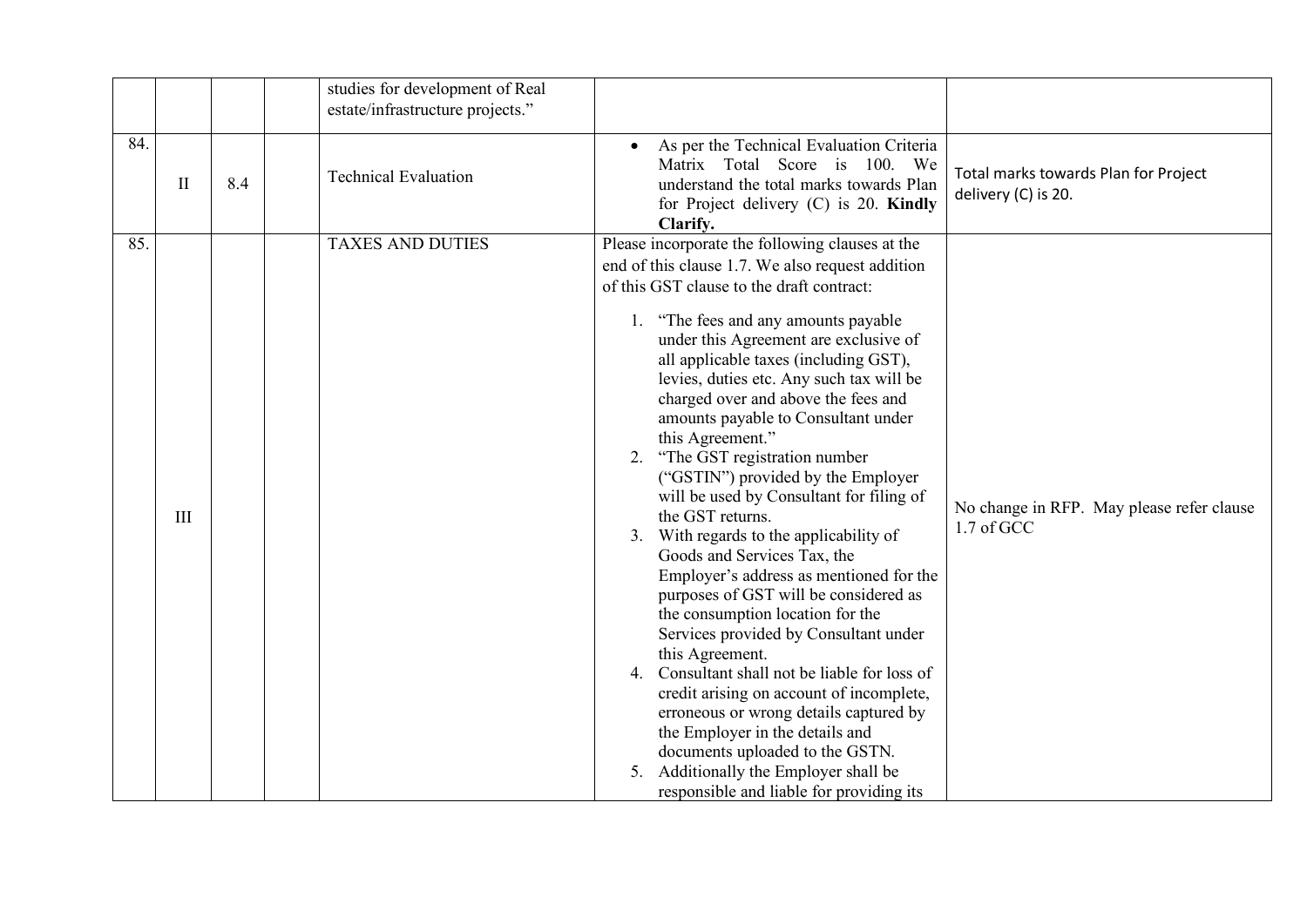| | | | | | | |
|---|---|---|---|---|---|---|
| | | | | studies for development of Real estate/infrastructure projects." | | |
| 84. | II | 8.4 | | Technical Evaluation | • As per the Technical Evaluation Criteria Matrix Total Score is 100. We understand the total marks towards Plan for Project delivery (C) is 20. **Kindly Clarify.** | Total marks towards Plan for Project delivery (C) is 20. |
| 85. | III | | | TAXES AND DUTIES | Please incorporate the following clauses at the end of this clause 1.7. We also request addition of this GST clause to the draft contract:<br><br>1. "The fees and any amounts payable under this Agreement are exclusive of all applicable taxes (including GST), levies, duties etc. Any such tax will be charged over and above the fees and amounts payable to Consultant under this Agreement."<br>2. "The GST registration number ("GSTIN") provided by the Employer will be used by Consultant for filing of the GST returns.<br>3. With regards to the applicability of Goods and Services Tax, the Employer's address as mentioned for the purposes of GST will be considered as the consumption location for the Services provided by Consultant under this Agreement.<br>4. Consultant shall not be liable for loss of credit arising on account of incomplete, erroneous or wrong details captured by the Employer in the details and documents uploaded to the GSTN.<br>5. Additionally the Employer shall be responsible and liable for providing its | No change in RFP. May please refer clause 1.7 of GCC |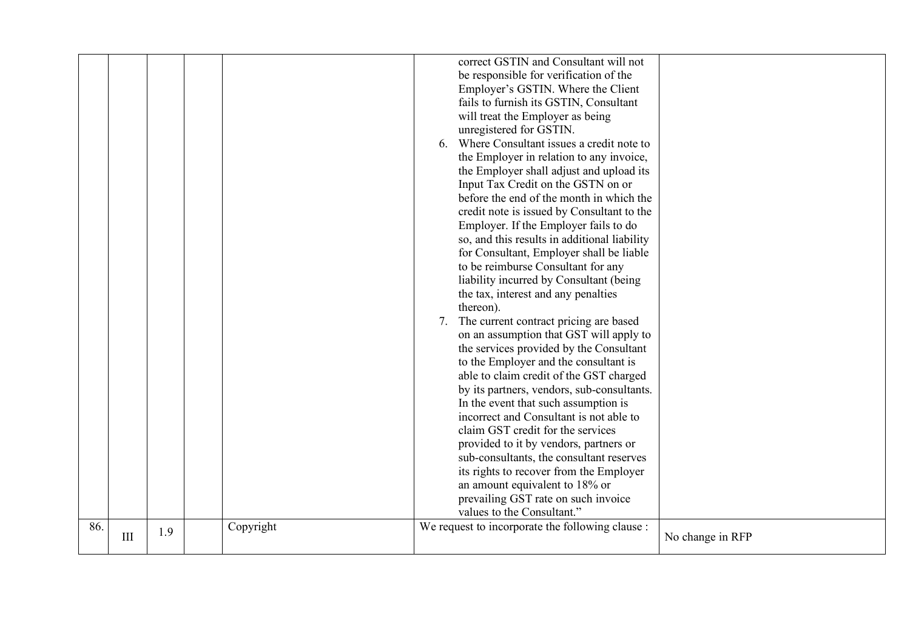| | | | | | | |
|---|---|---|---|---|---|---|
| | | | | | correct GSTIN and Consultant will not be responsible for verification of the Employer's GSTIN. Where the Client fails to furnish its GSTIN, Consultant will treat the Employer as being unregistered for GSTIN.<br>6. Where Consultant issues a credit note to the Employer in relation to any invoice, the Employer shall adjust and upload its Input Tax Credit on the GSTN on or before the end of the month in which the credit note is issued by Consultant to the Employer. If the Employer fails to do so, and this results in additional liability for Consultant, Employer shall be liable to be reimburse Consultant for any liability incurred by Consultant (being the tax, interest and any penalties thereon).<br>7. The current contract pricing are based on an assumption that GST will apply to the services provided by the Consultant to the Employer and the consultant is able to claim credit of the GST charged by its partners, vendors, sub-consultants. In the event that such assumption is incorrect and Consultant is not able to claim GST credit for the services provided to it by vendors, partners or sub-consultants, the consultant reserves its rights to recover from the Employer an amount equivalent to 18% or prevailing GST rate on such invoice values to the Consultant." | |
| 86. | III | 1.9 | | Copyright | We request to incorporate the following clause : | No change in RFP |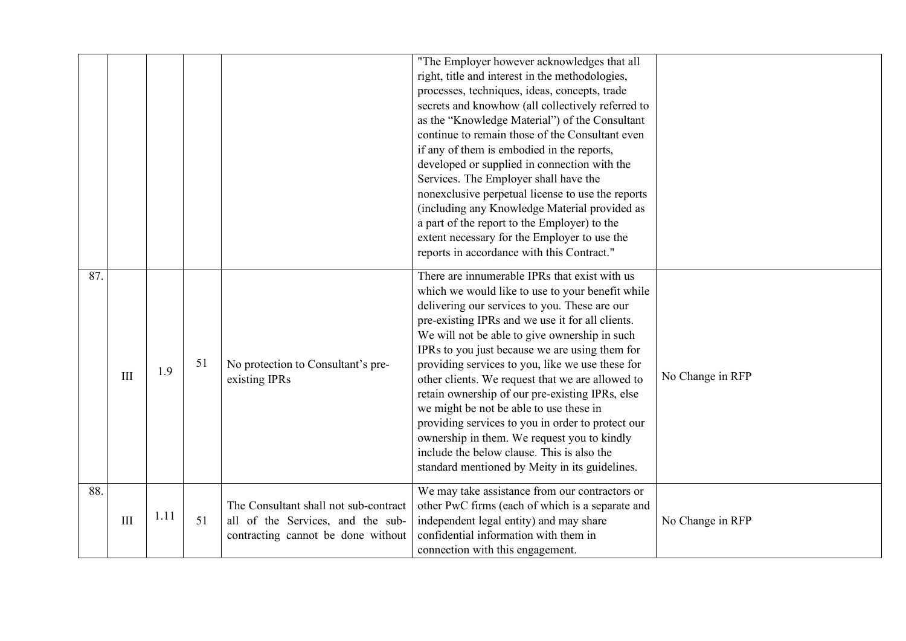| | | | | | | |
|---|---|---|---|---|---|---|
| | | | | | "The Employer however acknowledges that all right, title and interest in the methodologies, processes, techniques, ideas, concepts, trade secrets and knowhow (all collectively referred to as the "Knowledge Material") of the Consultant continue to remain those of the Consultant even if any of them is embodied in the reports, developed or supplied in connection with the Services. The Employer shall have the nonexclusive perpetual license to use the reports (including any Knowledge Material provided as a part of the report to the Employer) to the extent necessary for the Employer to use the reports in accordance with this Contract." | |
| 87. | III | 1.9 | 51 | No protection to Consultant's pre-existing IPRs | There are innumerable IPRs that exist with us which we would like to use to your benefit while delivering our services to you. These are our pre-existing IPRs and we use it for all clients. We will not be able to give ownership in such IPRs to you just because we are using them for providing services to you, like we use these for other clients. We request that we are allowed to retain ownership of our pre-existing IPRs, else we might be not be able to use these in providing services to you in order to protect our ownership in them. We request you to kindly include the below clause. This is also the standard mentioned by Meity in its guidelines. | No Change in RFP |
| 88. | III | 1.11 | 51 | The Consultant shall not sub-contract all of the Services, and the sub-contracting cannot be done without | We may take assistance from our contractors or other PwC firms (each of which is a separate and independent legal entity) and may share confidential information with them in connection with this engagement. | No Change in RFP |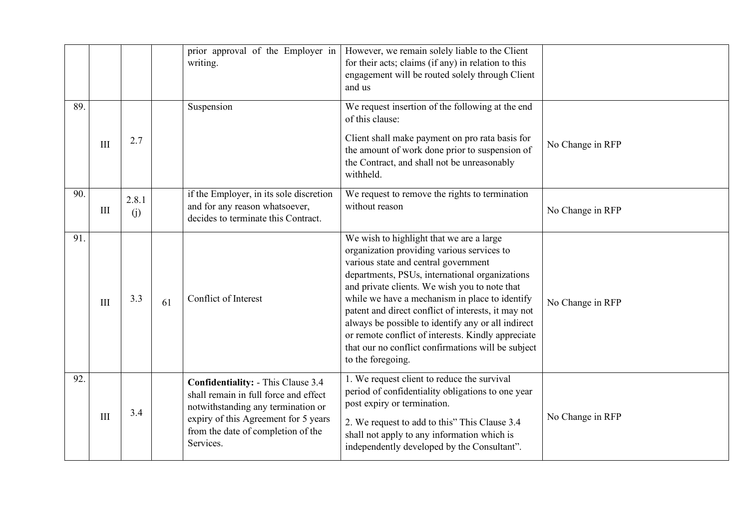| | | | | | | |
|---|---|---|---|---|---|---|
| | | | | prior approval of the Employer in writing. | However, we remain solely liable to the Client for their acts; claims (if any) in relation to this engagement will be routed solely through Client and us | |
| 89. | III | 2.7 | | Suspension | We request insertion of the following at the end of this clause:<br><br>Client shall make payment on pro rata basis for the amount of work done prior to suspension of the Contract, and shall not be unreasonably withheld. | No Change in RFP |
| 90. | III | 2.8.1 (j) | | if the Employer, in its sole discretion and for any reason whatsoever, decides to terminate this Contract. | We request to remove the rights to termination without reason | No Change in RFP |
| 91. | III | 3.3 | 61 | Conflict of Interest | We wish to highlight that we are a large organization providing various services to various state and central government departments, PSUs, international organizations and private clients. We wish you to note that while we have a mechanism in place to identify patent and direct conflict of interests, it may not always be possible to identify any or all indirect or remote conflict of interests. Kindly appreciate that our no conflict confirmations will be subject to the foregoing. | No Change in RFP |
| 92. | III | 3.4 | | **Confidentiality:** - This Clause 3.4 shall remain in full force and effect notwithstanding any termination or expiry of this Agreement for 5 years from the date of completion of the Services. | 1. We request client to reduce the survival period of confidentiality obligations to one year post expiry or termination.<br><br>2. We request to add to this" This Clause 3.4 shall not apply to any information which is independently developed by the Consultant". | No Change in RFP |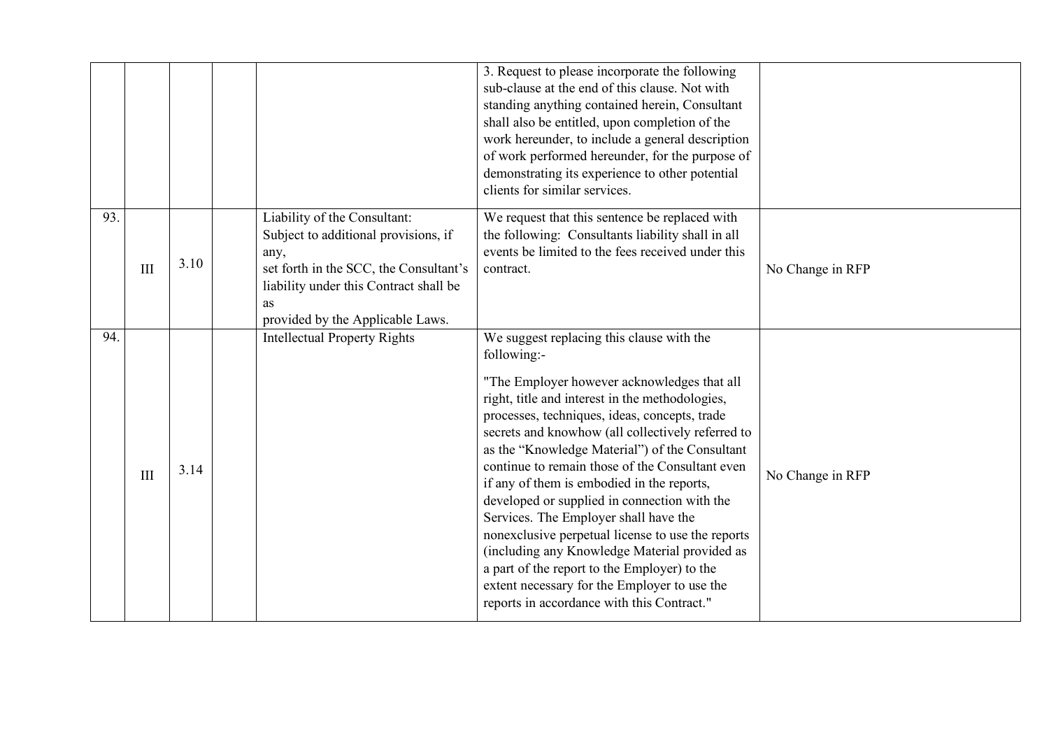| | | | | | | |
|---|---|---|---|---|---|---|
| | | | | | 3. Request to please incorporate the following sub-clause at the end of this clause. Not with standing anything contained herein, Consultant shall also be entitled, upon completion of the work hereunder, to include a general description of work performed hereunder, for the purpose of demonstrating its experience to other potential clients for similar services. | |
| 93. | III | 3.10 | | Liability of the Consultant: Subject to additional provisions, if any, set forth in the SCC, the Consultant's liability under this Contract shall be as provided by the Applicable Laws. | We request that this sentence be replaced with the following: Consultants liability shall in all events be limited to the fees received under this contract. | No Change in RFP |
| 94. | III | 3.14 | | Intellectual Property Rights | We suggest replacing this clause with the following:- "The Employer however acknowledges that all right, title and interest in the methodologies, processes, techniques, ideas, concepts, trade secrets and knowhow (all collectively referred to as the "Knowledge Material") of the Consultant continue to remain those of the Consultant even if any of them is embodied in the reports, developed or supplied in connection with the Services. The Employer shall have the nonexclusive perpetual license to use the reports (including any Knowledge Material provided as a part of the report to the Employer) to the extent necessary for the Employer to use the reports in accordance with this Contract." | No Change in RFP |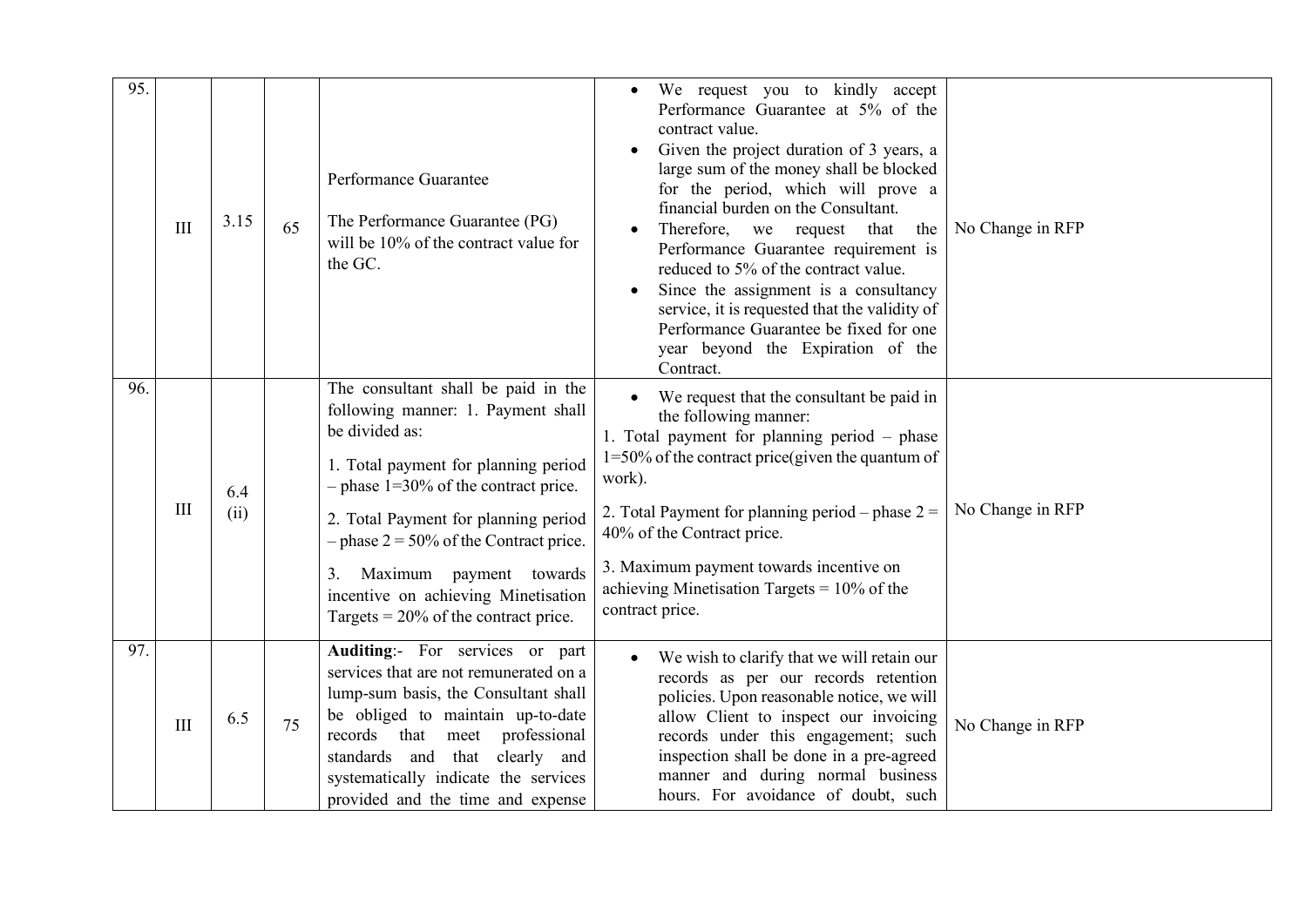| | | | | | | |
|---|---|---|---|---|---|---|
| 95. | III | 3.15 | 65 | Performance Guarantee<br><br>The Performance Guarantee (PG) will be 10% of the contract value for the GC. | • We request you to kindly accept Performance Guarantee at 5% of the contract value.<br>• Given the project duration of 3 years, a large sum of the money shall be blocked for the period, which will prove a financial burden on the Consultant.<br>• Therefore, we request that the Performance Guarantee requirement is reduced to 5% of the contract value.<br>• Since the assignment is a consultancy service, it is requested that the validity of Performance Guarantee be fixed for one year beyond the Expiration of the Contract. | No Change in RFP |
| 96. | III | 6.4 (ii) | | The consultant shall be paid in the following manner: 1. Payment shall be divided as:<br><br>1. Total payment for planning period – phase 1=30% of the contract price.<br><br>2. Total Payment for planning period – phase 2 = 50% of the Contract price.<br><br>3. Maximum payment towards incentive on achieving Minetisation Targets = 20% of the contract price. | • We request that the consultant be paid in the following manner:<br>1. Total payment for planning period – phase 1=50% of the contract price(given the quantum of work).<br><br>2. Total Payment for planning period – phase 2 = 40% of the Contract price.<br><br>3. Maximum payment towards incentive on achieving Minetisation Targets = 10% of the contract price. | No Change in RFP |
| 97. | III | 6.5 | 75 | **Auditing**:- For services or part services that are not remunerated on a lump-sum basis, the Consultant shall be obliged to maintain up-to-date records that meet professional standards and that clearly and systematically indicate the services provided and the time and expense | • We wish to clarify that we will retain our records as per our records retention policies. Upon reasonable notice, we will allow Client to inspect our invoicing records under this engagement; such inspection shall be done in a pre-agreed manner and during normal business hours. For avoidance of doubt, such | No Change in RFP |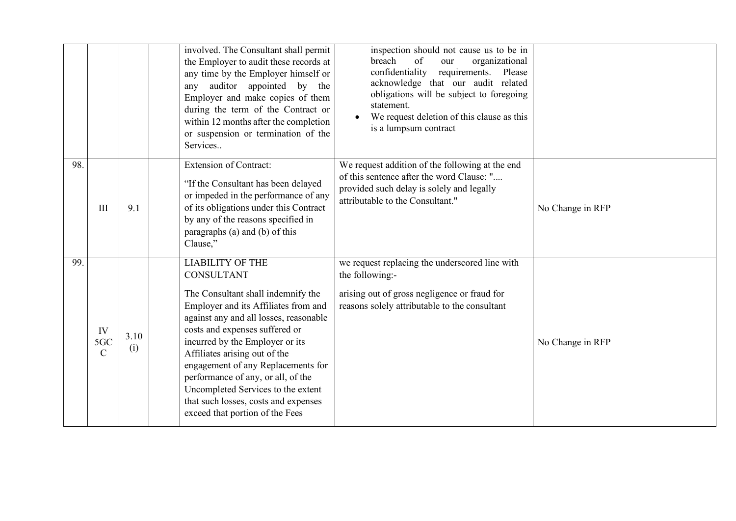| | | | | | | |
|---|---|---|---|---|---|---|
| | | | | involved. The Consultant shall permit the Employer to audit these records at any time by the Employer himself or any auditor appointed by the Employer and make copies of them during the term of the Contract or within 12 months after the completion or suspension or termination of the Services.. | inspection should not cause us to be in breach of our organizational confidentiality requirements. Please acknowledge that our audit related obligations will be subject to foregoing statement.<br>• We request deletion of this clause as this is a lumpsum contract | |
| 98. | III | 9.1 | | Extension of Contract:<br>"If the Consultant has been delayed or impeded in the performance of any of its obligations under this Contract by any of the reasons specified in paragraphs (a) and (b) of this Clause," | We request addition of the following at the end of this sentence after the word Clause: ".... provided such delay is solely and legally attributable to the Consultant." | No Change in RFP |
| 99. | IV 5GCC | 3.10 (i) | | LIABILITY OF THE CONSULTANT<br>The Consultant shall indemnify the Employer and its Affiliates from and against any and all losses, reasonable costs and expenses suffered or incurred by the Employer or its Affiliates arising out of the engagement of any Replacements for performance of any, or all, of the Uncompleted Services to the extent that such losses, costs and expenses exceed that portion of the Fees | we request replacing the underscored line with the following:-<br>arising out of gross negligence or fraud for reasons solely attributable to the consultant | No Change in RFP |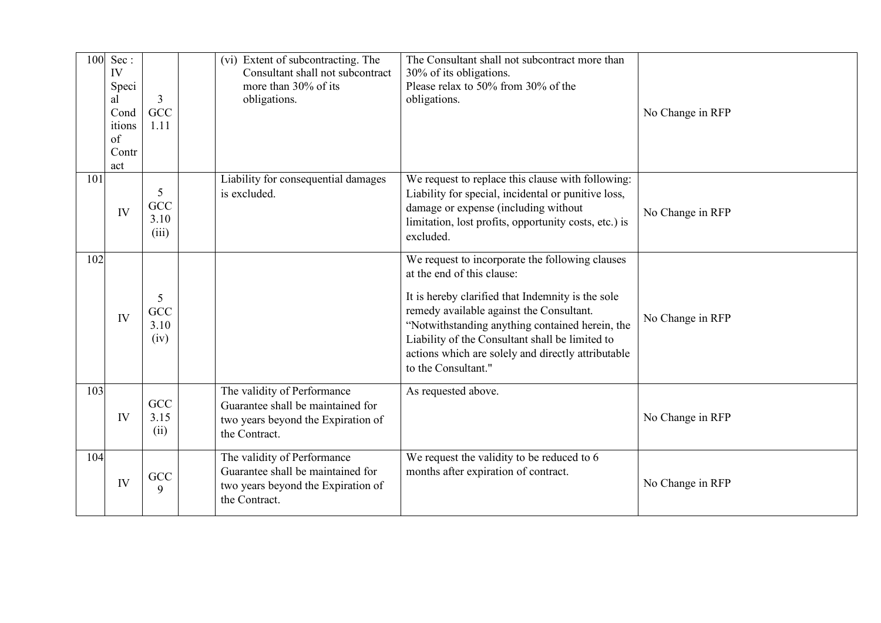| 100 | Sec : IV Special Conditions of Contract | 3 GCC 1.11 | | (vi) Extent of subcontracting. The Consultant shall not subcontract more than 30% of its obligations. | The Consultant shall not subcontract more than 30% of its obligations.<br>Please relax to 50% from 30% of the obligations. | No Change in RFP |
|---|---|---|---|---|---|---|
| 101 | IV | 5 GCC 3.10 (iii) | | Liability for consequential damages is excluded. | We request to replace this clause with following: Liability for special, incidental or punitive loss, damage or expense (including without limitation, lost profits, opportunity costs, etc.) is excluded. | No Change in RFP |
| 102 | IV | 5 GCC 3.10 (iv) | | | We request to incorporate the following clauses at the end of this clause:<br><br>It is hereby clarified that Indemnity is the sole remedy available against the Consultant. "Notwithstanding anything contained herein, the Liability of the Consultant shall be limited to actions which are solely and directly attributable to the Consultant." | No Change in RFP |
| 103 | IV | GCC 3.15 (ii) | | The validity of Performance Guarantee shall be maintained for two years beyond the Expiration of the Contract. | As requested above. | No Change in RFP |
| 104 | IV | GCC 9 | | The validity of Performance Guarantee shall be maintained for two years beyond the Expiration of the Contract. | We request the validity to be reduced to 6 months after expiration of contract. | No Change in RFP |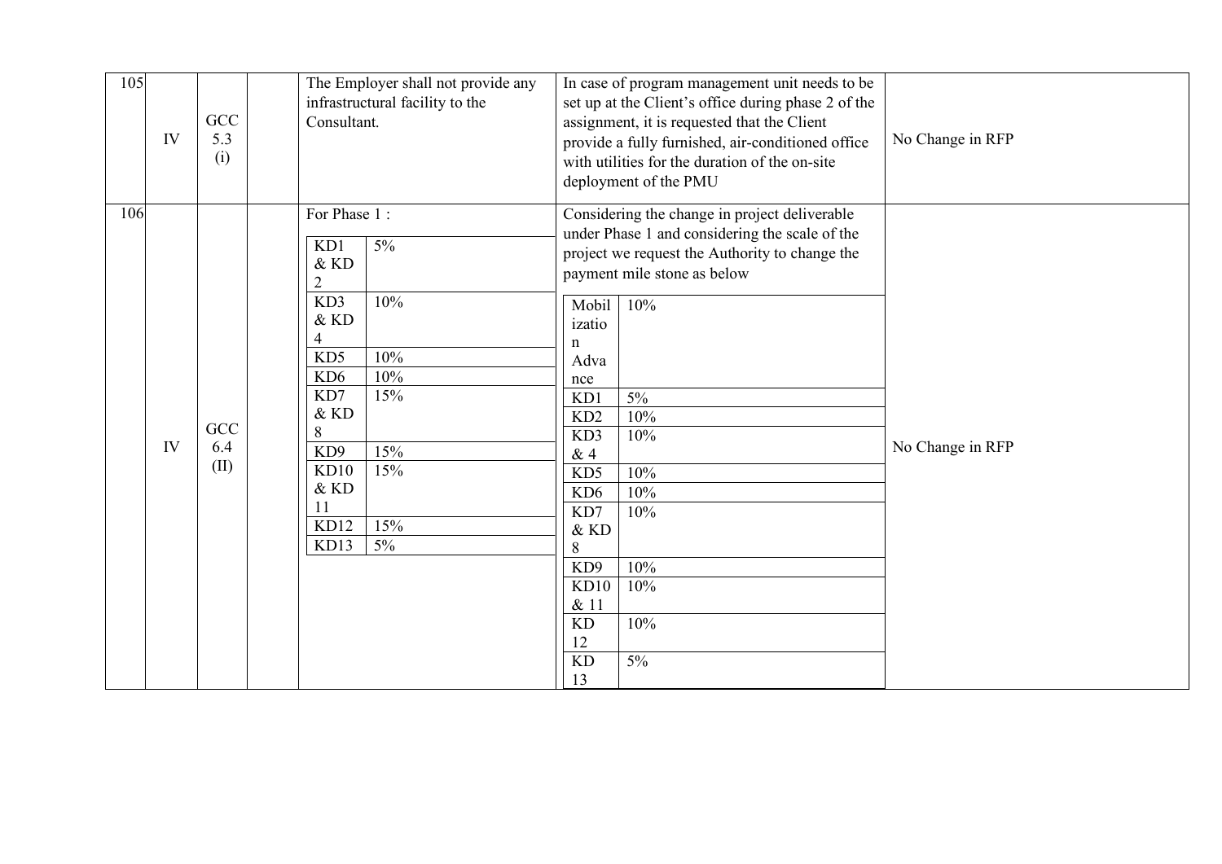| 105 | IV | GCC 5.3 (i) | | The Employer shall not provide any infrastructural facility to the Consultant. | In case of program management unit needs to be set up at the Client's office during phase 2 of the assignment, it is requested that the Client provide a fully furnished, air-conditioned office with utilities for the duration of the on-site deployment of the PMU | No Change in RFP |
|---|---|---|---|---|---|---|
| 106 | IV | GCC 6.4 (II) | | For Phase 1 :<br>KD1 & KD 2 — 5%<br>KD3 & KD 4 — 10%<br>KD5 — 10%<br>KD6 — 10%<br>KD7 & KD 8 — 15%<br>KD9 — 15%<br>KD10 & KD 11 — 15%<br>KD12 — 15%<br>KD13 — 5% | Considering the change in project deliverable under Phase 1 and considering the scale of the project we request the Authority to change the payment mile stone as below<br>Mobilization Advance — 10%<br>KD1 — 5%<br>KD2 — 10%<br>KD3 & 4 — 10%<br>KD5 — 10%<br>KD6 — 10%<br>KD7 & KD 8 — 10%<br>KD9 — 10%<br>KD10 & 11 — 10%<br>KD 12 — 10%<br>KD 13 — 5% | No Change in RFP |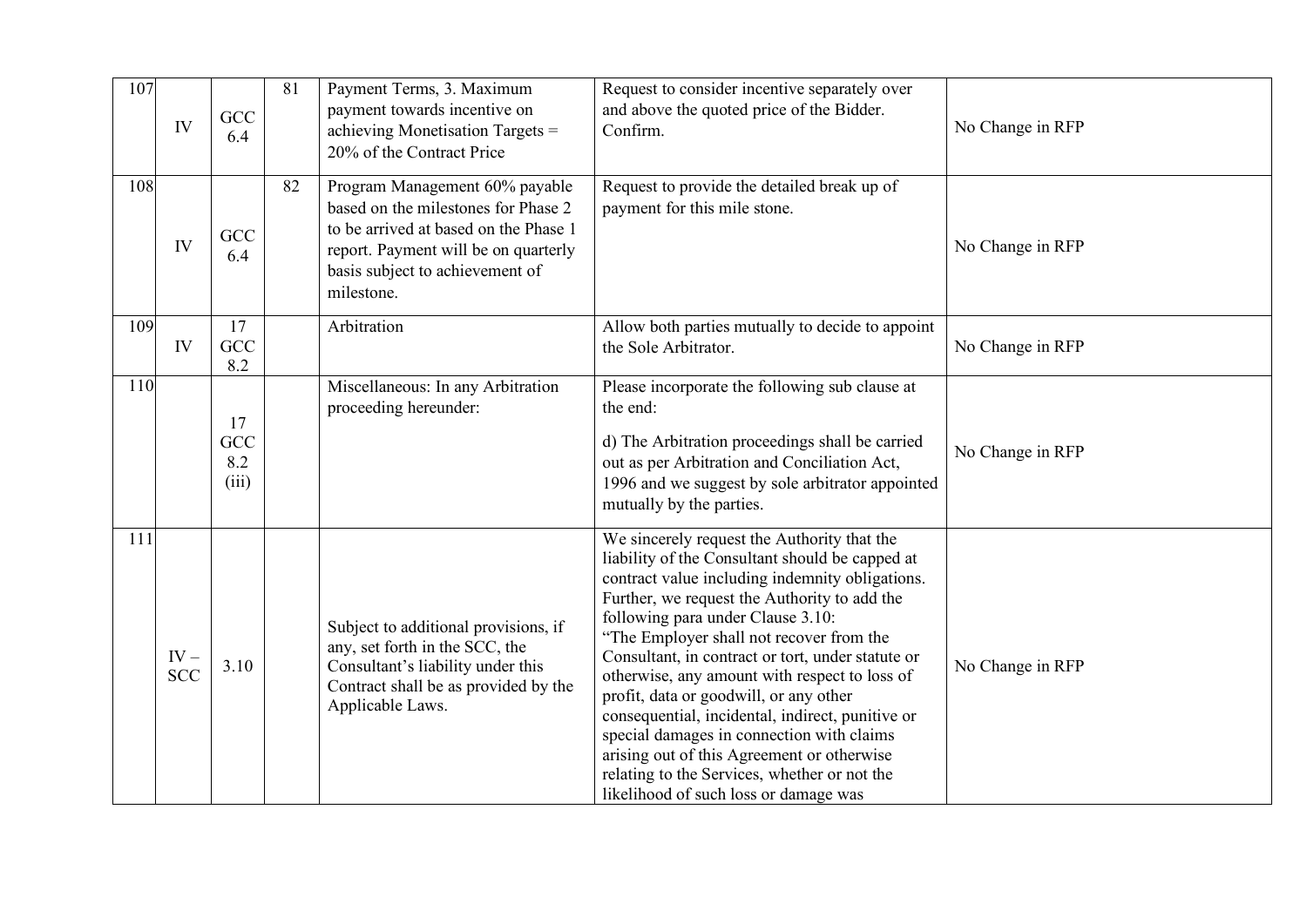| 107 | IV | GCC 6.4 | 81 | Payment Terms, 3. Maximum payment towards incentive on achieving Monetisation Targets = 20% of the Contract Price | Request to consider incentive separately over and above the quoted price of the Bidder. Confirm. | No Change in RFP |
|---|---|---|---|---|---|---|
| 108 | IV | GCC 6.4 | 82 | Program Management 60% payable based on the milestones for Phase 2 to be arrived at based on the Phase 1 report. Payment will be on quarterly basis subject to achievement of milestone. | Request to provide the detailed break up of payment for this mile stone. | No Change in RFP |
| 109 | IV | 17 GCC 8.2 | | Arbitration | Allow both parties mutually to decide to appoint the Sole Arbitrator. | No Change in RFP |
| 110 | | 17 GCC 8.2 (iii) | | Miscellaneous: In any Arbitration proceeding hereunder: | Please incorporate the following sub clause at the end:<br><br>d) The Arbitration proceedings shall be carried out as per Arbitration and Conciliation Act, 1996 and we suggest by sole arbitrator appointed mutually by the parties. | No Change in RFP |
| 111 | IV – SCC | 3.10 | | Subject to additional provisions, if any, set forth in the SCC, the Consultant's liability under this Contract shall be as provided by the Applicable Laws. | We sincerely request the Authority that the liability of the Consultant should be capped at contract value including indemnity obligations. Further, we request the Authority to add the following para under Clause 3.10:<br>"The Employer shall not recover from the Consultant, in contract or tort, under statute or otherwise, any amount with respect to loss of profit, data or goodwill, or any other consequential, incidental, indirect, punitive or special damages in connection with claims arising out of this Agreement or otherwise relating to the Services, whether or not the likelihood of such loss or damage was | No Change in RFP |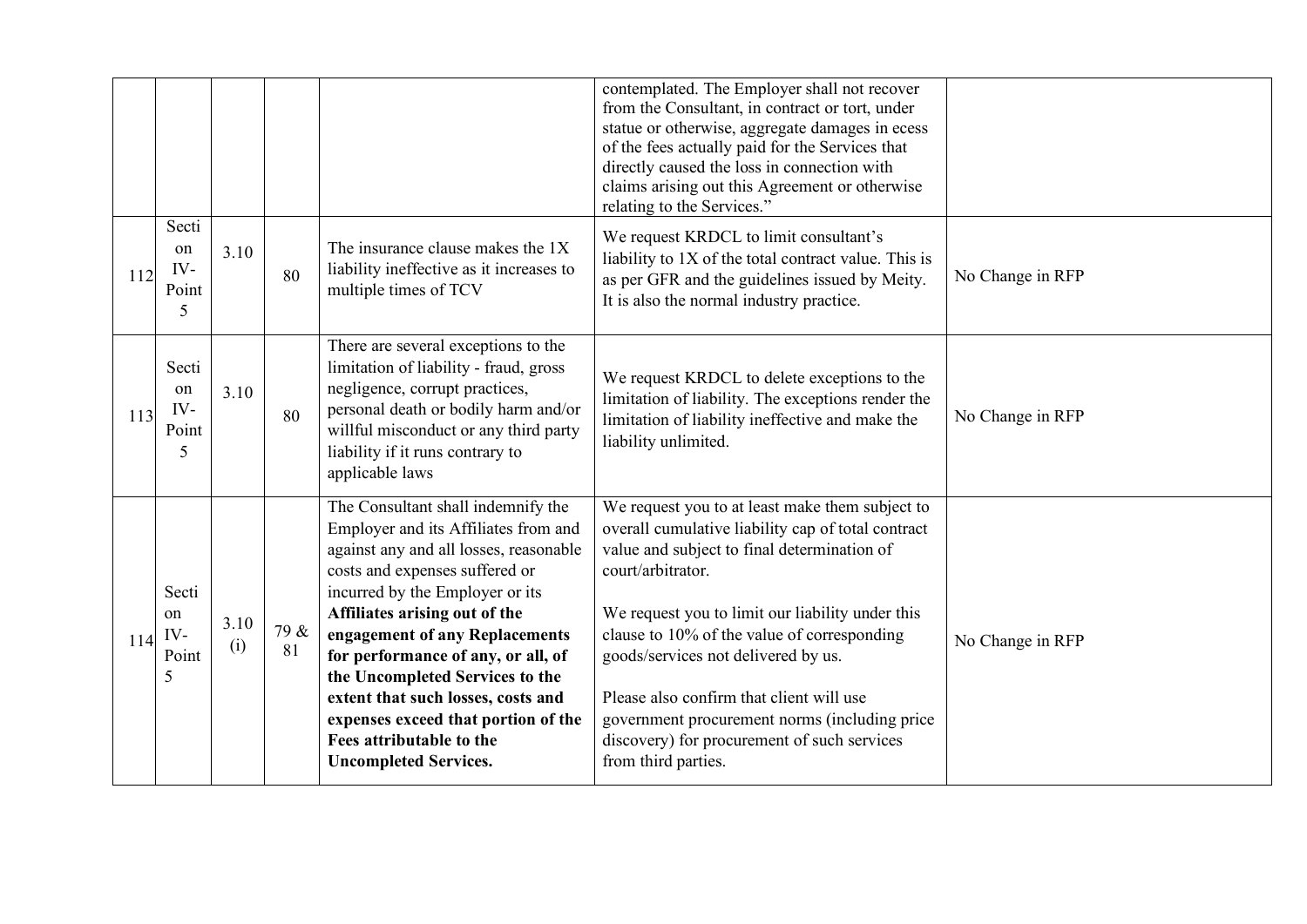| | | | | | contemplated. The Employer shall not recover from the Consultant, in contract or tort, under statue or otherwise, aggregate damages in ecess of the fees actually paid for the Services that directly caused the loss in connection with claims arising out this Agreement or otherwise relating to the Services." | |
|---|---|---|---|---|---|---|
| 112 | Section IV- Point 5 | 3.10 | 80 | The insurance clause makes the 1X liability ineffective as it increases to multiple times of TCV | We request KRDCL to limit consultant's liability to 1X of the total contract value. This is as per GFR and the guidelines issued by Meity. It is also the normal industry practice. | No Change in RFP |
| 113 | Section IV- Point 5 | 3.10 | 80 | There are several exceptions to the limitation of liability - fraud, gross negligence, corrupt practices, personal death or bodily harm and/or willful misconduct or any third party liability if it runs contrary to applicable laws | We request KRDCL to delete exceptions to the limitation of liability. The exceptions render the limitation of liability ineffective and make the liability unlimited. | No Change in RFP |
| 114 | Section IV- Point 5 | 3.10 (i) | 79 & 81 | The Consultant shall indemnify the Employer and its Affiliates from and against any and all losses, reasonable costs and expenses suffered or incurred by the Employer or its **Affiliates arising out of the engagement of any Replacements for performance of any, or all, of the Uncompleted Services to the extent that such losses, costs and expenses exceed that portion of the Fees attributable to the Uncompleted Services.** | We request you to at least make them subject to overall cumulative liability cap of total contract value and subject to final determination of court/arbitrator.<br><br>We request you to limit our liability under this clause to 10% of the value of corresponding goods/services not delivered by us.<br><br>Please also confirm that client will use government procurement norms (including price discovery) for procurement of such services from third parties. | No Change in RFP |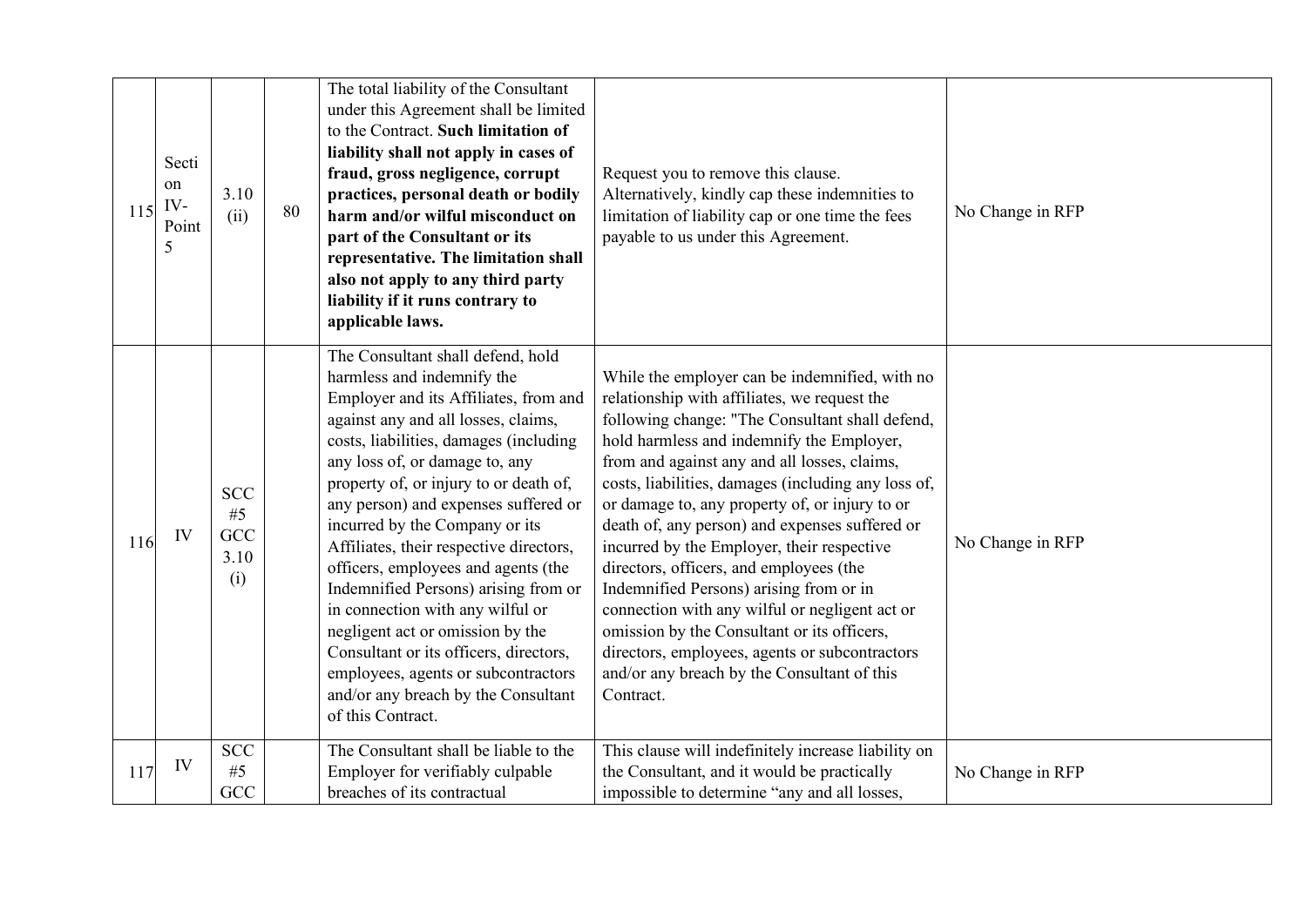| | | | | | | |
|---|---|---|---|---|---|---|
| 115 | Section IV-Point 5 | 3.10 (ii) | 80 | The total liability of the Consultant under this Agreement shall be limited to the Contract. **Such limitation of liability shall not apply in cases of fraud, gross negligence, corrupt practices, personal death or bodily harm and/or wilful misconduct on part of the Consultant or its representative. The limitation shall also not apply to any third party liability if it runs contrary to applicable laws.** | Request you to remove this clause. Alternatively, kindly cap these indemnities to limitation of liability cap or one time the fees payable to us under this Agreement. | No Change in RFP |
| 116 | IV | SCC #5 GCC 3.10 (i) | | The Consultant shall defend, hold harmless and indemnify the Employer and its Affiliates, from and against any and all losses, claims, costs, liabilities, damages (including any loss of, or damage to, any property of, or injury to or death of, any person) and expenses suffered or incurred by the Company or its Affiliates, their respective directors, officers, employees and agents (the Indemnified Persons) arising from or in connection with any wilful or negligent act or omission by the Consultant or its officers, directors, employees, agents or subcontractors and/or any breach by the Consultant of this Contract. | While the employer can be indemnified, with no relationship with affiliates, we request the following change: "The Consultant shall defend, hold harmless and indemnify the Employer, from and against any and all losses, claims, costs, liabilities, damages (including any loss of, or damage to, any property of, or injury to or death of, any person) and expenses suffered or incurred by the Employer, their respective directors, officers, and employees (the Indemnified Persons) arising from or in connection with any wilful or negligent act or omission by the Consultant or its officers, directors, employees, agents or subcontractors and/or any breach by the Consultant of this Contract. | No Change in RFP |
| 117 | IV | SCC #5 GCC | | The Consultant shall be liable to the Employer for verifiably culpable breaches of its contractual | This clause will indefinitely increase liability on the Consultant, and it would be practically impossible to determine "any and all losses, | No Change in RFP |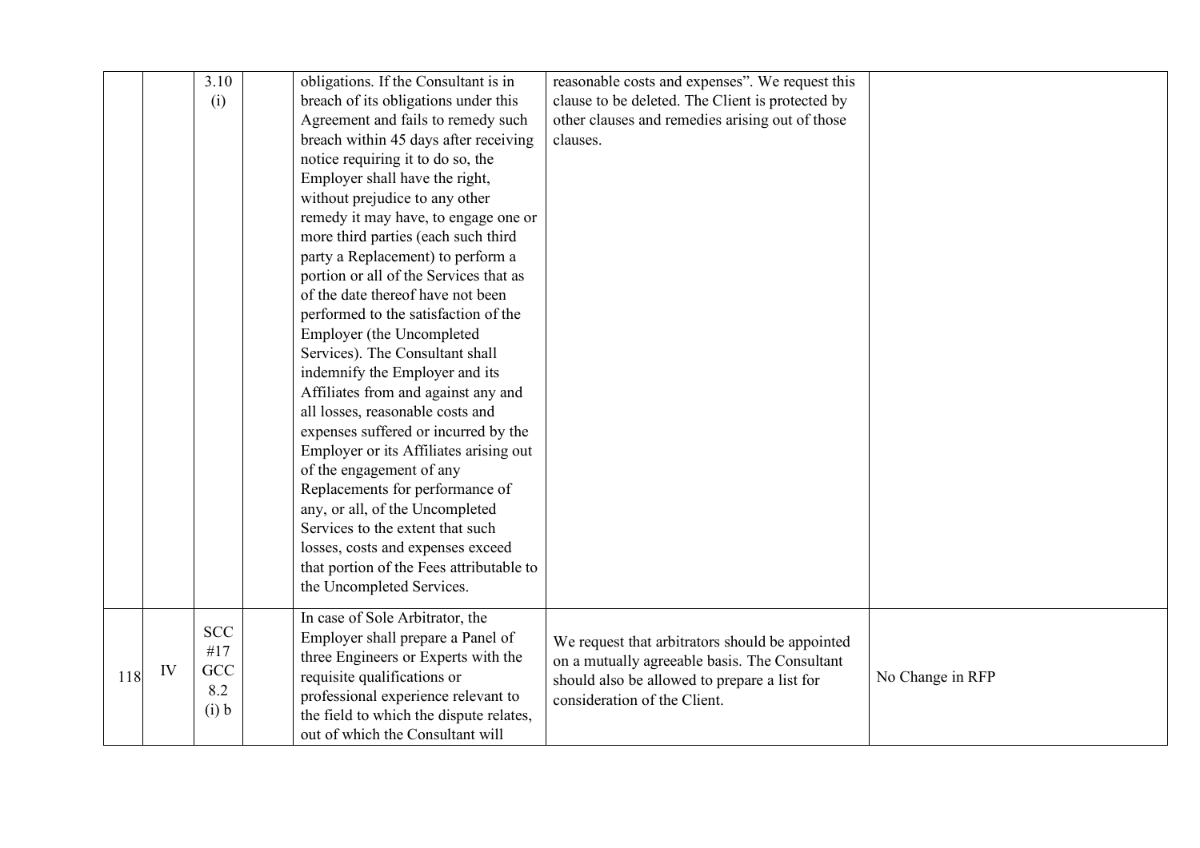| | | | | | | |
|---|---|---|---|---|---|---|
| | | 3.10 (i) | | obligations. If the Consultant is in breach of its obligations under this Agreement and fails to remedy such breach within 45 days after receiving notice requiring it to do so, the Employer shall have the right, without prejudice to any other remedy it may have, to engage one or more third parties (each such third party a Replacement) to perform a portion or all of the Services that as of the date thereof have not been performed to the satisfaction of the Employer (the Uncompleted Services). The Consultant shall indemnify the Employer and its Affiliates from and against any and all losses, reasonable costs and expenses suffered or incurred by the Employer or its Affiliates arising out of the engagement of any Replacements for performance of any, or all, of the Uncompleted Services to the extent that such losses, costs and expenses exceed that portion of the Fees attributable to the Uncompleted Services. | reasonable costs and expenses". We request this clause to be deleted. The Client is protected by other clauses and remedies arising out of those clauses. | |
| 118 | IV | SCC #17 GCC 8.2 (i) b | | In case of Sole Arbitrator, the Employer shall prepare a Panel of three Engineers or Experts with the requisite qualifications or professional experience relevant to the field to which the dispute relates, out of which the Consultant will | We request that arbitrators should be appointed on a mutually agreeable basis. The Consultant should also be allowed to prepare a list for consideration of the Client. | No Change in RFP |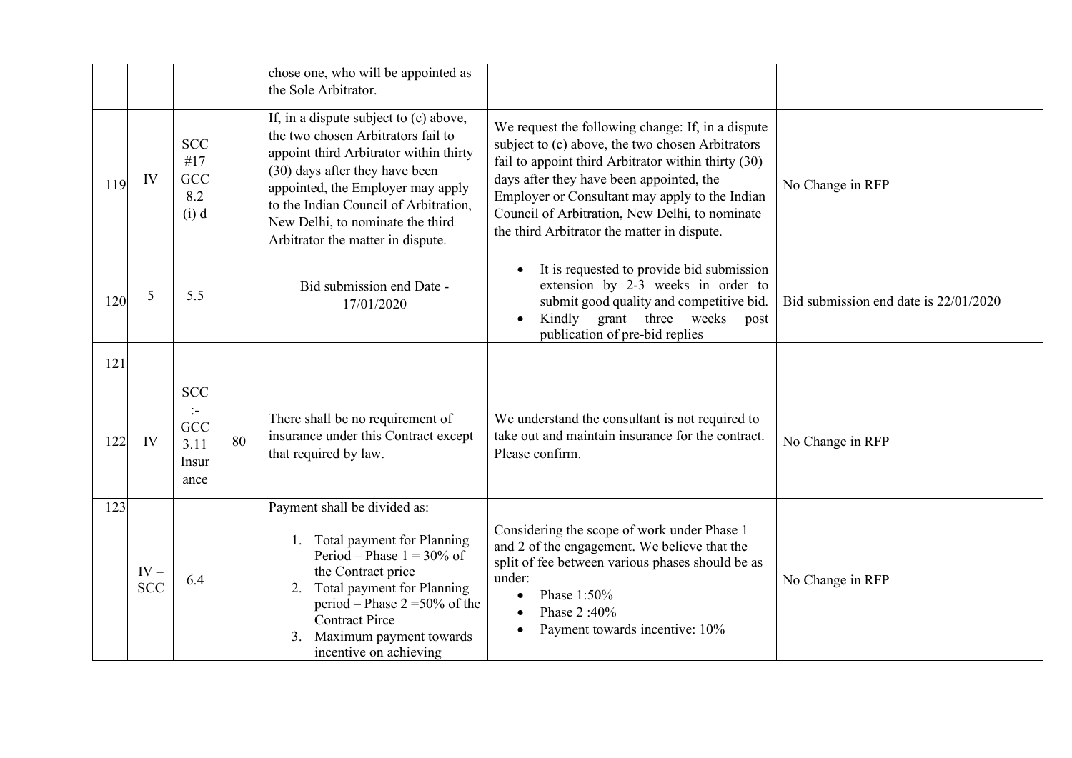| | | | | | | |
|---|---|---|---|---|---|---|
| | | | | chose one, who will be appointed as the Sole Arbitrator. | | |
| 119 | IV | SCC #17 GCC 8.2 (i) d | | If, in a dispute subject to (c) above, the two chosen Arbitrators fail to appoint third Arbitrator within thirty (30) days after they have been appointed, the Employer may apply to the Indian Council of Arbitration, New Delhi, to nominate the third Arbitrator the matter in dispute. | We request the following change: If, in a dispute subject to (c) above, the two chosen Arbitrators fail to appoint third Arbitrator within thirty (30) days after they have been appointed, the Employer or Consultant may apply to the Indian Council of Arbitration, New Delhi, to nominate the third Arbitrator the matter in dispute. | No Change in RFP |
| 120 | 5 | 5.5 | | Bid submission end Date - 17/01/2020 | • It is requested to provide bid submission extension by 2-3 weeks in order to submit good quality and competitive bid.<br>• Kindly grant three weeks post publication of pre-bid replies | Bid submission end date is 22/01/2020 |
| 121 | | | | | | |
| 122 | IV | SCC :- GCC 3.11 Insurance | 80 | There shall be no requirement of insurance under this Contract except that required by law. | We understand the consultant is not required to take out and maintain insurance for the contract. Please confirm. | No Change in RFP |
| 123 | IV – SCC | 6.4 | | Payment shall be divided as:<br>1. Total payment for Planning Period – Phase 1 = 30% of the Contract price<br>2. Total payment for Planning period – Phase 2 =50% of the Contract Pirce<br>3. Maximum payment towards incentive on achieving | Considering the scope of work under Phase 1 and 2 of the engagement. We believe that the split of fee between various phases should be as under:<br>• Phase 1:50%<br>• Phase 2 :40%<br>• Payment towards incentive: 10% | No Change in RFP |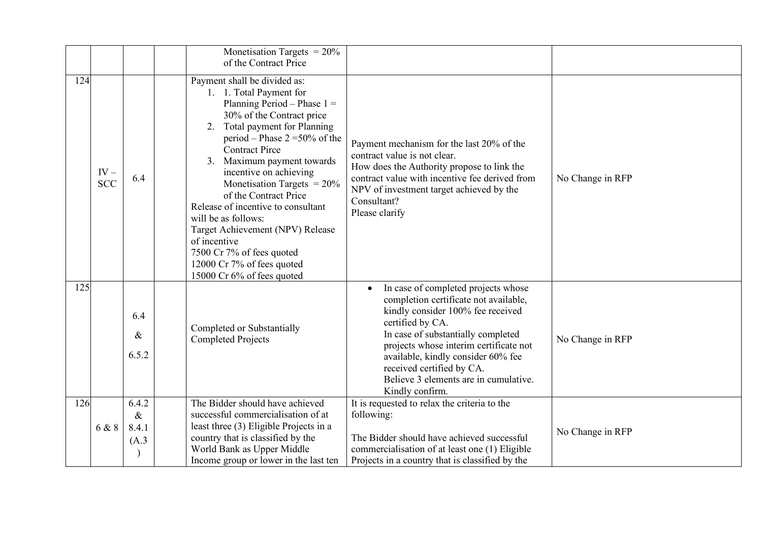| | | | | | | |
|---|---|---|---|---|---|---|
| | | | | Monetisation Targets = 20% of the Contract Price | | |
| 124 | IV – SCC | 6.4 | | Payment shall be divided as:<br>1. 1. Total Payment for Planning Period – Phase 1 = 30% of the Contract price<br>2. Total payment for Planning period – Phase 2 =50% of the Contract Pirce<br>3. Maximum payment towards incentive on achieving Monetisation Targets = 20% of the Contract Price<br>Release of incentive to consultant will be as follows:<br>Target Achievement (NPV) Release of incentive<br>7500 Cr 7% of fees quoted<br>12000 Cr 7% of fees quoted<br>15000 Cr 6% of fees quoted | Payment mechanism for the last 20% of the contract value is not clear.<br>How does the Authority propose to link the contract value with incentive fee derived from NPV of investment target achieved by the Consultant?<br>Please clarify | No Change in RFP |
| 125 | | 6.4 & 6.5.2 | | Completed or Substantially Completed Projects | • In case of completed projects whose completion certificate not available, kindly consider 100% fee received certified by CA.<br>In case of substantially completed projects whose interim certificate not available, kindly consider 60% fee received certified by CA.<br>Believe 3 elements are in cumulative. Kindly confirm. | No Change in RFP |
| 126 | 6 & 8 | 6.4.2 & 8.4.1 (A.3 ) | | The Bidder should have achieved successful commercialisation of at least three (3) Eligible Projects in a country that is classified by the World Bank as Upper Middle Income group or lower in the last ten | It is requested to relax the criteria to the following:<br><br>The Bidder should have achieved successful commercialisation of at least one (1) Eligible Projects in a country that is classified by the | No Change in RFP |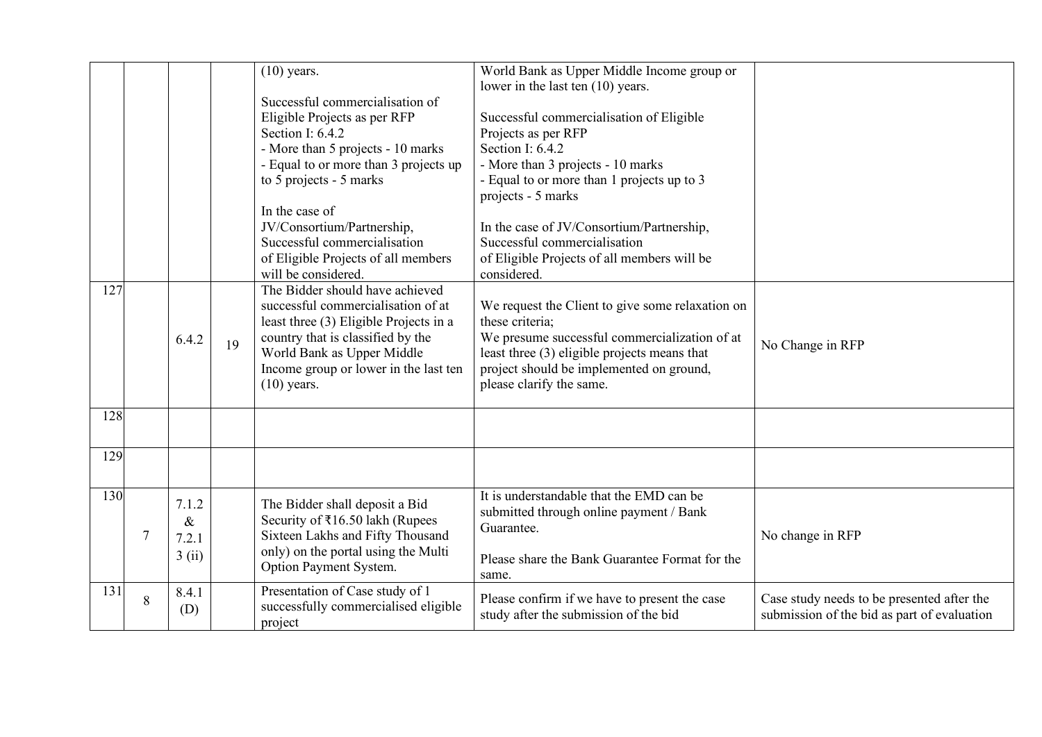|  |  |  |  |  |  |  |
|---|---|---|---|---|---|---|
|  |  |  |  | (10) years.<br><br>Successful commercialisation of Eligible Projects as per RFP Section I: 6.4.2<br>- More than 5 projects - 10 marks<br>- Equal to or more than 3 projects up to 5 projects - 5 marks<br><br>In the case of JV/Consortium/Partnership, Successful commercialisation of Eligible Projects of all members will be considered. | World Bank as Upper Middle Income group or lower in the last ten (10) years.<br><br>Successful commercialisation of Eligible Projects as per RFP Section I: 6.4.2<br>- More than 3 projects - 10 marks<br>- Equal to or more than 1 projects up to 3 projects - 5 marks<br><br>In the case of JV/Consortium/Partnership, Successful commercialisation of Eligible Projects of all members will be considered. |  |
| 127 |  | 6.4.2 | 19 | The Bidder should have achieved successful commercialisation of at least three (3) Eligible Projects in a country that is classified by the World Bank as Upper Middle Income group or lower in the last ten (10) years. | We request the Client to give some relaxation on these criteria;<br>We presume successful commercialization of at least three (3) eligible projects means that project should be implemented on ground, please clarify the same. | No Change in RFP |
| 128 |  |  |  |  |  |  |
| 129 |  |  |  |  |  |  |
| 130 | 7 | 7.1.2 & 7.2.1 3 (ii) |  | The Bidder shall deposit a Bid Security of ₹16.50 lakh (Rupees Sixteen Lakhs and Fifty Thousand only) on the portal using the Multi Option Payment System. | It is understandable that the EMD can be submitted through online payment / Bank Guarantee.<br><br>Please share the Bank Guarantee Format for the same. | No change in RFP |
| 131 | 8 | 8.4.1 (D) |  | Presentation of Case study of 1 successfully commercialised eligible project | Please confirm if we have to present the case study after the submission of the bid | Case study needs to be presented after the submission of the bid as part of evaluation |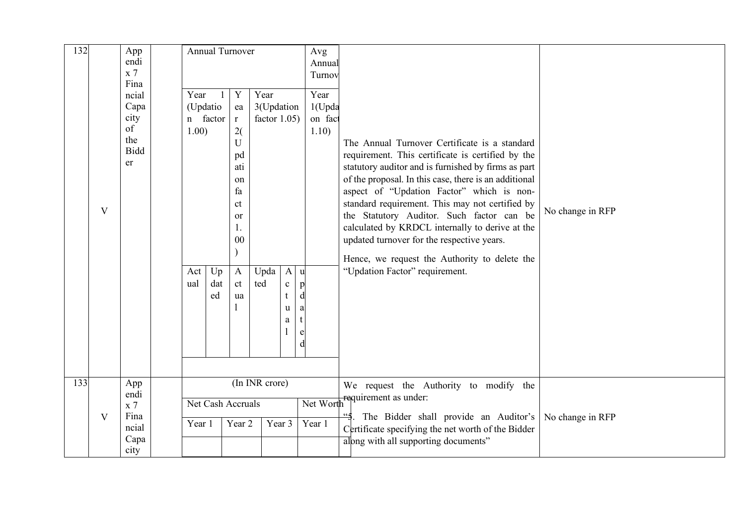| 132 | V | Appendix 7 Financial Capacity of the Bidder | | <table><tr><td colspan="6">Annual Turnover</td><td>Avg Annual Turnov</td></tr><tr><td colspan="2">Year 1 (Updation factor 1.00)</td><td>Year 2(Updation factor 1.00)</td><td colspan="3">Year 3(Updation factor 1.05)</td><td>Year 1(Updation factor 1.10)</td></tr><tr><td>Actual</td><td>Updated</td><td>Actual</td><td>Updated</td><td>Actual</td><td>updated</td><td></td></tr></table> | The Annual Turnover Certificate is a standard requirement. This certificate is certified by the statutory auditor and is furnished by firms as part of the proposal. In this case, there is an additional aspect of "Updation Factor" which is non-standard requirement. This may not certified by the Statutory Auditor. Such factor can be calculated by KRDCL internally to derive at the updated turnover for the respective years.<br><br>Hence, we request the Authority to delete the "Updation Factor" requirement. | No change in RFP |
|---|---|---|---|---|---|---|
| 133 | V | Appendix 7 Financial Capacity | | <table><tr><td colspan="4">(In INR crore)</td></tr><tr><td colspan="3">Net Cash Accruals</td><td>Net Worth</td></tr><tr><td>Year 1</td><td>Year 2</td><td>Year 3</td><td>Year 1</td></tr><tr><td></td><td></td><td></td><td></td></tr></table> | We request the Authority to modify the requirement as under:<br><br>"5. The Bidder shall provide an Auditor's Certificate specifying the net worth of the Bidder along with all supporting documents" | No change in RFP |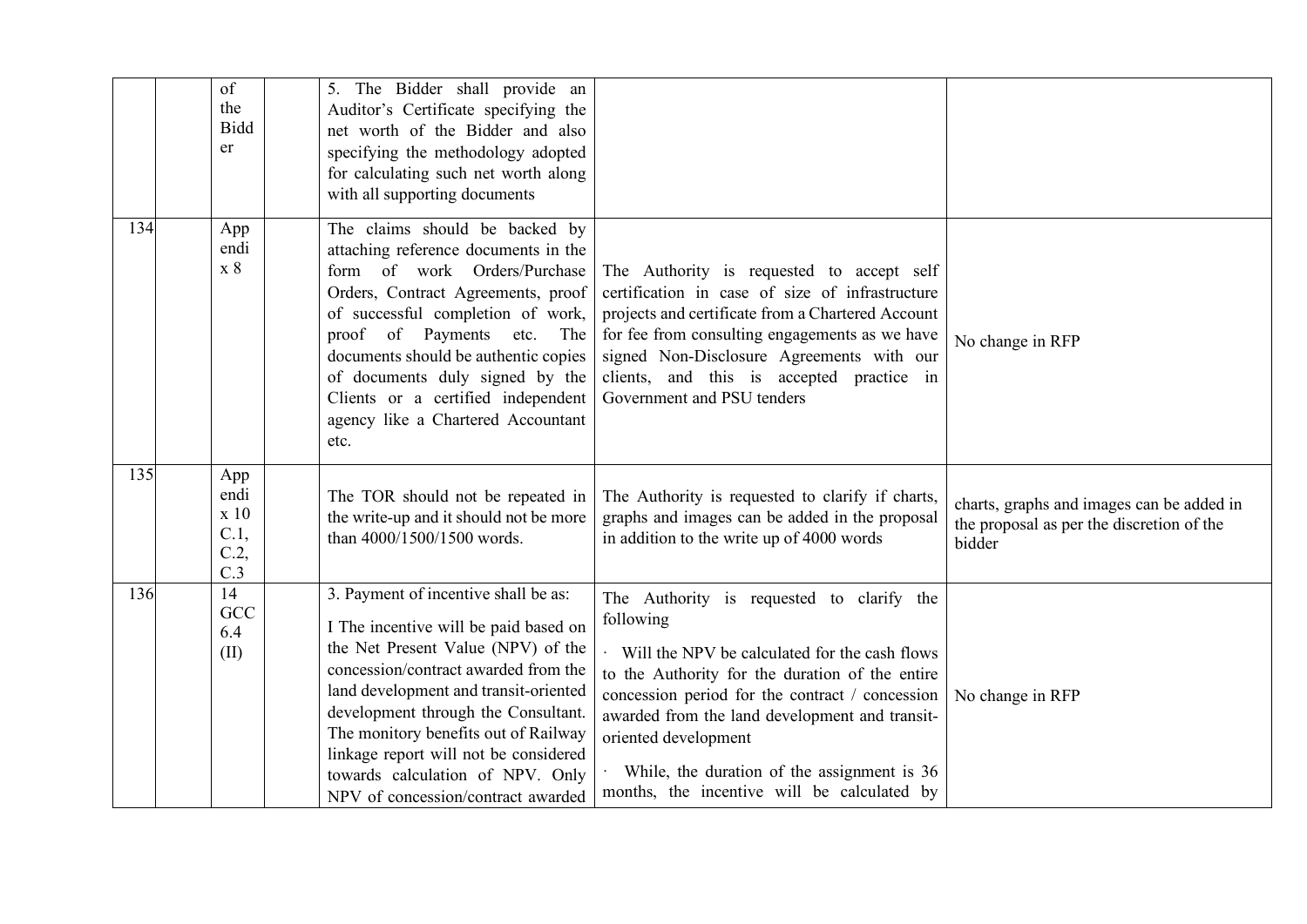| | | | | | | |
|---|---|---|---|---|---|---|
| | | of the Bidder | | 5. The Bidder shall provide an Auditor's Certificate specifying the net worth of the Bidder and also specifying the methodology adopted for calculating such net worth along with all supporting documents | | |
| 134 | | Appendix 8 | | The claims should be backed by attaching reference documents in the form of work Orders/Purchase Orders, Contract Agreements, proof of successful completion of work, proof of Payments etc. The documents should be authentic copies of documents duly signed by the Clients or a certified independent agency like a Chartered Accountant etc. | The Authority is requested to accept self certification in case of size of infrastructure projects and certificate from a Chartered Account for fee from consulting engagements as we have signed Non-Disclosure Agreements with our clients, and this is accepted practice in Government and PSU tenders | No change in RFP |
| 135 | | Appendix 10 C.1, C.2, C.3 | | The TOR should not be repeated in the write-up and it should not be more than 4000/1500/1500 words. | The Authority is requested to clarify if charts, graphs and images can be added in the proposal in addition to the write up of 4000 words | charts, graphs and images can be added in the proposal as per the discretion of the bidder |
| 136 | | 14 GCC 6.4 (II) | | 3. Payment of incentive shall be as:<br><br>I The incentive will be paid based on the Net Present Value (NPV) of the concession/contract awarded from the land development and transit-oriented development through the Consultant. The monitory benefits out of Railway linkage report will not be considered towards calculation of NPV. Only NPV of concession/contract awarded | The Authority is requested to clarify the following<br><br>· Will the NPV be calculated for the cash flows to the Authority for the duration of the entire concession period for the contract / concession awarded from the land development and transit-oriented development<br><br>· While, the duration of the assignment is 36 months, the incentive will be calculated by | No change in RFP |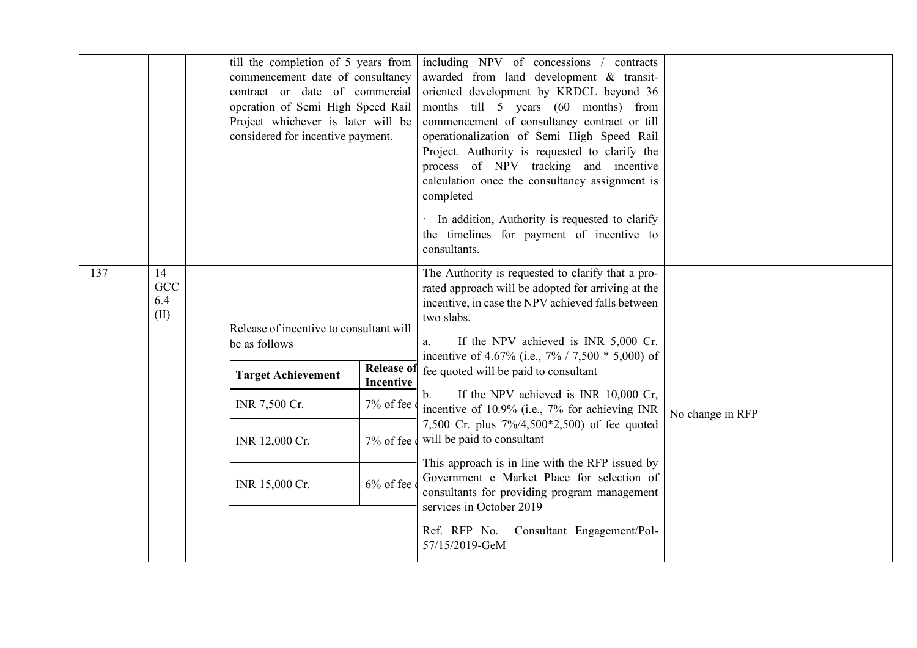| | | | | | | |
|---|---|---|---|---|---|---|
| | | | | till the completion of 5 years from commencement date of consultancy contract or date of commercial operation of Semi High Speed Rail Project whichever is later will be considered for incentive payment. | including NPV of concessions / contracts awarded from land development & transit-oriented development by KRDCL beyond 36 months till 5 years (60 months) from commencement of consultancy contract or till operationalization of Semi High Speed Rail Project. Authority is requested to clarify the process of NPV tracking and incentive calculation once the consultancy assignment is completed<br><br>· In addition, Authority is requested to clarify the timelines for payment of incentive to consultants. | |
| 137 | | 14 GCC 6.4 (II) | | Release of incentive to consultant will be as follows<br><br>**Target Achievement** / **Release of Incentive**<br>INR 7,500 Cr. / 7% of fee<br>INR 12,000 Cr. / 7% of fee<br>INR 15,000 Cr. / 6% of fee | The Authority is requested to clarify that a pro-rated approach will be adopted for arriving at the incentive, in case the NPV achieved falls between two slabs.<br><br>a. If the NPV achieved is INR 5,000 Cr. incentive of 4.67% (i.e., 7% / 7,500 * 5,000) of fee quoted will be paid to consultant<br><br>b. If the NPV achieved is INR 10,000 Cr, incentive of 10.9% (i.e., 7% for achieving INR 7,500 Cr. plus 7%/4,500*2,500) of fee quoted will be paid to consultant<br><br>This approach is in line with the RFP issued by Government e Market Place for selection of consultants for providing program management services in October 2019<br><br>Ref. RFP No. Consultant Engagement/Pol-57/15/2019-GeM | No change in RFP |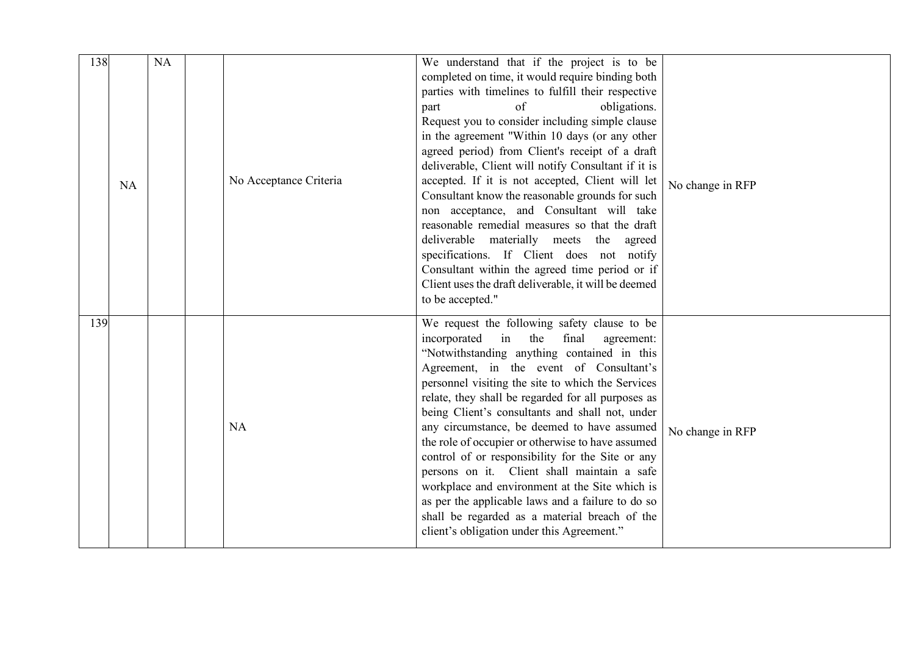| | | | | | | |
|---|---|---|---|---|---|---|
| 138 | NA | NA | | No Acceptance Criteria | We understand that if the project is to be completed on time, it would require binding both parties with timelines to fulfill their respective part of obligations. Request you to consider including simple clause in the agreement "Within 10 days (or any other agreed period) from Client's receipt of a draft deliverable, Client will notify Consultant if it is accepted. If it is not accepted, Client will let Consultant know the reasonable grounds for such non acceptance, and Consultant will take reasonable remedial measures so that the draft deliverable materially meets the agreed specifications. If Client does not notify Consultant within the agreed time period or if Client uses the draft deliverable, it will be deemed to be accepted." | No change in RFP |
| 139 | | | | NA | We request the following safety clause to be incorporated in the final agreement: "Notwithstanding anything contained in this Agreement, in the event of Consultant's personnel visiting the site to which the Services relate, they shall be regarded for all purposes as being Client's consultants and shall not, under any circumstance, be deemed to have assumed the role of occupier or otherwise to have assumed control of or responsibility for the Site or any persons on it. Client shall maintain a safe workplace and environment at the Site which is as per the applicable laws and a failure to do so shall be regarded as a material breach of the client's obligation under this Agreement." | No change in RFP |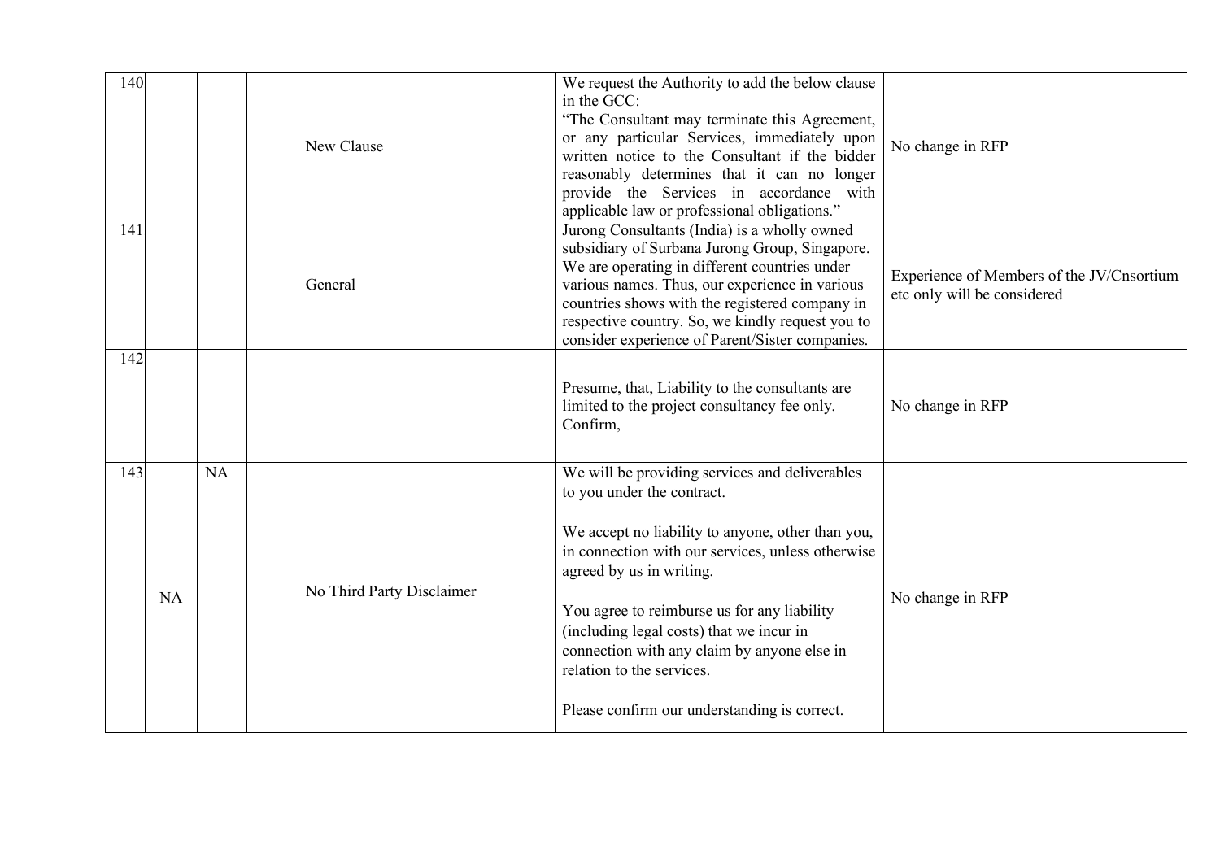| 140 | | | | New Clause | We request the Authority to add the below clause in the GCC:<br>"The Consultant may terminate this Agreement, or any particular Services, immediately upon written notice to the Consultant if the bidder reasonably determines that it can no longer provide the Services in accordance with applicable law or professional obligations." | No change in RFP |
|---|---|---|---|---|---|---|
| 141 | | | | General | Jurong Consultants (India) is a wholly owned subsidiary of Surbana Jurong Group, Singapore. We are operating in different countries under various names. Thus, our experience in various countries shows with the registered company in respective country. So, we kindly request you to consider experience of Parent/Sister companies. | Experience of Members of the JV/Cnsortium etc only will be considered |
| 142 | | | | | Presume, that, Liability to the consultants are limited to the project consultancy fee only. Confirm, | No change in RFP |
| 143 | NA | NA | | No Third Party Disclaimer | We will be providing services and deliverables to you under the contract.<br><br>We accept no liability to anyone, other than you, in connection with our services, unless otherwise agreed by us in writing.<br><br>You agree to reimburse us for any liability (including legal costs) that we incur in connection with any claim by anyone else in relation to the services.<br><br>Please confirm our understanding is correct. | No change in RFP |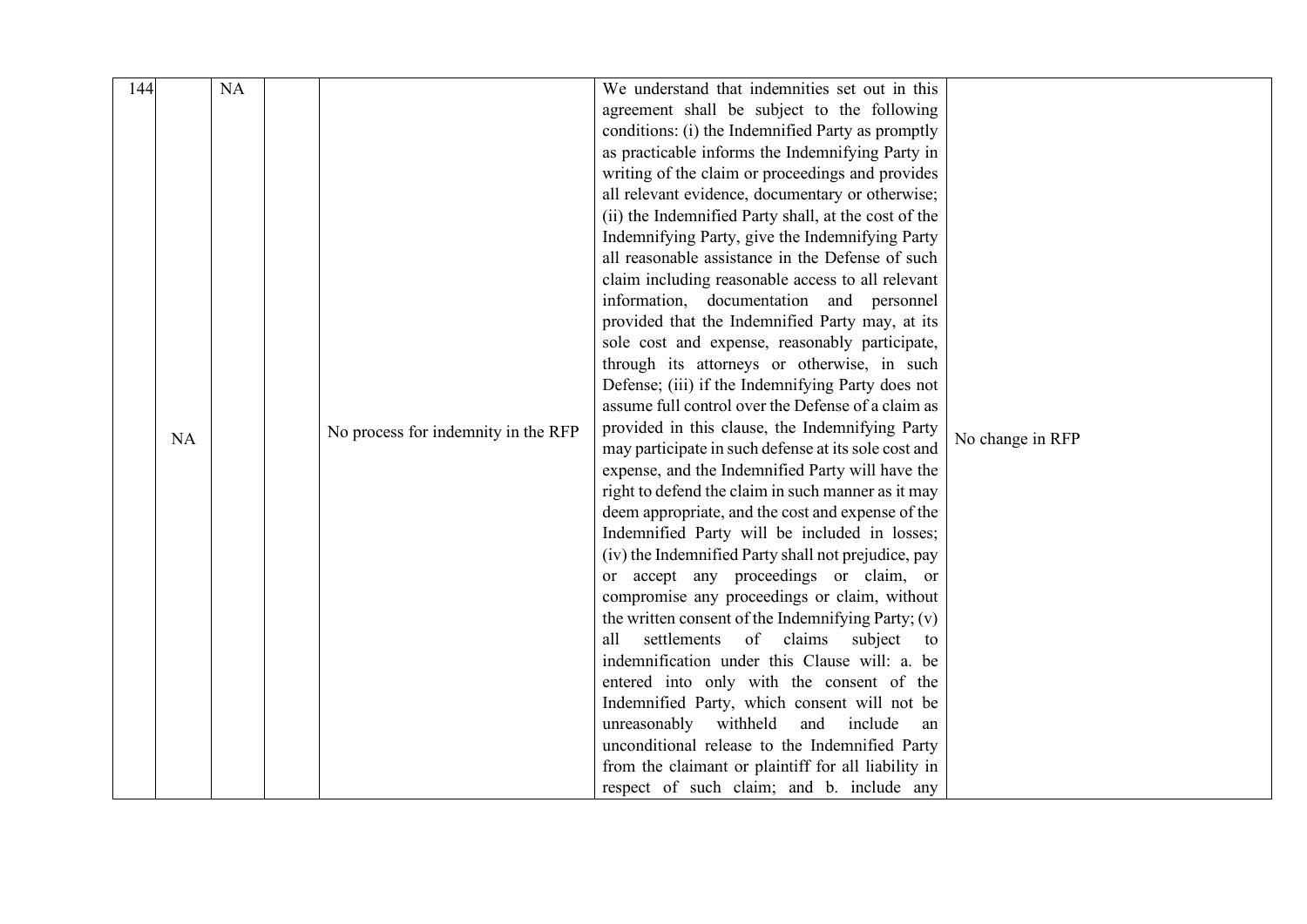| | | | | | | |
|---|---|---|---|---|---|---|
| 144 | NA | NA | | No process for indemnity in the RFP | We understand that indemnities set out in this agreement shall be subject to the following conditions: (i) the Indemnified Party as promptly as practicable informs the Indemnifying Party in writing of the claim or proceedings and provides all relevant evidence, documentary or otherwise; (ii) the Indemnified Party shall, at the cost of the Indemnifying Party, give the Indemnifying Party all reasonable assistance in the Defense of such claim including reasonable access to all relevant information, documentation and personnel provided that the Indemnified Party may, at its sole cost and expense, reasonably participate, through its attorneys or otherwise, in such Defense; (iii) if the Indemnifying Party does not assume full control over the Defense of a claim as provided in this clause, the Indemnifying Party may participate in such defense at its sole cost and expense, and the Indemnified Party will have the right to defend the claim in such manner as it may deem appropriate, and the cost and expense of the Indemnified Party will be included in losses; (iv) the Indemnified Party shall not prejudice, pay or accept any proceedings or claim, or compromise any proceedings or claim, without the written consent of the Indemnifying Party; (v) all settlements of claims subject to indemnification under this Clause will: a. be entered into only with the consent of the Indemnified Party, which consent will not be unreasonably withheld and include an unconditional release to the Indemnified Party from the claimant or plaintiff for all liability in respect of such claim; and b. include any | No change in RFP |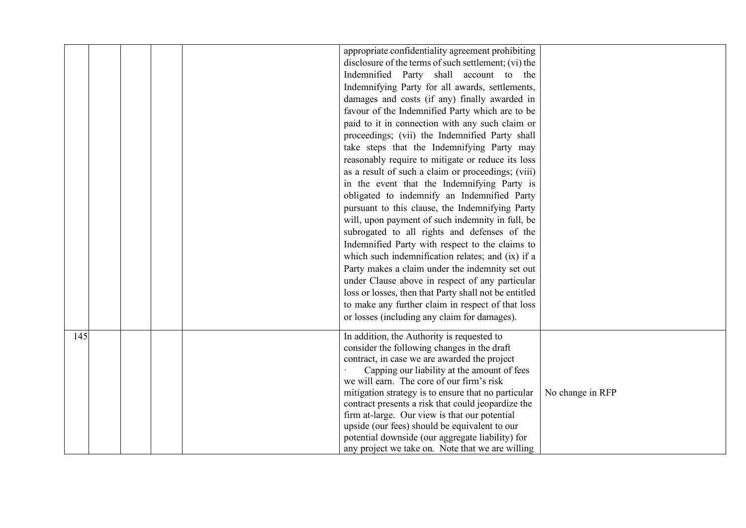| | | | | | | |
|---|---|---|---|---|---|---|
| | | | | | appropriate confidentiality agreement prohibiting disclosure of the terms of such settlement; (vi) the Indemnified Party shall account to the Indemnifying Party for all awards, settlements, damages and costs (if any) finally awarded in favour of the Indemnified Party which are to be paid to it in connection with any such claim or proceedings; (vii) the Indemnified Party shall take steps that the Indemnifying Party may reasonably require to mitigate or reduce its loss as a result of such a claim or proceedings; (viii) in the event that the Indemnifying Party is obligated to indemnify an Indemnified Party pursuant to this clause, the Indemnifying Party will, upon payment of such indemnity in full, be subrogated to all rights and defenses of the Indemnified Party with respect to the claims to which such indemnification relates; and (ix) if a Party makes a claim under the indemnity set out under Clause above in respect of any particular loss or losses, then that Party shall not be entitled to make any further claim in respect of that loss or losses (including any claim for damages). | |
| 145 | | | | | In addition, the Authority is requested to consider the following changes in the draft contract, in case we are awarded the project<br>· Capping our liability at the amount of fees we will earn. The core of our firm's risk mitigation strategy is to ensure that no particular contract presents a risk that could jeopardize the firm at-large. Our view is that our potential upside (our fees) should be equivalent to our potential downside (our aggregate liability) for any project we take on. Note that we are willing | No change in RFP |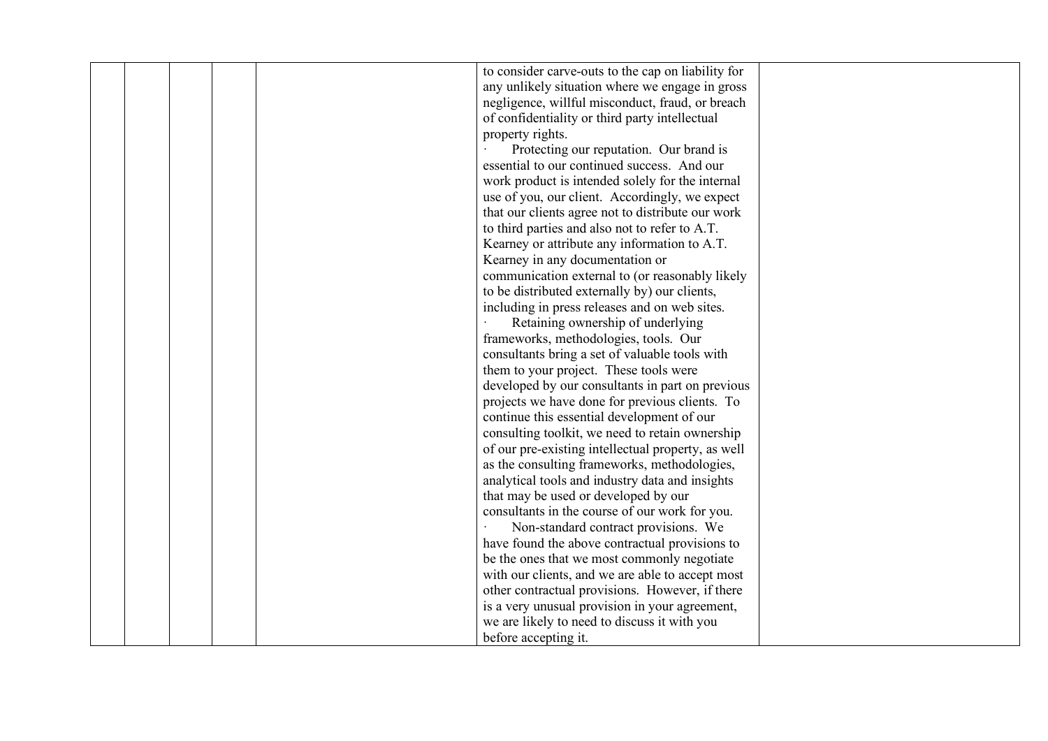|  |  |  |  |  | to consider carve-outs to the cap on liability for any unlikely situation where we engage in gross negligence, willful misconduct, fraud, or breach of confidentiality or third party intellectual property rights.<br>· Protecting our reputation. Our brand is essential to our continued success. And our work product is intended solely for the internal use of you, our client. Accordingly, we expect that our clients agree not to distribute our work to third parties and also not to refer to A.T. Kearney or attribute any information to A.T. Kearney in any documentation or communication external to (or reasonably likely to be distributed externally by) our clients, including in press releases and on web sites.<br>· Retaining ownership of underlying frameworks, methodologies, tools. Our consultants bring a set of valuable tools with them to your project. These tools were developed by our consultants in part on previous projects we have done for previous clients. To continue this essential development of our consulting toolkit, we need to retain ownership of our pre-existing intellectual property, as well as the consulting frameworks, methodologies, analytical tools and industry data and insights that may be used or developed by our consultants in the course of our work for you.<br>· Non-standard contract provisions. We have found the above contractual provisions to be the ones that we most commonly negotiate with our clients, and we are able to accept most other contractual provisions. However, if there is a very unusual provision in your agreement, we are likely to need to discuss it with you before accepting it. |  |
|---|---|---|---|---|---|---|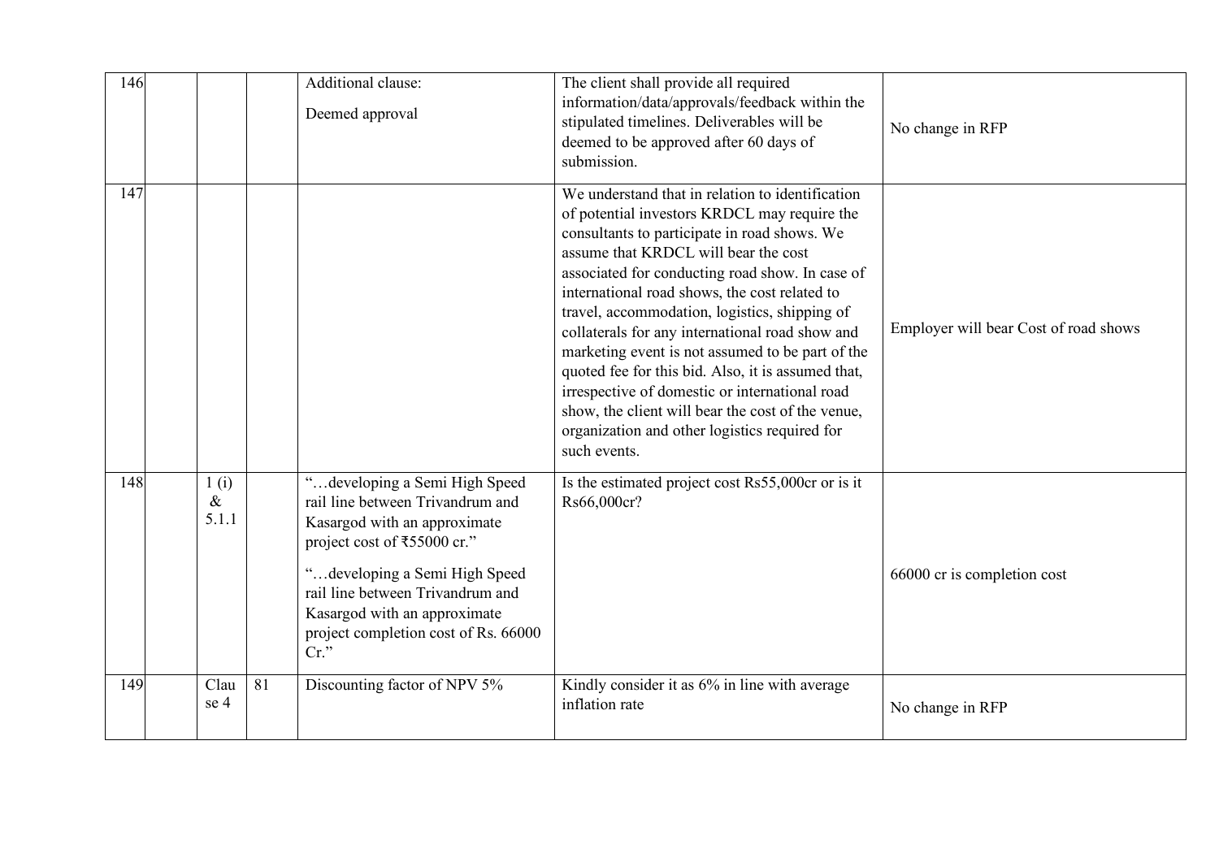| 146 | | | | Additional clause:<br><br>Deemed approval | The client shall provide all required information/data/approvals/feedback within the stipulated timelines. Deliverables will be deemed to be approved after 60 days of submission. | No change in RFP |
|---|---|---|---|---|---|---|
| 147 | | | | | We understand that in relation to identification of potential investors KRDCL may require the consultants to participate in road shows. We assume that KRDCL will bear the cost associated for conducting road show. In case of international road shows, the cost related to travel, accommodation, logistics, shipping of collaterals for any international road show and marketing event is not assumed to be part of the quoted fee for this bid. Also, it is assumed that, irrespective of domestic or international road show, the client will bear the cost of the venue, organization and other logistics required for such events. | Employer will bear Cost of road shows |
| 148 | | 1 (i) & 5.1.1 | | "…developing a Semi High Speed rail line between Trivandrum and Kasargod with an approximate project cost of ₹55000 cr."<br><br>"…developing a Semi High Speed rail line between Trivandrum and Kasargod with an approximate project completion cost of Rs. 66000 Cr." | Is the estimated project cost Rs55,000cr or is it Rs66,000cr? | 66000 cr is completion cost |
| 149 | | Clause 4 | 81 | Discounting factor of NPV 5% | Kindly consider it as 6% in line with average inflation rate | No change in RFP |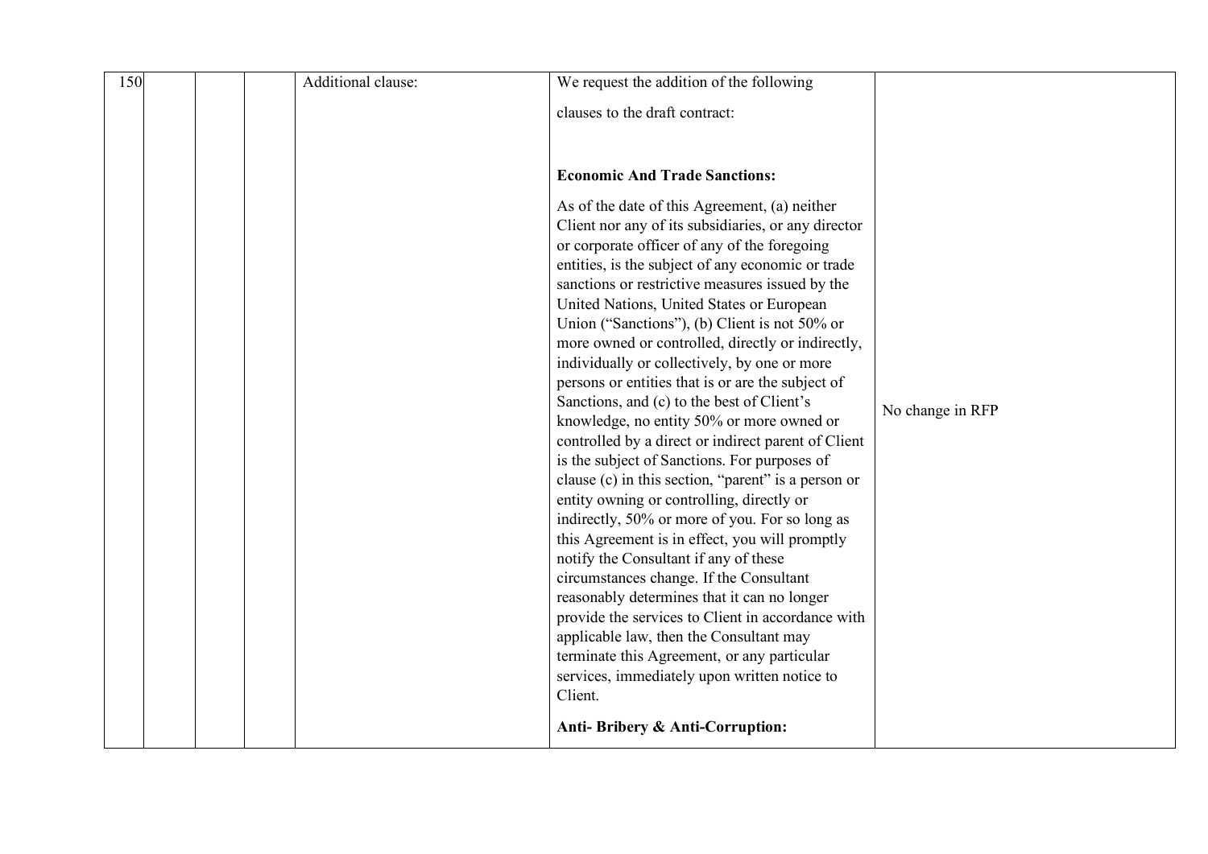| 150 | | | | Additional clause: | We request the addition of the following clauses to the draft contract:<br><br>**Economic And Trade Sanctions:**<br><br>As of the date of this Agreement, (a) neither Client nor any of its subsidiaries, or any director or corporate officer of any of the foregoing entities, is the subject of any economic or trade sanctions or restrictive measures issued by the United Nations, United States or European Union ("Sanctions"), (b) Client is not 50% or more owned or controlled, directly or indirectly, individually or collectively, by one or more persons or entities that is or are the subject of Sanctions, and (c) to the best of Client's knowledge, no entity 50% or more owned or controlled by a direct or indirect parent of Client is the subject of Sanctions. For purposes of clause (c) in this section, "parent" is a person or entity owning or controlling, directly or indirectly, 50% or more of you. For so long as this Agreement is in effect, you will promptly notify the Consultant if any of these circumstances change. If the Consultant reasonably determines that it can no longer provide the services to Client in accordance with applicable law, then the Consultant may terminate this Agreement, or any particular services, immediately upon written notice to Client.<br><br>**Anti- Bribery & Anti-Corruption:** | No change in RFP |
|---|---|---|---|---|---|---|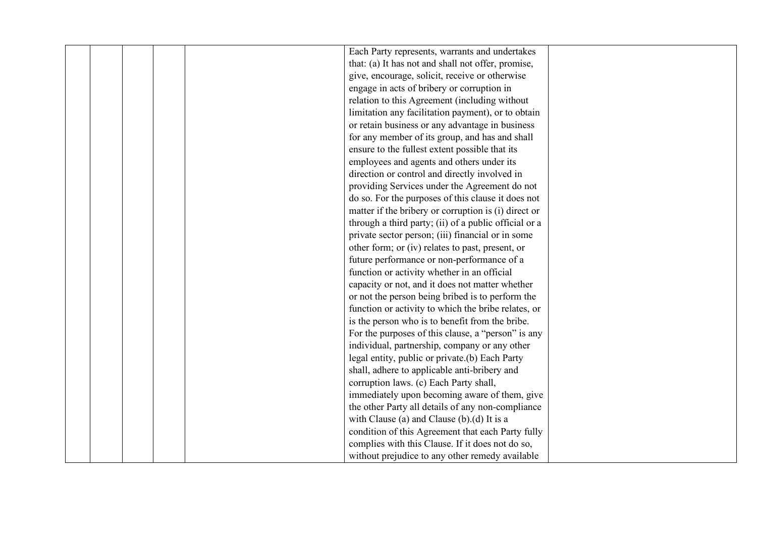|  |  |  |  |  | Each Party represents, warrants and undertakes that: (a) It has not and shall not offer, promise, give, encourage, solicit, receive or otherwise engage in acts of bribery or corruption in relation to this Agreement (including without limitation any facilitation payment), or to obtain or retain business or any advantage in business for any member of its group, and has and shall ensure to the fullest extent possible that its employees and agents and others under its direction or control and directly involved in providing Services under the Agreement do not do so. For the purposes of this clause it does not matter if the bribery or corruption is (i) direct or through a third party; (ii) of a public official or a private sector person; (iii) financial or in some other form; or (iv) relates to past, present, or future performance or non-performance of a function or activity whether in an official capacity or not, and it does not matter whether or not the person being bribed is to perform the function or activity to which the bribe relates, or is the person who is to benefit from the bribe. For the purposes of this clause, a "person" is any individual, partnership, company or any other legal entity, public or private.(b) Each Party shall, adhere to applicable anti-bribery and corruption laws. (c) Each Party shall, immediately upon becoming aware of them, give the other Party all details of any non-compliance with Clause (a) and Clause (b).(d) It is a condition of this Agreement that each Party fully complies with this Clause. If it does not do so, without prejudice to any other remedy available |  |
|---|---|---|---|---|---|---|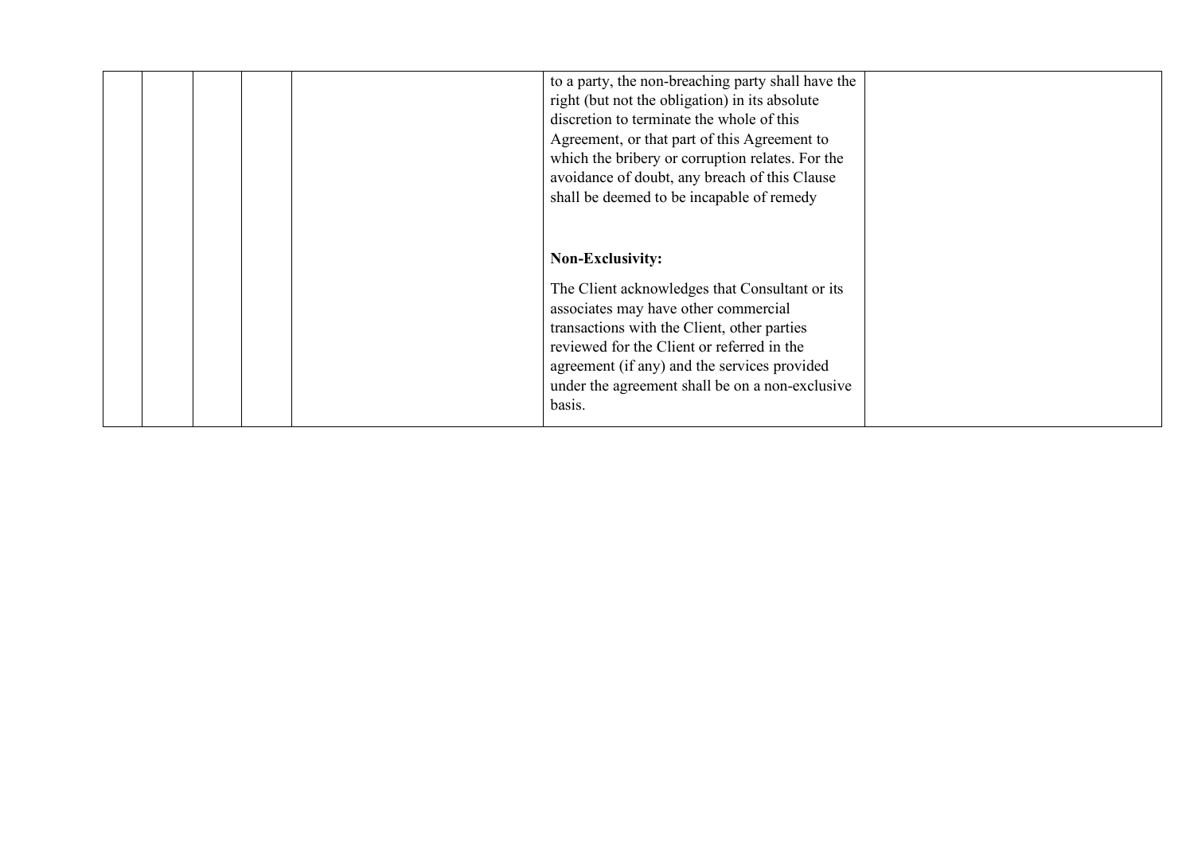| | | | | | | |
|---|---|---|---|---|---|---|
| | | | | | to a party, the non-breaching party shall have the right (but not the obligation) in its absolute discretion to terminate the whole of this Agreement, or that part of this Agreement to which the bribery or corruption relates. For the avoidance of doubt, any breach of this Clause shall be deemed to be incapable of remedy<br><br>**Non-Exclusivity:**<br><br>The Client acknowledges that Consultant or its associates may have other commercial transactions with the Client, other parties reviewed for the Client or referred in the agreement (if any) and the services provided under the agreement shall be on a non-exclusive basis. | |